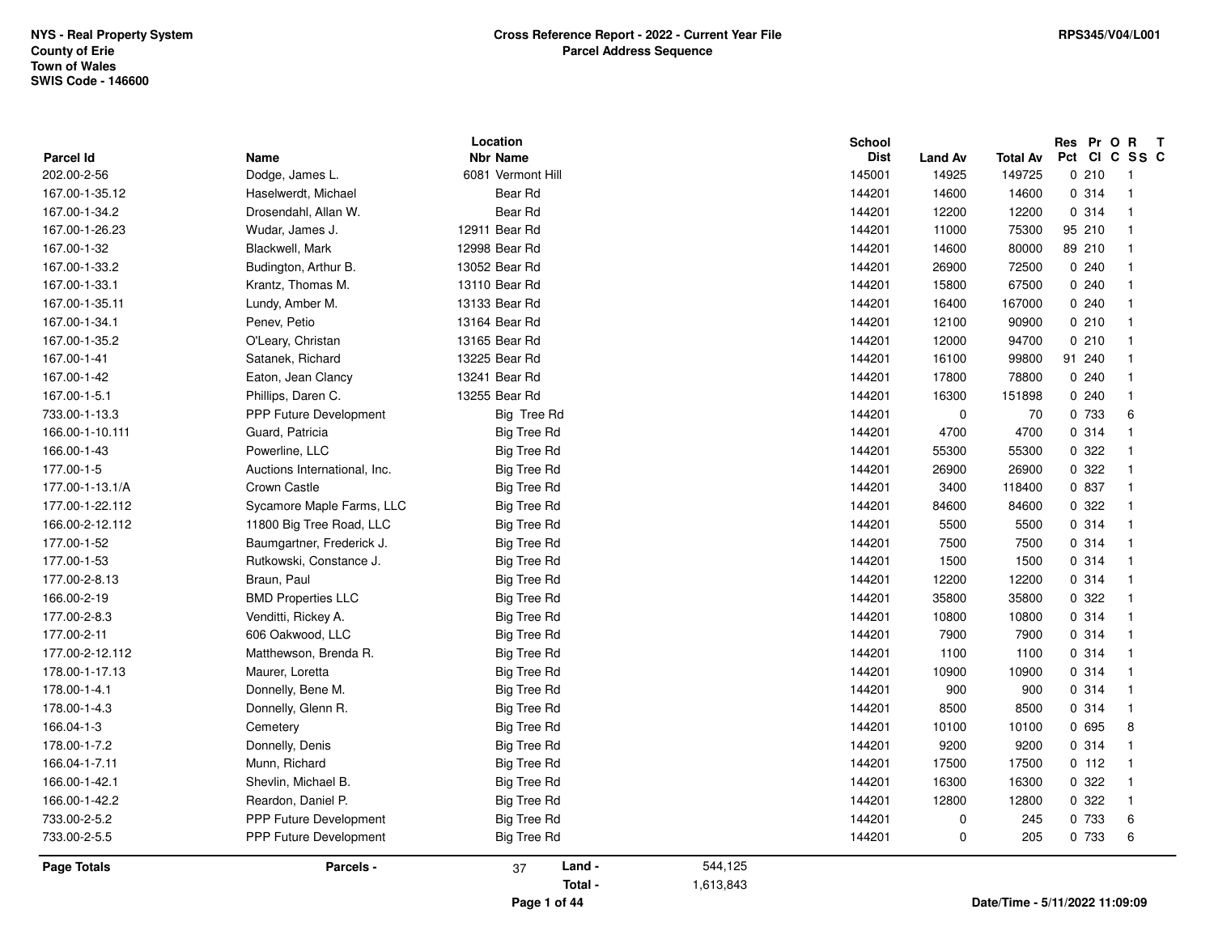NYS - Real Property System
County of Erie
Town of Wales
SWIS Code - 146600

**Cross Reference Report - 2022 - Current Year File**
**Parcel Address Sequence**

RPS345/V04/L001

| Parcel Id | Name | Location Nbr | Location Name | School Dist | Land Av | Total Av | Res Pct | Pr Cl | O C | R SS | T C |
|---|---|---|---|---|---|---|---|---|---|---|---|
| 202.00-2-56 | Dodge, James L. | 6081 | Vermont Hill | 145001 | 14925 | 149725 | 0 | 210 | | 1 | |
| 167.00-1-35.12 | Haselwerdt, Michael | | Bear Rd | 144201 | 14600 | 14600 | 0 | 314 | | 1 | |
| 167.00-1-34.2 | Drosendahl, Allan W. | | Bear Rd | 144201 | 12200 | 12200 | 0 | 314 | | 1 | |
| 167.00-1-26.23 | Wudar, James J. | 12911 | Bear Rd | 144201 | 11000 | 75300 | 95 | 210 | | 1 | |
| 167.00-1-32 | Blackwell, Mark | 12998 | Bear Rd | 144201 | 14600 | 80000 | 89 | 210 | | 1 | |
| 167.00-1-33.2 | Budington, Arthur B. | 13052 | Bear Rd | 144201 | 26900 | 72500 | 0 | 240 | | 1 | |
| 167.00-1-33.1 | Krantz, Thomas M. | 13110 | Bear Rd | 144201 | 15800 | 67500 | 0 | 240 | | 1 | |
| 167.00-1-35.11 | Lundy, Amber M. | 13133 | Bear Rd | 144201 | 16400 | 167000 | 0 | 240 | | 1 | |
| 167.00-1-34.1 | Penev, Petio | 13164 | Bear Rd | 144201 | 12100 | 90900 | 0 | 210 | | 1 | |
| 167.00-1-35.2 | O'Leary, Christan | 13165 | Bear Rd | 144201 | 12000 | 94700 | 0 | 210 | | 1 | |
| 167.00-1-41 | Satanek, Richard | 13225 | Bear Rd | 144201 | 16100 | 99800 | 91 | 240 | | 1 | |
| 167.00-1-42 | Eaton, Jean Clancy | 13241 | Bear Rd | 144201 | 17800 | 78800 | 0 | 240 | | 1 | |
| 167.00-1-5.1 | Phillips, Daren C. | 13255 | Bear Rd | 144201 | 16300 | 151898 | 0 | 240 | | 1 | |
| 733.00-1-13.3 | PPP Future Development | | Big Tree Rd | 144201 | 0 | 70 | 0 | 733 | | 6 | |
| 166.00-1-10.111 | Guard, Patricia | | Big Tree Rd | 144201 | 4700 | 4700 | 0 | 314 | | 1 | |
| 166.00-1-43 | Powerline, LLC | | Big Tree Rd | 144201 | 55300 | 55300 | 0 | 322 | | 1 | |
| 177.00-1-5 | Auctions International, Inc. | | Big Tree Rd | 144201 | 26900 | 26900 | 0 | 322 | | 1 | |
| 177.00-1-13.1/A | Crown Castle | | Big Tree Rd | 144201 | 3400 | 118400 | 0 | 837 | | 1 | |
| 177.00-1-22.112 | Sycamore Maple Farms, LLC | | Big Tree Rd | 144201 | 84600 | 84600 | 0 | 322 | | 1 | |
| 166.00-2-12.112 | 11800 Big Tree Road, LLC | | Big Tree Rd | 144201 | 5500 | 5500 | 0 | 314 | | 1 | |
| 177.00-1-52 | Baumgartner, Frederick J. | | Big Tree Rd | 144201 | 7500 | 7500 | 0 | 314 | | 1 | |
| 177.00-1-53 | Rutkowski, Constance J. | | Big Tree Rd | 144201 | 1500 | 1500 | 0 | 314 | | 1 | |
| 177.00-2-8.13 | Braun, Paul | | Big Tree Rd | 144201 | 12200 | 12200 | 0 | 314 | | 1 | |
| 166.00-2-19 | BMD Properties LLC | | Big Tree Rd | 144201 | 35800 | 35800 | 0 | 322 | | 1 | |
| 177.00-2-8.3 | Venditti, Rickey A. | | Big Tree Rd | 144201 | 10800 | 10800 | 0 | 314 | | 1 | |
| 177.00-2-11 | 606 Oakwood, LLC | | Big Tree Rd | 144201 | 7900 | 7900 | 0 | 314 | | 1 | |
| 177.00-2-12.112 | Matthewson, Brenda R. | | Big Tree Rd | 144201 | 1100 | 1100 | 0 | 314 | | 1 | |
| 178.00-1-17.13 | Maurer, Loretta | | Big Tree Rd | 144201 | 10900 | 10900 | 0 | 314 | | 1 | |
| 178.00-1-4.1 | Donnelly, Bene M. | | Big Tree Rd | 144201 | 900 | 900 | 0 | 314 | | 1 | |
| 178.00-1-4.3 | Donnelly, Glenn R. | | Big Tree Rd | 144201 | 8500 | 8500 | 0 | 314 | | 1 | |
| 166.04-1-3 | Cemetery | | Big Tree Rd | 144201 | 10100 | 10100 | 0 | 695 | | 8 | |
| 178.00-1-7.2 | Donnelly, Denis | | Big Tree Rd | 144201 | 9200 | 9200 | 0 | 314 | | 1 | |
| 166.04-1-7.11 | Munn, Richard | | Big Tree Rd | 144201 | 17500 | 17500 | 0 | 112 | | 1 | |
| 166.00-1-42.1 | Shevlin, Michael B. | | Big Tree Rd | 144201 | 16300 | 16300 | 0 | 322 | | 1 | |
| 166.00-1-42.2 | Reardon, Daniel P. | | Big Tree Rd | 144201 | 12800 | 12800 | 0 | 322 | | 1 | |
| 733.00-2-5.2 | PPP Future Development | | Big Tree Rd | 144201 | 0 | 245 | 0 | 733 | | 6 | |
| 733.00-2-5.5 | PPP Future Development | | Big Tree Rd | 144201 | 0 | 205 | 0 | 733 | | 6 | |

**Page Totals** — Parcels - 37 — Land - 544,125 — Total - 1,613,843

Date/Time - 5/11/2022 11:09:09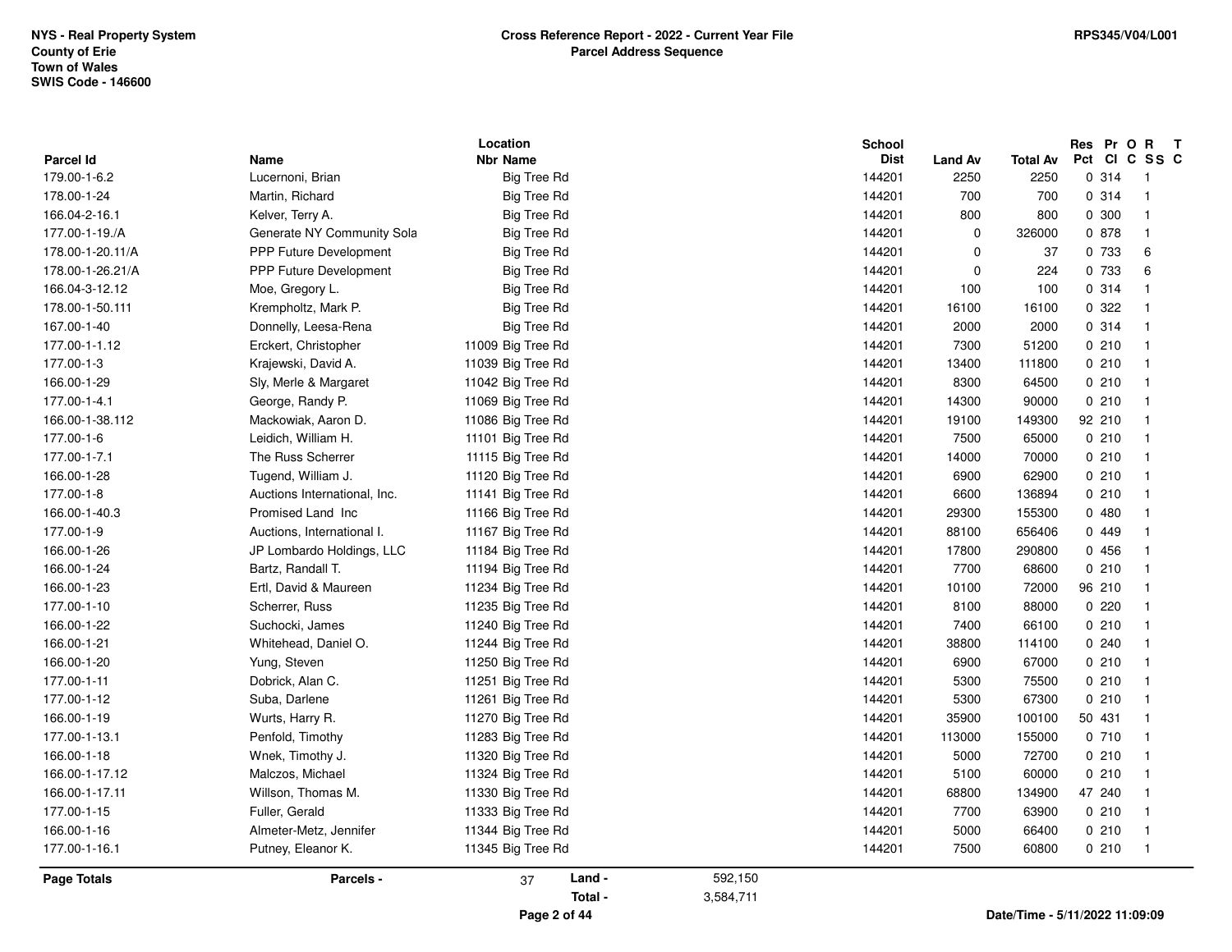NYS - Real Property System
County of Erie
Town of Wales
SWIS Code - 146600

**Cross Reference Report - 2022 - Current Year File**
**Parcel Address Sequence**

RPS345/V04/L001

| Parcel Id | Name | Location Nbr | Location Name | School Dist | Land Av | Total Av | Res Pct | Pr Cl | O C | R S S | T C |
|---|---|---|---|---|---|---|---|---|---|---|---|
| 179.00-1-6.2 | Lucernoni, Brian | | Big Tree Rd | 144201 | 2250 | 2250 | 0 | 314 | | 1 | |
| 178.00-1-24 | Martin, Richard | | Big Tree Rd | 144201 | 700 | 700 | 0 | 314 | | 1 | |
| 166.04-2-16.1 | Kelver, Terry A. | | Big Tree Rd | 144201 | 800 | 800 | 0 | 300 | | 1 | |
| 177.00-1-19./A | Generate NY Community Sola | | Big Tree Rd | 144201 | 0 | 326000 | 0 | 878 | | 1 | |
| 178.00-1-20.11/A | PPP Future Development | | Big Tree Rd | 144201 | 0 | 37 | 0 | 733 | | 6 | |
| 178.00-1-26.21/A | PPP Future Development | | Big Tree Rd | 144201 | 0 | 224 | 0 | 733 | | 6 | |
| 166.04-3-12.12 | Moe, Gregory L. | | Big Tree Rd | 144201 | 100 | 100 | 0 | 314 | | 1 | |
| 178.00-1-50.111 | Krempholtz, Mark P. | | Big Tree Rd | 144201 | 16100 | 16100 | 0 | 322 | | 1 | |
| 167.00-1-40 | Donnelly, Leesa-Rena | | Big Tree Rd | 144201 | 2000 | 2000 | 0 | 314 | | 1 | |
| 177.00-1-1.12 | Erckert, Christopher | 11009 | Big Tree Rd | 144201 | 7300 | 51200 | 0 | 210 | | 1 | |
| 177.00-1-3 | Krajewski, David A. | 11039 | Big Tree Rd | 144201 | 13400 | 111800 | 0 | 210 | | 1 | |
| 166.00-1-29 | Sly, Merle & Margaret | 11042 | Big Tree Rd | 144201 | 8300 | 64500 | 0 | 210 | | 1 | |
| 177.00-1-4.1 | George, Randy P. | 11069 | Big Tree Rd | 144201 | 14300 | 90000 | 0 | 210 | | 1 | |
| 166.00-1-38.112 | Mackowiak, Aaron D. | 11086 | Big Tree Rd | 144201 | 19100 | 149300 | 92 | 210 | | 1 | |
| 177.00-1-6 | Leidich, William H. | 11101 | Big Tree Rd | 144201 | 7500 | 65000 | 0 | 210 | | 1 | |
| 177.00-1-7.1 | The Russ Scherrer | 11115 | Big Tree Rd | 144201 | 14000 | 70000 | 0 | 210 | | 1 | |
| 166.00-1-28 | Tugend, William J. | 11120 | Big Tree Rd | 144201 | 6900 | 62900 | 0 | 210 | | 1 | |
| 177.00-1-8 | Auctions International, Inc. | 11141 | Big Tree Rd | 144201 | 6600 | 136894 | 0 | 210 | | 1 | |
| 166.00-1-40.3 | Promised Land Inc | 11166 | Big Tree Rd | 144201 | 29300 | 155300 | 0 | 480 | | 1 | |
| 177.00-1-9 | Auctions, International I. | 11167 | Big Tree Rd | 144201 | 88100 | 656406 | 0 | 449 | | 1 | |
| 166.00-1-26 | JP Lombardo Holdings, LLC | 11184 | Big Tree Rd | 144201 | 17800 | 290800 | 0 | 456 | | 1 | |
| 166.00-1-24 | Bartz, Randall T. | 11194 | Big Tree Rd | 144201 | 7700 | 68600 | 0 | 210 | | 1 | |
| 166.00-1-23 | Ertl, David & Maureen | 11234 | Big Tree Rd | 144201 | 10100 | 72000 | 96 | 210 | | 1 | |
| 177.00-1-10 | Scherrer, Russ | 11235 | Big Tree Rd | 144201 | 8100 | 88000 | 0 | 220 | | 1 | |
| 166.00-1-22 | Suchocki, James | 11240 | Big Tree Rd | 144201 | 7400 | 66100 | 0 | 210 | | 1 | |
| 166.00-1-21 | Whitehead, Daniel O. | 11244 | Big Tree Rd | 144201 | 38800 | 114100 | 0 | 240 | | 1 | |
| 166.00-1-20 | Yung, Steven | 11250 | Big Tree Rd | 144201 | 6900 | 67000 | 0 | 210 | | 1 | |
| 177.00-1-11 | Dobrick, Alan C. | 11251 | Big Tree Rd | 144201 | 5300 | 75500 | 0 | 210 | | 1 | |
| 177.00-1-12 | Suba, Darlene | 11261 | Big Tree Rd | 144201 | 5300 | 67300 | 0 | 210 | | 1 | |
| 166.00-1-19 | Wurts, Harry R. | 11270 | Big Tree Rd | 144201 | 35900 | 100100 | 50 | 431 | | 1 | |
| 177.00-1-13.1 | Penfold, Timothy | 11283 | Big Tree Rd | 144201 | 113000 | 155000 | 0 | 710 | | 1 | |
| 166.00-1-18 | Wnek, Timothy J. | 11320 | Big Tree Rd | 144201 | 5000 | 72700 | 0 | 210 | | 1 | |
| 166.00-1-17.12 | Malczos, Michael | 11324 | Big Tree Rd | 144201 | 5100 | 60000 | 0 | 210 | | 1 | |
| 166.00-1-17.11 | Willson, Thomas M. | 11330 | Big Tree Rd | 144201 | 68800 | 134900 | 47 | 240 | | 1 | |
| 177.00-1-15 | Fuller, Gerald | 11333 | Big Tree Rd | 144201 | 7700 | 63900 | 0 | 210 | | 1 | |
| 166.00-1-16 | Almeter-Metz, Jennifer | 11344 | Big Tree Rd | 144201 | 5000 | 66400 | 0 | 210 | | 1 | |
| 177.00-1-16.1 | Putney, Eleanor K. | 11345 | Big Tree Rd | 144201 | 7500 | 60800 | 0 | 210 | | 1 | |

**Page Totals** | **Parcels -** 37 | **Land -** 592,150 | **Total -** 3,584,711

Date/Time - 5/11/2022 11:09:09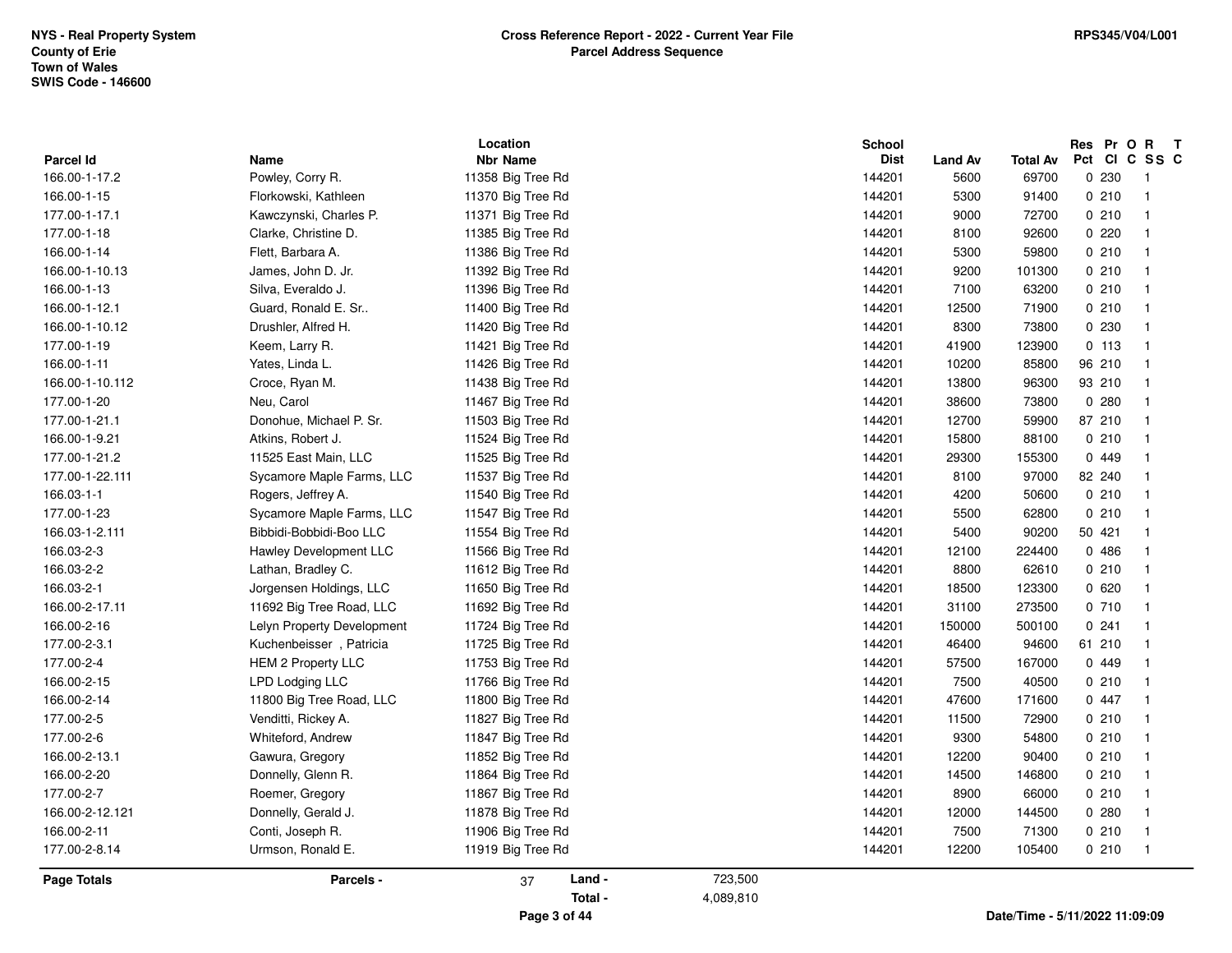NYS - Real Property System
County of Erie
Town of Wales
SWIS Code - 146600

**Cross Reference Report - 2022 - Current Year File**
**Parcel Address Sequence**

RPS345/V04/L001

| Parcel Id | Name | Location Nbr Name | School Dist | Land Av | Total Av | Res Pct | Pr Cl | O C | R SS | T C |
|---|---|---|---|---|---|---|---|---|---|---|
| 166.00-1-17.2 | Powley, Corry R. | 11358 Big Tree Rd | 144201 | 5600 | 69700 | 0 | 230 | | 1 | |
| 166.00-1-15 | Florkowski, Kathleen | 11370 Big Tree Rd | 144201 | 5300 | 91400 | 0 | 210 | | 1 | |
| 177.00-1-17.1 | Kawczynski, Charles P. | 11371 Big Tree Rd | 144201 | 9000 | 72700 | 0 | 210 | | 1 | |
| 177.00-1-18 | Clarke, Christine D. | 11385 Big Tree Rd | 144201 | 8100 | 92600 | 0 | 220 | | 1 | |
| 166.00-1-14 | Flett, Barbara A. | 11386 Big Tree Rd | 144201 | 5300 | 59800 | 0 | 210 | | 1 | |
| 166.00-1-10.13 | James, John D. Jr. | 11392 Big Tree Rd | 144201 | 9200 | 101300 | 0 | 210 | | 1 | |
| 166.00-1-13 | Silva, Everaldo J. | 11396 Big Tree Rd | 144201 | 7100 | 63200 | 0 | 210 | | 1 | |
| 166.00-1-12.1 | Guard, Ronald E. Sr.. | 11400 Big Tree Rd | 144201 | 12500 | 71900 | 0 | 210 | | 1 | |
| 166.00-1-10.12 | Drushler, Alfred H. | 11420 Big Tree Rd | 144201 | 8300 | 73800 | 0 | 230 | | 1 | |
| 177.00-1-19 | Keem, Larry R. | 11421 Big Tree Rd | 144201 | 41900 | 123900 | 0 | 113 | | 1 | |
| 166.00-1-11 | Yates, Linda L. | 11426 Big Tree Rd | 144201 | 10200 | 85800 | 96 | 210 | | 1 | |
| 166.00-1-10.112 | Croce, Ryan M. | 11438 Big Tree Rd | 144201 | 13800 | 96300 | 93 | 210 | | 1 | |
| 177.00-1-20 | Neu, Carol | 11467 Big Tree Rd | 144201 | 38600 | 73800 | 0 | 280 | | 1 | |
| 177.00-1-21.1 | Donohue, Michael P. Sr. | 11503 Big Tree Rd | 144201 | 12700 | 59900 | 87 | 210 | | 1 | |
| 166.00-1-9.21 | Atkins, Robert J. | 11524 Big Tree Rd | 144201 | 15800 | 88100 | 0 | 210 | | 1 | |
| 177.00-1-21.2 | 11525 East Main, LLC | 11525 Big Tree Rd | 144201 | 29300 | 155300 | 0 | 449 | | 1 | |
| 177.00-1-22.111 | Sycamore Maple Farms, LLC | 11537 Big Tree Rd | 144201 | 8100 | 97000 | 82 | 240 | | 1 | |
| 166.03-1-1 | Rogers, Jeffrey A. | 11540 Big Tree Rd | 144201 | 4200 | 50600 | 0 | 210 | | 1 | |
| 177.00-1-23 | Sycamore Maple Farms, LLC | 11547 Big Tree Rd | 144201 | 5500 | 62800 | 0 | 210 | | 1 | |
| 166.03-1-2.111 | Bibbidi-Bobbidi-Boo LLC | 11554 Big Tree Rd | 144201 | 5400 | 90200 | 50 | 421 | | 1 | |
| 166.03-2-3 | Hawley Development LLC | 11566 Big Tree Rd | 144201 | 12100 | 224400 | 0 | 486 | | 1 | |
| 166.03-2-2 | Lathan, Bradley C. | 11612 Big Tree Rd | 144201 | 8800 | 62610 | 0 | 210 | | 1 | |
| 166.03-2-1 | Jorgensen Holdings, LLC | 11650 Big Tree Rd | 144201 | 18500 | 123300 | 0 | 620 | | 1 | |
| 166.00-2-17.11 | 11692 Big Tree Road, LLC | 11692 Big Tree Rd | 144201 | 31100 | 273500 | 0 | 710 | | 1 | |
| 166.00-2-16 | Lelyn Property Development | 11724 Big Tree Rd | 144201 | 150000 | 500100 | 0 | 241 | | 1 | |
| 177.00-2-3.1 | Kuchenbeisser , Patricia | 11725 Big Tree Rd | 144201 | 46400 | 94600 | 61 | 210 | | 1 | |
| 177.00-2-4 | HEM 2 Property LLC | 11753 Big Tree Rd | 144201 | 57500 | 167000 | 0 | 449 | | 1 | |
| 166.00-2-15 | LPD Lodging LLC | 11766 Big Tree Rd | 144201 | 7500 | 40500 | 0 | 210 | | 1 | |
| 166.00-2-14 | 11800 Big Tree Road, LLC | 11800 Big Tree Rd | 144201 | 47600 | 171600 | 0 | 447 | | 1 | |
| 177.00-2-5 | Venditti, Rickey A. | 11827 Big Tree Rd | 144201 | 11500 | 72900 | 0 | 210 | | 1 | |
| 177.00-2-6 | Whiteford, Andrew | 11847 Big Tree Rd | 144201 | 9300 | 54800 | 0 | 210 | | 1 | |
| 166.00-2-13.1 | Gawura, Gregory | 11852 Big Tree Rd | 144201 | 12200 | 90400 | 0 | 210 | | 1 | |
| 166.00-2-20 | Donnelly, Glenn R. | 11864 Big Tree Rd | 144201 | 14500 | 146800 | 0 | 210 | | 1 | |
| 177.00-2-7 | Roemer, Gregory | 11867 Big Tree Rd | 144201 | 8900 | 66000 | 0 | 210 | | 1 | |
| 166.00-2-12.121 | Donnelly, Gerald J. | 11878 Big Tree Rd | 144201 | 12000 | 144500 | 0 | 280 | | 1 | |
| 166.00-2-11 | Conti, Joseph R. | 11906 Big Tree Rd | 144201 | 7500 | 71300 | 0 | 210 | | 1 | |
| 177.00-2-8.14 | Urmson, Ronald E. | 11919 Big Tree Rd | 144201 | 12200 | 105400 | 0 | 210 | | 1 | |

| Page Totals | Parcels - | 37 | Land - | 723,500 |
|---|---|---|---|---|
| | | | Total - | 4,089,810 |

Date/Time - 5/11/2022 11:09:09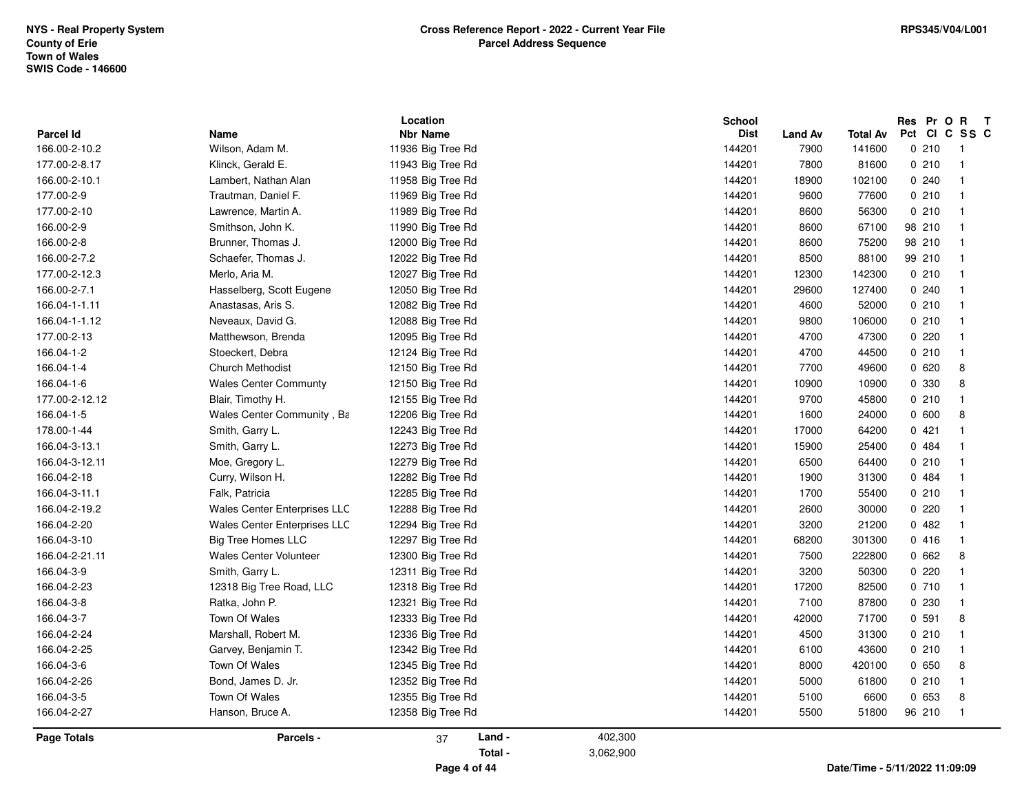**NYS - Real Property System**
**County of Erie**
**Town of Wales**
**SWIS Code - 146600**

**Cross Reference Report - 2022 - Current Year File**
**Parcel Address Sequence**

**RPS345/V04/L001**

| Parcel Id | Name | Location Nbr | Location Name | School Dist | Land Av | Total Av | Res Pct | Pr Cl | O C | R SS | T C |
|---|---|---|---|---|---|---|---|---|---|---|---|
| 166.00-2-10.2 | Wilson, Adam M. | 11936 | Big Tree Rd | 144201 | 7900 | 141600 | 0 | 210 | | 1 | |
| 177.00-2-8.17 | Klinck, Gerald E. | 11943 | Big Tree Rd | 144201 | 7800 | 81600 | 0 | 210 | | 1 | |
| 166.00-2-10.1 | Lambert, Nathan Alan | 11958 | Big Tree Rd | 144201 | 18900 | 102100 | 0 | 240 | | 1 | |
| 177.00-2-9 | Trautman, Daniel F. | 11969 | Big Tree Rd | 144201 | 9600 | 77600 | 0 | 210 | | 1 | |
| 177.00-2-10 | Lawrence, Martin A. | 11989 | Big Tree Rd | 144201 | 8600 | 56300 | 0 | 210 | | 1 | |
| 166.00-2-9 | Smithson, John K. | 11990 | Big Tree Rd | 144201 | 8600 | 67100 | 98 | 210 | | 1 | |
| 166.00-2-8 | Brunner, Thomas J. | 12000 | Big Tree Rd | 144201 | 8600 | 75200 | 98 | 210 | | 1 | |
| 166.00-2-7.2 | Schaefer, Thomas J. | 12022 | Big Tree Rd | 144201 | 8500 | 88100 | 99 | 210 | | 1 | |
| 177.00-2-12.3 | Merlo, Aria M. | 12027 | Big Tree Rd | 144201 | 12300 | 142300 | 0 | 210 | | 1 | |
| 166.00-2-7.1 | Hasselberg, Scott Eugene | 12050 | Big Tree Rd | 144201 | 29600 | 127400 | 0 | 240 | | 1 | |
| 166.04-1-1.11 | Anastasas, Aris S. | 12082 | Big Tree Rd | 144201 | 4600 | 52000 | 0 | 210 | | 1 | |
| 166.04-1-1.12 | Neveaux, David G. | 12088 | Big Tree Rd | 144201 | 9800 | 106000 | 0 | 210 | | 1 | |
| 177.00-2-13 | Matthewson, Brenda | 12095 | Big Tree Rd | 144201 | 4700 | 47300 | 0 | 220 | | 1 | |
| 166.04-1-2 | Stoeckert, Debra | 12124 | Big Tree Rd | 144201 | 4700 | 44500 | 0 | 210 | | 1 | |
| 166.04-1-4 | Church Methodist | 12150 | Big Tree Rd | 144201 | 7700 | 49600 | 0 | 620 | | 8 | |
| 166.04-1-6 | Wales Center Communty | 12150 | Big Tree Rd | 144201 | 10900 | 10900 | 0 | 330 | | 8 | |
| 177.00-2-12.12 | Blair, Timothy H. | 12155 | Big Tree Rd | 144201 | 9700 | 45800 | 0 | 210 | | 1 | |
| 166.04-1-5 | Wales Center Community , Ba | 12206 | Big Tree Rd | 144201 | 1600 | 24000 | 0 | 600 | | 8 | |
| 178.00-1-44 | Smith, Garry L. | 12243 | Big Tree Rd | 144201 | 17000 | 64200 | 0 | 421 | | 1 | |
| 166.04-3-13.1 | Smith, Garry L. | 12273 | Big Tree Rd | 144201 | 15900 | 25400 | 0 | 484 | | 1 | |
| 166.04-3-12.11 | Moe, Gregory L. | 12279 | Big Tree Rd | 144201 | 6500 | 64400 | 0 | 210 | | 1 | |
| 166.04-2-18 | Curry, Wilson H. | 12282 | Big Tree Rd | 144201 | 1900 | 31300 | 0 | 484 | | 1 | |
| 166.04-3-11.1 | Falk, Patricia | 12285 | Big Tree Rd | 144201 | 1700 | 55400 | 0 | 210 | | 1 | |
| 166.04-2-19.2 | Wales Center Enterprises LLC | 12288 | Big Tree Rd | 144201 | 2600 | 30000 | 0 | 220 | | 1 | |
| 166.04-2-20 | Wales Center Enterprises LLC | 12294 | Big Tree Rd | 144201 | 3200 | 21200 | 0 | 482 | | 1 | |
| 166.04-3-10 | Big Tree Homes LLC | 12297 | Big Tree Rd | 144201 | 68200 | 301300 | 0 | 416 | | 1 | |
| 166.04-2-21.11 | Wales Center Volunteer | 12300 | Big Tree Rd | 144201 | 7500 | 222800 | 0 | 662 | | 8 | |
| 166.04-3-9 | Smith, Garry L. | 12311 | Big Tree Rd | 144201 | 3200 | 50300 | 0 | 220 | | 1 | |
| 166.04-2-23 | 12318 Big Tree Road, LLC | 12318 | Big Tree Rd | 144201 | 17200 | 82500 | 0 | 710 | | 1 | |
| 166.04-3-8 | Ratka, John P. | 12321 | Big Tree Rd | 144201 | 7100 | 87800 | 0 | 230 | | 1 | |
| 166.04-3-7 | Town Of Wales | 12333 | Big Tree Rd | 144201 | 42000 | 71700 | 0 | 591 | | 8 | |
| 166.04-2-24 | Marshall, Robert M. | 12336 | Big Tree Rd | 144201 | 4500 | 31300 | 0 | 210 | | 1 | |
| 166.04-2-25 | Garvey, Benjamin T. | 12342 | Big Tree Rd | 144201 | 6100 | 43600 | 0 | 210 | | 1 | |
| 166.04-3-6 | Town Of Wales | 12345 | Big Tree Rd | 144201 | 8000 | 420100 | 0 | 650 | | 8 | |
| 166.04-2-26 | Bond, James D. Jr. | 12352 | Big Tree Rd | 144201 | 5000 | 61800 | 0 | 210 | | 1 | |
| 166.04-3-5 | Town Of Wales | 12355 | Big Tree Rd | 144201 | 5100 | 6600 | 0 | 653 | | 8 | |
| 166.04-2-27 | Hanson, Bruce A. | 12358 | Big Tree Rd | 144201 | 5500 | 51800 | 96 | 210 | | 1 | |

**Page Totals** | **Parcels -** 37 | **Land -** 402,300 | **Total -** 3,062,900

Date/Time - 5/11/2022 11:09:09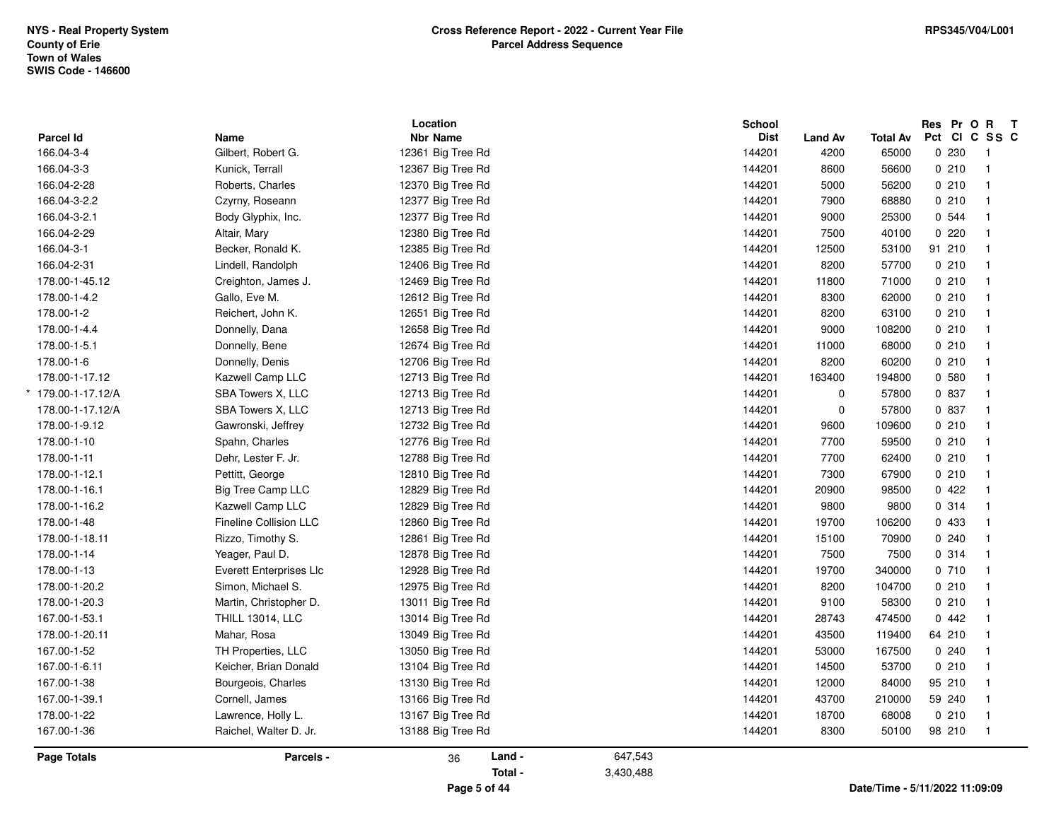**NYS - Real Property System**
**County of Erie**
**Town of Wales**
**SWIS Code - 146600**

**Cross Reference Report - 2022 - Current Year File**
**Parcel Address Sequence**

**RPS345/V04/L001**

| Parcel Id | Name | Location Nbr | Location Name | School Dist | Land Av | Total Av | Res Pct | Pr Cl | O C | R SS | T C |
|---|---|---|---|---|---|---|---|---|---|---|---|
| 166.04-3-4 | Gilbert, Robert G. | 12361 | Big Tree Rd | 144201 | 4200 | 65000 | 0 | 230 | | 1 | |
| 166.04-3-3 | Kunick, Terrall | 12367 | Big Tree Rd | 144201 | 8600 | 56600 | 0 | 210 | | 1 | |
| 166.04-2-28 | Roberts, Charles | 12370 | Big Tree Rd | 144201 | 5000 | 56200 | 0 | 210 | | 1 | |
| 166.04-3-2.2 | Czyrny, Roseann | 12377 | Big Tree Rd | 144201 | 7900 | 68880 | 0 | 210 | | 1 | |
| 166.04-3-2.1 | Body Glyphix, Inc. | 12377 | Big Tree Rd | 144201 | 9000 | 25300 | 0 | 544 | | 1 | |
| 166.04-2-29 | Altair, Mary | 12380 | Big Tree Rd | 144201 | 7500 | 40100 | 0 | 220 | | 1 | |
| 166.04-3-1 | Becker, Ronald K. | 12385 | Big Tree Rd | 144201 | 12500 | 53100 | 91 | 210 | | 1 | |
| 166.04-2-31 | Lindell, Randolph | 12406 | Big Tree Rd | 144201 | 8200 | 57700 | 0 | 210 | | 1 | |
| 178.00-1-45.12 | Creighton, James J. | 12469 | Big Tree Rd | 144201 | 11800 | 71000 | 0 | 210 | | 1 | |
| 178.00-1-4.2 | Gallo, Eve M. | 12612 | Big Tree Rd | 144201 | 8300 | 62000 | 0 | 210 | | 1 | |
| 178.00-1-2 | Reichert, John K. | 12651 | Big Tree Rd | 144201 | 8200 | 63100 | 0 | 210 | | 1 | |
| 178.00-1-4.4 | Donnelly, Dana | 12658 | Big Tree Rd | 144201 | 9000 | 108200 | 0 | 210 | | 1 | |
| 178.00-1-5.1 | Donnelly, Bene | 12674 | Big Tree Rd | 144201 | 11000 | 68000 | 0 | 210 | | 1 | |
| 178.00-1-6 | Donnelly, Denis | 12706 | Big Tree Rd | 144201 | 8200 | 60200 | 0 | 210 | | 1 | |
| 178.00-1-17.12 | Kazwell Camp LLC | 12713 | Big Tree Rd | 144201 | 163400 | 194800 | 0 | 580 | | 1 | |
| * 179.00-1-17.12/A | SBA Towers X, LLC | 12713 | Big Tree Rd | 144201 | 0 | 57800 | 0 | 837 | | 1 | |
| 178.00-1-17.12/A | SBA Towers X, LLC | 12713 | Big Tree Rd | 144201 | 0 | 57800 | 0 | 837 | | 1 | |
| 178.00-1-9.12 | Gawronski, Jeffrey | 12732 | Big Tree Rd | 144201 | 9600 | 109600 | 0 | 210 | | 1 | |
| 178.00-1-10 | Spahn, Charles | 12776 | Big Tree Rd | 144201 | 7700 | 59500 | 0 | 210 | | 1 | |
| 178.00-1-11 | Dehr, Lester F. Jr. | 12788 | Big Tree Rd | 144201 | 7700 | 62400 | 0 | 210 | | 1 | |
| 178.00-1-12.1 | Pettitt, George | 12810 | Big Tree Rd | 144201 | 7300 | 67900 | 0 | 210 | | 1 | |
| 178.00-1-16.1 | Big Tree Camp LLC | 12829 | Big Tree Rd | 144201 | 20900 | 98500 | 0 | 422 | | 1 | |
| 178.00-1-16.2 | Kazwell Camp LLC | 12829 | Big Tree Rd | 144201 | 9800 | 9800 | 0 | 314 | | 1 | |
| 178.00-1-48 | Fineline Collision LLC | 12860 | Big Tree Rd | 144201 | 19700 | 106200 | 0 | 433 | | 1 | |
| 178.00-1-18.11 | Rizzo, Timothy S. | 12861 | Big Tree Rd | 144201 | 15100 | 70900 | 0 | 240 | | 1 | |
| 178.00-1-14 | Yeager, Paul D. | 12878 | Big Tree Rd | 144201 | 7500 | 7500 | 0 | 314 | | 1 | |
| 178.00-1-13 | Everett Enterprises Llc | 12928 | Big Tree Rd | 144201 | 19700 | 340000 | 0 | 710 | | 1 | |
| 178.00-1-20.2 | Simon, Michael S. | 12975 | Big Tree Rd | 144201 | 8200 | 104700 | 0 | 210 | | 1 | |
| 178.00-1-20.3 | Martin, Christopher D. | 13011 | Big Tree Rd | 144201 | 9100 | 58300 | 0 | 210 | | 1 | |
| 167.00-1-53.1 | THILL 13014, LLC | 13014 | Big Tree Rd | 144201 | 28743 | 474500 | 0 | 442 | | 1 | |
| 178.00-1-20.11 | Mahar, Rosa | 13049 | Big Tree Rd | 144201 | 43500 | 119400 | 64 | 210 | | 1 | |
| 167.00-1-52 | TH Properties, LLC | 13050 | Big Tree Rd | 144201 | 53000 | 167500 | 0 | 240 | | 1 | |
| 167.00-1-6.11 | Keicher, Brian Donald | 13104 | Big Tree Rd | 144201 | 14500 | 53700 | 0 | 210 | | 1 | |
| 167.00-1-38 | Bourgeois, Charles | 13130 | Big Tree Rd | 144201 | 12000 | 84000 | 95 | 210 | | 1 | |
| 167.00-1-39.1 | Cornell, James | 13166 | Big Tree Rd | 144201 | 43700 | 210000 | 59 | 240 | | 1 | |
| 178.00-1-22 | Lawrence, Holly L. | 13167 | Big Tree Rd | 144201 | 18700 | 68008 | 0 | 210 | | 1 | |
| 167.00-1-36 | Raichel, Walter D. Jr. | 13188 | Big Tree Rd | 144201 | 8300 | 50100 | 98 | 210 | | 1 | |

**Page Totals** **Parcels -** 36 **Land -** 647,543 **Total -** 3,430,488

**Date/Time - 5/11/2022 11:09:09**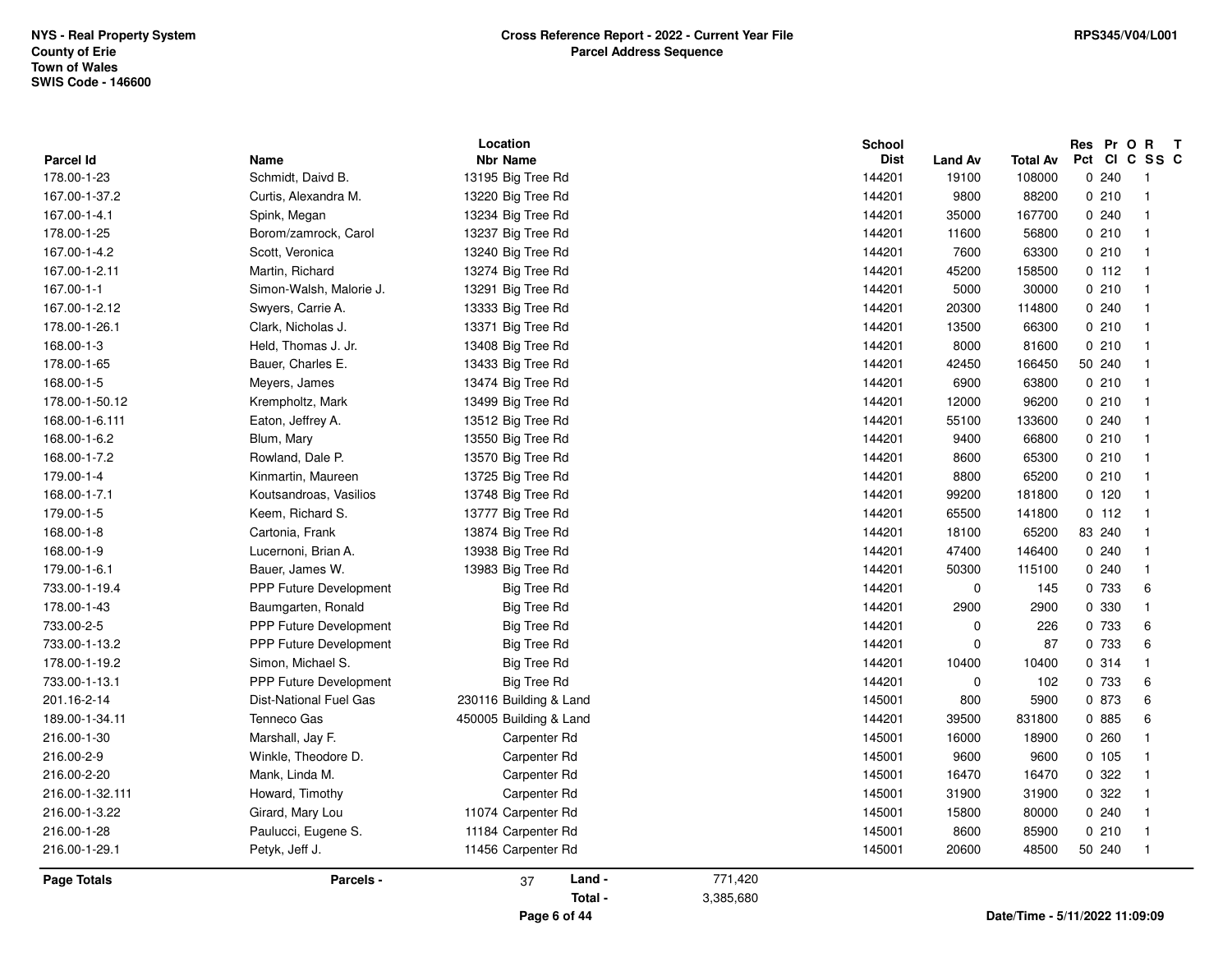NYS - Real Property System
County of Erie
Town of Wales
SWIS Code - 146600

**Cross Reference Report - 2022 - Current Year File**
**Parcel Address Sequence**

RPS345/V04/L001

| Parcel Id | Name | Location Nbr | Location Name | School Dist | Land Av | Total Av | Res Pct | Pr Cl | O C | R SS | T C |
|---|---|---|---|---|---|---|---|---|---|---|---|
| 178.00-1-23 | Schmidt, Daivd B. | 13195 | Big Tree Rd | 144201 | 19100 | 108000 | 0 | 240 | | 1 | |
| 167.00-1-37.2 | Curtis, Alexandra M. | 13220 | Big Tree Rd | 144201 | 9800 | 88200 | 0 | 210 | | 1 | |
| 167.00-1-4.1 | Spink, Megan | 13234 | Big Tree Rd | 144201 | 35000 | 167700 | 0 | 240 | | 1 | |
| 178.00-1-25 | Borom/zamrock, Carol | 13237 | Big Tree Rd | 144201 | 11600 | 56800 | 0 | 210 | | 1 | |
| 167.00-1-4.2 | Scott, Veronica | 13240 | Big Tree Rd | 144201 | 7600 | 63300 | 0 | 210 | | 1 | |
| 167.00-1-2.11 | Martin, Richard | 13274 | Big Tree Rd | 144201 | 45200 | 158500 | 0 | 112 | | 1 | |
| 167.00-1-1 | Simon-Walsh, Malorie J. | 13291 | Big Tree Rd | 144201 | 5000 | 30000 | 0 | 210 | | 1 | |
| 167.00-1-2.12 | Swyers, Carrie A. | 13333 | Big Tree Rd | 144201 | 20300 | 114800 | 0 | 240 | | 1 | |
| 178.00-1-26.1 | Clark, Nicholas J. | 13371 | Big Tree Rd | 144201 | 13500 | 66300 | 0 | 210 | | 1 | |
| 168.00-1-3 | Held, Thomas J. Jr. | 13408 | Big Tree Rd | 144201 | 8000 | 81600 | 0 | 210 | | 1 | |
| 178.00-1-65 | Bauer, Charles E. | 13433 | Big Tree Rd | 144201 | 42450 | 166450 | 50 | 240 | | 1 | |
| 168.00-1-5 | Meyers, James | 13474 | Big Tree Rd | 144201 | 6900 | 63800 | 0 | 210 | | 1 | |
| 178.00-1-50.12 | Krempholtz, Mark | 13499 | Big Tree Rd | 144201 | 12000 | 96200 | 0 | 210 | | 1 | |
| 168.00-1-6.111 | Eaton, Jeffrey A. | 13512 | Big Tree Rd | 144201 | 55100 | 133600 | 0 | 240 | | 1 | |
| 168.00-1-6.2 | Blum, Mary | 13550 | Big Tree Rd | 144201 | 9400 | 66800 | 0 | 210 | | 1 | |
| 168.00-1-7.2 | Rowland, Dale P. | 13570 | Big Tree Rd | 144201 | 8600 | 65300 | 0 | 210 | | 1 | |
| 179.00-1-4 | Kinmartin, Maureen | 13725 | Big Tree Rd | 144201 | 8800 | 65200 | 0 | 210 | | 1 | |
| 168.00-1-7.1 | Koutsandroas, Vasilios | 13748 | Big Tree Rd | 144201 | 99200 | 181800 | 0 | 120 | | 1 | |
| 179.00-1-5 | Keem, Richard S. | 13777 | Big Tree Rd | 144201 | 65500 | 141800 | 0 | 112 | | 1 | |
| 168.00-1-8 | Cartonia, Frank | 13874 | Big Tree Rd | 144201 | 18100 | 65200 | 83 | 240 | | 1 | |
| 168.00-1-9 | Lucernoni, Brian A. | 13938 | Big Tree Rd | 144201 | 47400 | 146400 | 0 | 240 | | 1 | |
| 179.00-1-6.1 | Bauer, James W. | 13983 | Big Tree Rd | 144201 | 50300 | 115100 | 0 | 240 | | 1 | |
| 733.00-1-19.4 | PPP Future Development | | Big Tree Rd | 144201 | 0 | 145 | 0 | 733 | | 6 | |
| 178.00-1-43 | Baumgarten, Ronald | | Big Tree Rd | 144201 | 2900 | 2900 | 0 | 330 | | 1 | |
| 733.00-2-5 | PPP Future Development | | Big Tree Rd | 144201 | 0 | 226 | 0 | 733 | | 6 | |
| 733.00-1-13.2 | PPP Future Development | | Big Tree Rd | 144201 | 0 | 87 | 0 | 733 | | 6 | |
| 178.00-1-19.2 | Simon, Michael S. | | Big Tree Rd | 144201 | 10400 | 10400 | 0 | 314 | | 1 | |
| 733.00-1-13.1 | PPP Future Development | | Big Tree Rd | 144201 | 0 | 102 | 0 | 733 | | 6 | |
| 201.16-2-14 | Dist-National Fuel Gas | 230116 | Building & Land | 145001 | 800 | 5900 | 0 | 873 | | 6 | |
| 189.00-1-34.11 | Tenneco Gas | 450005 | Building & Land | 144201 | 39500 | 831800 | 0 | 885 | | 6 | |
| 216.00-1-30 | Marshall, Jay F. | | Carpenter Rd | 145001 | 16000 | 18900 | 0 | 260 | | 1 | |
| 216.00-2-9 | Winkle, Theodore D. | | Carpenter Rd | 145001 | 9600 | 9600 | 0 | 105 | | 1 | |
| 216.00-2-20 | Mank, Linda M. | | Carpenter Rd | 145001 | 16470 | 16470 | 0 | 322 | | 1 | |
| 216.00-1-32.111 | Howard, Timothy | | Carpenter Rd | 145001 | 31900 | 31900 | 0 | 322 | | 1 | |
| 216.00-1-3.22 | Girard, Mary Lou | 11074 | Carpenter Rd | 145001 | 15800 | 80000 | 0 | 240 | | 1 | |
| 216.00-1-28 | Paulucci, Eugene S. | 11184 | Carpenter Rd | 145001 | 8600 | 85900 | 0 | 210 | | 1 | |
| 216.00-1-29.1 | Petyk, Jeff J. | 11456 | Carpenter Rd | 145001 | 20600 | 48500 | 50 | 240 | | 1 | |

**Page Totals** — **Parcels -** 37 — **Land -** 771,420 — **Total -** 3,385,680

Date/Time - 5/11/2022 11:09:09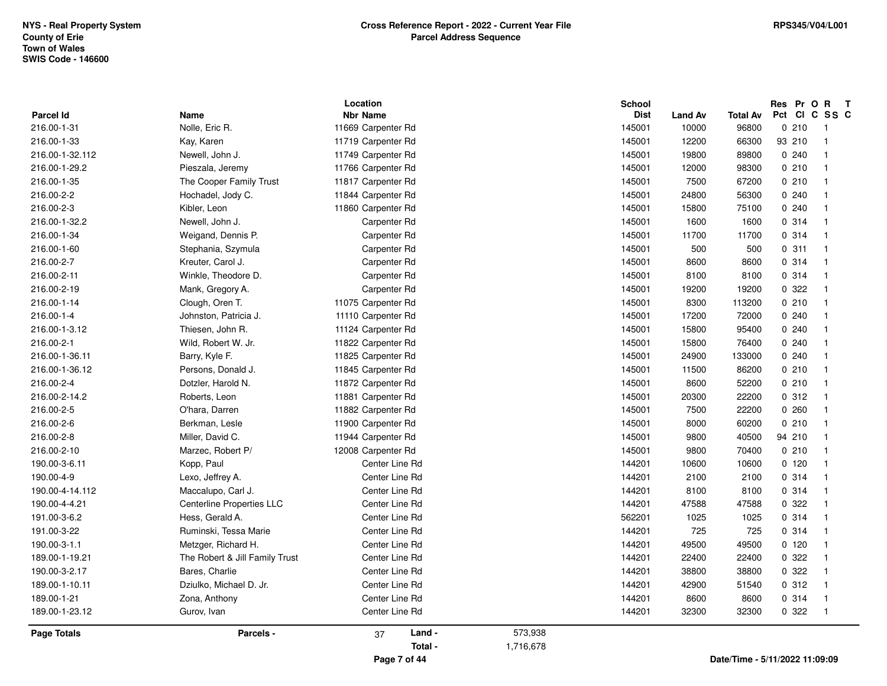NYS - Real Property System
County of Erie
Town of Wales
SWIS Code - 146600

**Cross Reference Report - 2022 - Current Year File**
**Parcel Address Sequence**

RPS345/V04/L001

| Parcel Id | Name | Location Nbr | Location Name | School Dist | Land Av | Total Av | Res Pct | Pr Cl | O C | R SS | T C |
|---|---|---|---|---|---|---|---|---|---|---|---|
| 216.00-1-31 | Nolle, Eric R. | 11669 | Carpenter Rd | 145001 | 10000 | 96800 | 0 | 210 | | 1 | |
| 216.00-1-33 | Kay, Karen | 11719 | Carpenter Rd | 145001 | 12200 | 66300 | 93 | 210 | | 1 | |
| 216.00-1-32.112 | Newell, John J. | 11749 | Carpenter Rd | 145001 | 19800 | 89800 | 0 | 240 | | 1 | |
| 216.00-1-29.2 | Pieszala, Jeremy | 11766 | Carpenter Rd | 145001 | 12000 | 98300 | 0 | 210 | | 1 | |
| 216.00-1-35 | The Cooper Family Trust | 11817 | Carpenter Rd | 145001 | 7500 | 67200 | 0 | 210 | | 1 | |
| 216.00-2-2 | Hochadel, Jody C. | 11844 | Carpenter Rd | 145001 | 24800 | 56300 | 0 | 240 | | 1 | |
| 216.00-2-3 | Kibler, Leon | 11860 | Carpenter Rd | 145001 | 15800 | 75100 | 0 | 240 | | 1 | |
| 216.00-1-32.2 | Newell, John J. | | Carpenter Rd | 145001 | 1600 | 1600 | 0 | 314 | | 1 | |
| 216.00-1-34 | Weigand, Dennis P. | | Carpenter Rd | 145001 | 11700 | 11700 | 0 | 314 | | 1 | |
| 216.00-1-60 | Stephania, Szymula | | Carpenter Rd | 145001 | 500 | 500 | 0 | 311 | | 1 | |
| 216.00-2-7 | Kreuter, Carol J. | | Carpenter Rd | 145001 | 8600 | 8600 | 0 | 314 | | 1 | |
| 216.00-2-11 | Winkle, Theodore D. | | Carpenter Rd | 145001 | 8100 | 8100 | 0 | 314 | | 1 | |
| 216.00-2-19 | Mank, Gregory A. | | Carpenter Rd | 145001 | 19200 | 19200 | 0 | 322 | | 1 | |
| 216.00-1-14 | Clough, Oren T. | 11075 | Carpenter Rd | 145001 | 8300 | 113200 | 0 | 210 | | 1 | |
| 216.00-1-4 | Johnston, Patricia J. | 11110 | Carpenter Rd | 145001 | 17200 | 72000 | 0 | 240 | | 1 | |
| 216.00-1-3.12 | Thiesen, John R. | 11124 | Carpenter Rd | 145001 | 15800 | 95400 | 0 | 240 | | 1 | |
| 216.00-2-1 | Wild, Robert W. Jr. | 11822 | Carpenter Rd | 145001 | 15800 | 76400 | 0 | 240 | | 1 | |
| 216.00-1-36.11 | Barry, Kyle F. | 11825 | Carpenter Rd | 145001 | 24900 | 133000 | 0 | 240 | | 1 | |
| 216.00-1-36.12 | Persons, Donald J. | 11845 | Carpenter Rd | 145001 | 11500 | 86200 | 0 | 210 | | 1 | |
| 216.00-2-4 | Dotzler, Harold N. | 11872 | Carpenter Rd | 145001 | 8600 | 52200 | 0 | 210 | | 1 | |
| 216.00-2-14.2 | Roberts, Leon | 11881 | Carpenter Rd | 145001 | 20300 | 22200 | 0 | 312 | | 1 | |
| 216.00-2-5 | O'hara, Darren | 11882 | Carpenter Rd | 145001 | 7500 | 22200 | 0 | 260 | | 1 | |
| 216.00-2-6 | Berkman, Lesle | 11900 | Carpenter Rd | 145001 | 8000 | 60200 | 0 | 210 | | 1 | |
| 216.00-2-8 | Miller, David C. | 11944 | Carpenter Rd | 145001 | 9800 | 40500 | 94 | 210 | | 1 | |
| 216.00-2-10 | Marzec, Robert P/ | 12008 | Carpenter Rd | 145001 | 9800 | 70400 | 0 | 210 | | 1 | |
| 190.00-3-6.11 | Kopp, Paul | | Center Line Rd | 144201 | 10600 | 10600 | 0 | 120 | | 1 | |
| 190.00-4-9 | Lexo, Jeffrey A. | | Center Line Rd | 144201 | 2100 | 2100 | 0 | 314 | | 1 | |
| 190.00-4-14.112 | Maccalupo, Carl J. | | Center Line Rd | 144201 | 8100 | 8100 | 0 | 314 | | 1 | |
| 190.00-4-4.21 | Centerline Properties LLC | | Center Line Rd | 144201 | 47588 | 47588 | 0 | 322 | | 1 | |
| 191.00-3-6.2 | Hess, Gerald A. | | Center Line Rd | 562201 | 1025 | 1025 | 0 | 314 | | 1 | |
| 191.00-3-22 | Ruminski, Tessa Marie | | Center Line Rd | 144201 | 725 | 725 | 0 | 314 | | 1 | |
| 190.00-3-1.1 | Metzger, Richard H. | | Center Line Rd | 144201 | 49500 | 49500 | 0 | 120 | | 1 | |
| 189.00-1-19.21 | The Robert & Jill Family Trust | | Center Line Rd | 144201 | 22400 | 22400 | 0 | 322 | | 1 | |
| 190.00-3-2.17 | Bares, Charlie | | Center Line Rd | 144201 | 38800 | 38800 | 0 | 322 | | 1 | |
| 189.00-1-10.11 | Dziulko, Michael D. Jr. | | Center Line Rd | 144201 | 42900 | 51540 | 0 | 312 | | 1 | |
| 189.00-1-21 | Zona, Anthony | | Center Line Rd | 144201 | 8600 | 8600 | 0 | 314 | | 1 | |
| 189.00-1-23.12 | Gurov, Ivan | | Center Line Rd | 144201 | 32300 | 32300 | 0 | 322 | | 1 | |

**Page Totals** — **Parcels -** 37 — **Land -** 573,938 — **Total -** 1,716,678

Date/Time - 5/11/2022 11:09:09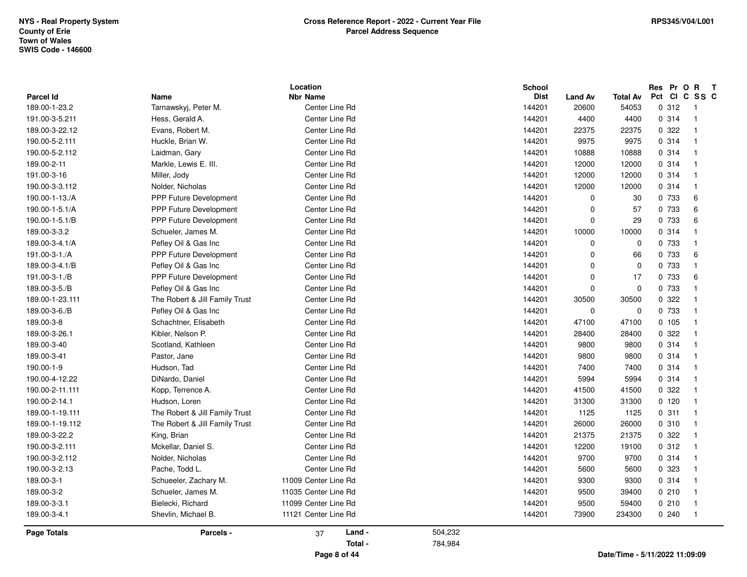NYS - Real Property System
County of Erie
Town of Wales
SWIS Code - 146600

**Cross Reference Report - 2022 - Current Year File**
**Parcel Address Sequence**

RPS345/V04/L001

| Parcel Id | Name | Location Nbr | Location Name | School Dist | Land Av | Total Av | Res Pct | Pr Cl | O C | R SS | T C |
|---|---|---|---|---|---|---|---|---|---|---|---|
| 189.00-1-23.2 | Tarnawskyj, Peter M. | | Center Line Rd | 144201 | 20600 | 54053 | 0 | 312 | | 1 | |
| 191.00-3-5.211 | Hess, Gerald A. | | Center Line Rd | 144201 | 4400 | 4400 | 0 | 314 | | 1 | |
| 189.00-3-22.12 | Evans, Robert M. | | Center Line Rd | 144201 | 22375 | 22375 | 0 | 322 | | 1 | |
| 190.00-5-2.111 | Huckle, Brian W. | | Center Line Rd | 144201 | 9975 | 9975 | 0 | 314 | | 1 | |
| 190.00-5-2.112 | Laidman, Gary | | Center Line Rd | 144201 | 10888 | 10888 | 0 | 314 | | 1 | |
| 189.00-2-11 | Markle, Lewis E. III. | | Center Line Rd | 144201 | 12000 | 12000 | 0 | 314 | | 1 | |
| 191.00-3-16 | Miller, Jody | | Center Line Rd | 144201 | 12000 | 12000 | 0 | 314 | | 1 | |
| 190.00-3-3.112 | Nolder, Nicholas | | Center Line Rd | 144201 | 12000 | 12000 | 0 | 314 | | 1 | |
| 190.00-1-13./A | PPP Future Development | | Center Line Rd | 144201 | 0 | 30 | 0 | 733 | | 6 | |
| 190.00-1-5.1/A | PPP Future Development | | Center Line Rd | 144201 | 0 | 57 | 0 | 733 | | 6 | |
| 190.00-1-5.1/B | PPP Future Development | | Center Line Rd | 144201 | 0 | 29 | 0 | 733 | | 6 | |
| 189.00-3-3.2 | Schueler, James M. | | Center Line Rd | 144201 | 10000 | 10000 | 0 | 314 | | 1 | |
| 189.00-3-4.1/A | Pefley Oil & Gas Inc | | Center Line Rd | 144201 | 0 | 0 | 0 | 733 | | 1 | |
| 191.00-3-1./A | PPP Future Development | | Center Line Rd | 144201 | 0 | 66 | 0 | 733 | | 6 | |
| 189.00-3-4.1/B | Pefley Oil & Gas Inc | | Center Line Rd | 144201 | 0 | 0 | 0 | 733 | | 1 | |
| 191.00-3-1./B | PPP Future Development | | Center Line Rd | 144201 | 0 | 17 | 0 | 733 | | 6 | |
| 189.00-3-5./B | Pefley Oil & Gas Inc | | Center Line Rd | 144201 | 0 | 0 | 0 | 733 | | 1 | |
| 189.00-1-23.111 | The Robert & Jill Family Trust | | Center Line Rd | 144201 | 30500 | 30500 | 0 | 322 | | 1 | |
| 189.00-3-6./B | Pefley Oil & Gas Inc | | Center Line Rd | 144201 | 0 | 0 | 0 | 733 | | 1 | |
| 189.00-3-8 | Schachtner, Elisabeth | | Center Line Rd | 144201 | 47100 | 47100 | 0 | 105 | | 1 | |
| 189.00-3-26.1 | Kibler, Nelson P. | | Center Line Rd | 144201 | 28400 | 28400 | 0 | 322 | | 1 | |
| 189.00-3-40 | Scotland, Kathleen | | Center Line Rd | 144201 | 9800 | 9800 | 0 | 314 | | 1 | |
| 189.00-3-41 | Pastor, Jane | | Center Line Rd | 144201 | 9800 | 9800 | 0 | 314 | | 1 | |
| 190.00-1-9 | Hudson, Tad | | Center Line Rd | 144201 | 7400 | 7400 | 0 | 314 | | 1 | |
| 190.00-4-12.22 | DiNardo, Daniel | | Center Line Rd | 144201 | 5994 | 5994 | 0 | 314 | | 1 | |
| 190.00-2-11.111 | Kopp, Terrence A. | | Center Line Rd | 144201 | 41500 | 41500 | 0 | 322 | | 1 | |
| 190.00-2-14.1 | Hudson, Loren | | Center Line Rd | 144201 | 31300 | 31300 | 0 | 120 | | 1 | |
| 189.00-1-19.111 | The Robert & Jill Family Trust | | Center Line Rd | 144201 | 1125 | 1125 | 0 | 311 | | 1 | |
| 189.00-1-19.112 | The Robert & Jill Family Trust | | Center Line Rd | 144201 | 26000 | 26000 | 0 | 310 | | 1 | |
| 189.00-3-22.2 | King, Brian | | Center Line Rd | 144201 | 21375 | 21375 | 0 | 322 | | 1 | |
| 190.00-3-2.111 | Mckellar, Daniel S. | | Center Line Rd | 144201 | 12200 | 19100 | 0 | 312 | | 1 | |
| 190.00-3-2.112 | Nolder, Nicholas | | Center Line Rd | 144201 | 9700 | 9700 | 0 | 314 | | 1 | |
| 190.00-3-2.13 | Pache, Todd L. | | Center Line Rd | 144201 | 5600 | 5600 | 0 | 323 | | 1 | |
| 189.00-3-1 | Schueeler, Zachary M. | 11009 | Center Line Rd | 144201 | 9300 | 9300 | 0 | 314 | | 1 | |
| 189.00-3-2 | Schueler, James M. | 11035 | Center Line Rd | 144201 | 9500 | 39400 | 0 | 210 | | 1 | |
| 189.00-3-3.1 | Bielecki, Richard | 11099 | Center Line Rd | 144201 | 9500 | 59400 | 0 | 210 | | 1 | |
| 189.00-3-4.1 | Shevlin, Michael B. | 11121 | Center Line Rd | 144201 | 73900 | 234300 | 0 | 240 | | 1 | |

| Page Totals | Parcels - | 37 | Land - | 504,232 |
|---|---|---|---|---|
| | | | Total - | 784,984 |

Date/Time - 5/11/2022 11:09:09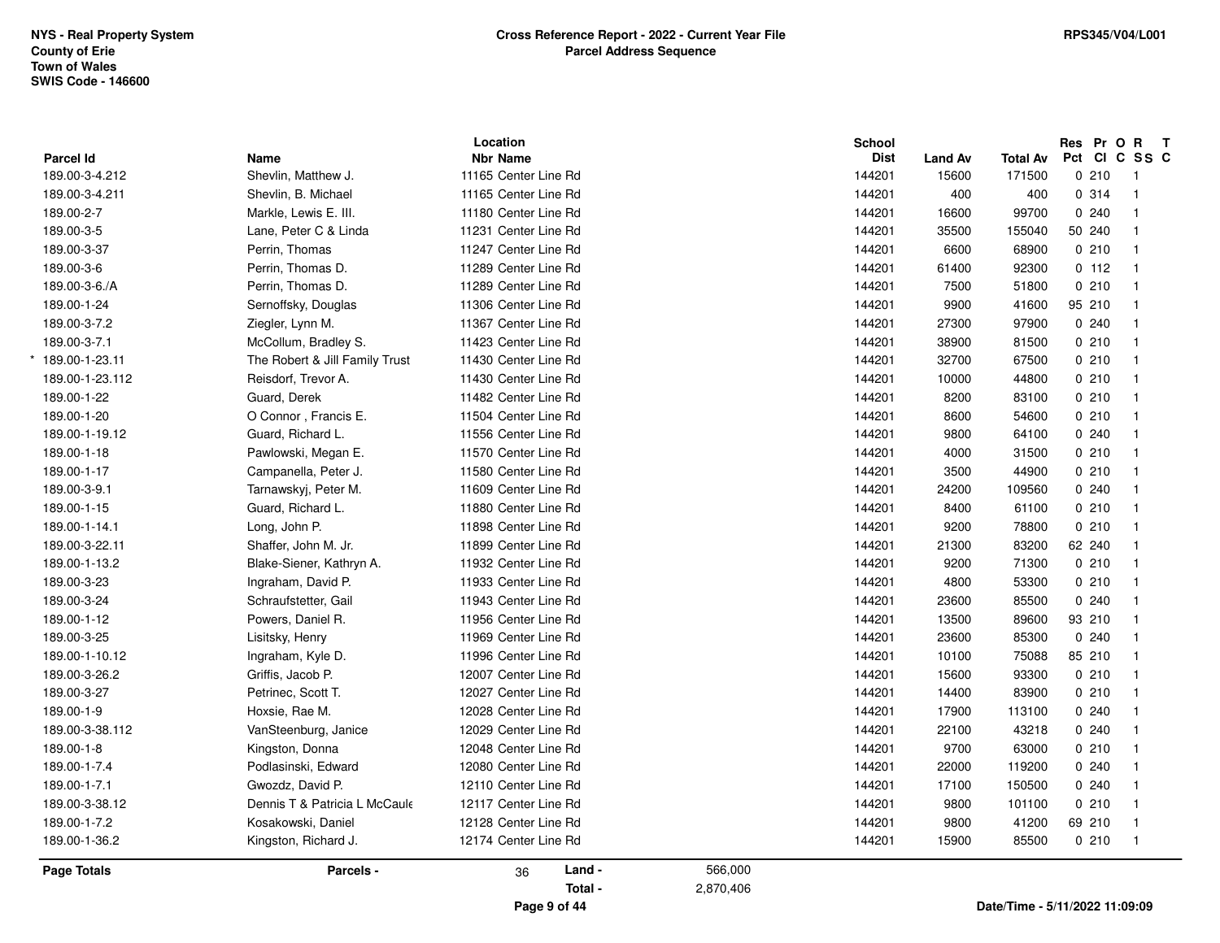NYS - Real Property System
County of Erie
Town of Wales
SWIS Code - 146600

**Cross Reference Report - 2022 - Current Year File**
**Parcel Address Sequence**

RPS345/V04/L001

| Parcel Id | Name | Location Nbr | Location Name | School Dist | Land Av | Total Av | Res Pct | Pr Cl | O C | R SS | T C |
|---|---|---|---|---|---|---|---|---|---|---|---|
| 189.00-3-4.212 | Shevlin, Matthew J. | 11165 | Center Line Rd | 144201 | 15600 | 171500 | 0 | 210 | | 1 | |
| 189.00-3-4.211 | Shevlin, B. Michael | 11165 | Center Line Rd | 144201 | 400 | 400 | 0 | 314 | | 1 | |
| 189.00-2-7 | Markle, Lewis E. III. | 11180 | Center Line Rd | 144201 | 16600 | 99700 | 0 | 240 | | 1 | |
| 189.00-3-5 | Lane, Peter C & Linda | 11231 | Center Line Rd | 144201 | 35500 | 155040 | 50 | 240 | | 1 | |
| 189.00-3-37 | Perrin, Thomas | 11247 | Center Line Rd | 144201 | 6600 | 68900 | 0 | 210 | | 1 | |
| 189.00-3-6 | Perrin, Thomas D. | 11289 | Center Line Rd | 144201 | 61400 | 92300 | 0 | 112 | | 1 | |
| 189.00-3-6./A | Perrin, Thomas D. | 11289 | Center Line Rd | 144201 | 7500 | 51800 | 0 | 210 | | 1 | |
| 189.00-1-24 | Sernoffsky, Douglas | 11306 | Center Line Rd | 144201 | 9900 | 41600 | 95 | 210 | | 1 | |
| 189.00-3-7.2 | Ziegler, Lynn M. | 11367 | Center Line Rd | 144201 | 27300 | 97900 | 0 | 240 | | 1 | |
| 189.00-3-7.1 | McCollum, Bradley S. | 11423 | Center Line Rd | 144201 | 38900 | 81500 | 0 | 210 | | 1 | |
| * 189.00-1-23.11 | The Robert & Jill Family Trust | 11430 | Center Line Rd | 144201 | 32700 | 67500 | 0 | 210 | | 1 | |
| 189.00-1-23.112 | Reisdorf, Trevor A. | 11430 | Center Line Rd | 144201 | 10000 | 44800 | 0 | 210 | | 1 | |
| 189.00-1-22 | Guard, Derek | 11482 | Center Line Rd | 144201 | 8200 | 83100 | 0 | 210 | | 1 | |
| 189.00-1-20 | O Connor , Francis E. | 11504 | Center Line Rd | 144201 | 8600 | 54600 | 0 | 210 | | 1 | |
| 189.00-1-19.12 | Guard, Richard L. | 11556 | Center Line Rd | 144201 | 9800 | 64100 | 0 | 240 | | 1 | |
| 189.00-1-18 | Pawlowski, Megan E. | 11570 | Center Line Rd | 144201 | 4000 | 31500 | 0 | 210 | | 1 | |
| 189.00-1-17 | Campanella, Peter J. | 11580 | Center Line Rd | 144201 | 3500 | 44900 | 0 | 210 | | 1 | |
| 189.00-3-9.1 | Tarnawskyj, Peter M. | 11609 | Center Line Rd | 144201 | 24200 | 109560 | 0 | 240 | | 1 | |
| 189.00-1-15 | Guard, Richard L. | 11880 | Center Line Rd | 144201 | 8400 | 61100 | 0 | 210 | | 1 | |
| 189.00-1-14.1 | Long, John P. | 11898 | Center Line Rd | 144201 | 9200 | 78800 | 0 | 210 | | 1 | |
| 189.00-3-22.11 | Shaffer, John M. Jr. | 11899 | Center Line Rd | 144201 | 21300 | 83200 | 62 | 240 | | 1 | |
| 189.00-1-13.2 | Blake-Siener, Kathryn A. | 11932 | Center Line Rd | 144201 | 9200 | 71300 | 0 | 210 | | 1 | |
| 189.00-3-23 | Ingraham, David P. | 11933 | Center Line Rd | 144201 | 4800 | 53300 | 0 | 210 | | 1 | |
| 189.00-3-24 | Schraufstetter, Gail | 11943 | Center Line Rd | 144201 | 23600 | 85500 | 0 | 240 | | 1 | |
| 189.00-1-12 | Powers, Daniel R. | 11956 | Center Line Rd | 144201 | 13500 | 89600 | 93 | 210 | | 1 | |
| 189.00-3-25 | Lisitsky, Henry | 11969 | Center Line Rd | 144201 | 23600 | 85300 | 0 | 240 | | 1 | |
| 189.00-1-10.12 | Ingraham, Kyle D. | 11996 | Center Line Rd | 144201 | 10100 | 75088 | 85 | 210 | | 1 | |
| 189.00-3-26.2 | Griffis, Jacob P. | 12007 | Center Line Rd | 144201 | 15600 | 93300 | 0 | 210 | | 1 | |
| 189.00-3-27 | Petrinec, Scott T. | 12027 | Center Line Rd | 144201 | 14400 | 83900 | 0 | 210 | | 1 | |
| 189.00-1-9 | Hoxsie, Rae M. | 12028 | Center Line Rd | 144201 | 17900 | 113100 | 0 | 240 | | 1 | |
| 189.00-3-38.112 | VanSteenburg, Janice | 12029 | Center Line Rd | 144201 | 22100 | 43218 | 0 | 240 | | 1 | |
| 189.00-1-8 | Kingston, Donna | 12048 | Center Line Rd | 144201 | 9700 | 63000 | 0 | 210 | | 1 | |
| 189.00-1-7.4 | Podlasinski, Edward | 12080 | Center Line Rd | 144201 | 22000 | 119200 | 0 | 240 | | 1 | |
| 189.00-1-7.1 | Gwozdz, David P. | 12110 | Center Line Rd | 144201 | 17100 | 150500 | 0 | 240 | | 1 | |
| 189.00-3-38.12 | Dennis T & Patricia L McCaule | 12117 | Center Line Rd | 144201 | 9800 | 101100 | 0 | 210 | | 1 | |
| 189.00-1-7.2 | Kosakowski, Daniel | 12128 | Center Line Rd | 144201 | 9800 | 41200 | 69 | 210 | | 1 | |
| 189.00-1-36.2 | Kingston, Richard J. | 12174 | Center Line Rd | 144201 | 15900 | 85500 | 0 | 210 | | 1 | |

**Page Totals** — **Parcels -** 36 — **Land -** 566,000 — **Total -** 2,870,406

Date/Time - 5/11/2022 11:09:09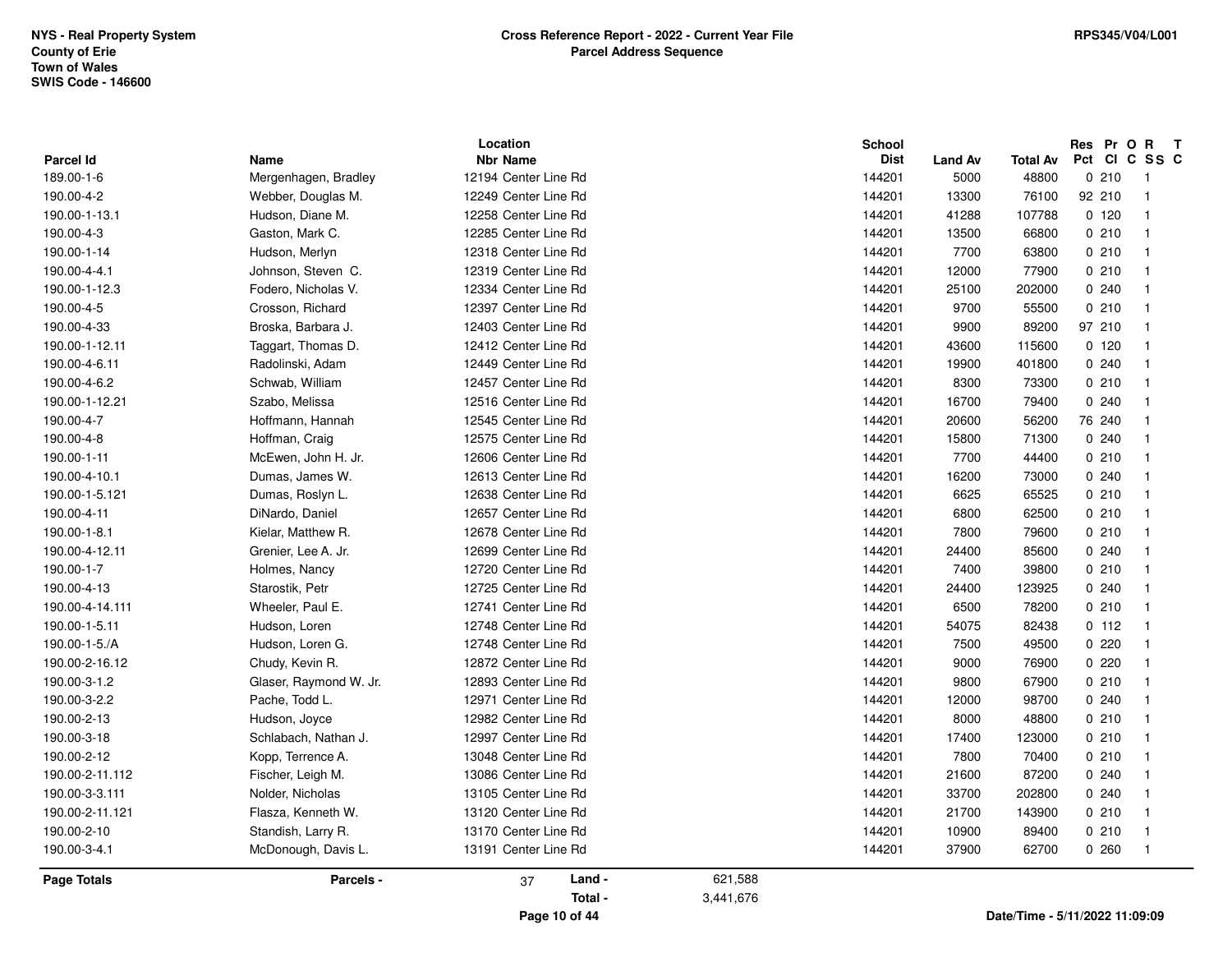NYS - Real Property System
County of Erie
Town of Wales
SWIS Code - 146600

**Cross Reference Report - 2022 - Current Year File**
**Parcel Address Sequence**

RPS345/V04/L001

| Parcel Id | Name | Location Nbr | Location Name | School Dist | Land Av | Total Av | Res Pct | Pr Cl | O C | R SS | T C |
|---|---|---|---|---|---|---|---|---|---|---|---|
| 189.00-1-6 | Mergenhagen, Bradley | 12194 | Center Line Rd | 144201 | 5000 | 48800 | 0 | 210 | | 1 | |
| 190.00-4-2 | Webber, Douglas M. | 12249 | Center Line Rd | 144201 | 13300 | 76100 | 92 | 210 | | 1 | |
| 190.00-1-13.1 | Hudson, Diane M. | 12258 | Center Line Rd | 144201 | 41288 | 107788 | 0 | 120 | | 1 | |
| 190.00-4-3 | Gaston, Mark C. | 12285 | Center Line Rd | 144201 | 13500 | 66800 | 0 | 210 | | 1 | |
| 190.00-1-14 | Hudson, Merlyn | 12318 | Center Line Rd | 144201 | 7700 | 63800 | 0 | 210 | | 1 | |
| 190.00-4-4.1 | Johnson, Steven C. | 12319 | Center Line Rd | 144201 | 12000 | 77900 | 0 | 210 | | 1 | |
| 190.00-1-12.3 | Fodero, Nicholas V. | 12334 | Center Line Rd | 144201 | 25100 | 202000 | 0 | 240 | | 1 | |
| 190.00-4-5 | Crosson, Richard | 12397 | Center Line Rd | 144201 | 9700 | 55500 | 0 | 210 | | 1 | |
| 190.00-4-33 | Broska, Barbara J. | 12403 | Center Line Rd | 144201 | 9900 | 89200 | 97 | 210 | | 1 | |
| 190.00-1-12.11 | Taggart, Thomas D. | 12412 | Center Line Rd | 144201 | 43600 | 115600 | 0 | 120 | | 1 | |
| 190.00-4-6.11 | Radolinski, Adam | 12449 | Center Line Rd | 144201 | 19900 | 401800 | 0 | 240 | | 1 | |
| 190.00-4-6.2 | Schwab, William | 12457 | Center Line Rd | 144201 | 8300 | 73300 | 0 | 210 | | 1 | |
| 190.00-1-12.21 | Szabo, Melissa | 12516 | Center Line Rd | 144201 | 16700 | 79400 | 0 | 240 | | 1 | |
| 190.00-4-7 | Hoffmann, Hannah | 12545 | Center Line Rd | 144201 | 20600 | 56200 | 76 | 240 | | 1 | |
| 190.00-4-8 | Hoffman, Craig | 12575 | Center Line Rd | 144201 | 15800 | 71300 | 0 | 240 | | 1 | |
| 190.00-1-11 | McEwen, John H. Jr. | 12606 | Center Line Rd | 144201 | 7700 | 44400 | 0 | 210 | | 1 | |
| 190.00-4-10.1 | Dumas, James W. | 12613 | Center Line Rd | 144201 | 16200 | 73000 | 0 | 240 | | 1 | |
| 190.00-1-5.121 | Dumas, Roslyn L. | 12638 | Center Line Rd | 144201 | 6625 | 65525 | 0 | 210 | | 1 | |
| 190.00-4-11 | DiNardo, Daniel | 12657 | Center Line Rd | 144201 | 6800 | 62500 | 0 | 210 | | 1 | |
| 190.00-1-8.1 | Kielar, Matthew R. | 12678 | Center Line Rd | 144201 | 7800 | 79600 | 0 | 210 | | 1 | |
| 190.00-4-12.11 | Grenier, Lee A. Jr. | 12699 | Center Line Rd | 144201 | 24400 | 85600 | 0 | 240 | | 1 | |
| 190.00-1-7 | Holmes, Nancy | 12720 | Center Line Rd | 144201 | 7400 | 39800 | 0 | 210 | | 1 | |
| 190.00-4-13 | Starostik, Petr | 12725 | Center Line Rd | 144201 | 24400 | 123925 | 0 | 240 | | 1 | |
| 190.00-4-14.111 | Wheeler, Paul E. | 12741 | Center Line Rd | 144201 | 6500 | 78200 | 0 | 210 | | 1 | |
| 190.00-1-5.11 | Hudson, Loren | 12748 | Center Line Rd | 144201 | 54075 | 82438 | 0 | 112 | | 1 | |
| 190.00-1-5./A | Hudson, Loren G. | 12748 | Center Line Rd | 144201 | 7500 | 49500 | 0 | 220 | | 1 | |
| 190.00-2-16.12 | Chudy, Kevin R. | 12872 | Center Line Rd | 144201 | 9000 | 76900 | 0 | 220 | | 1 | |
| 190.00-3-1.2 | Glaser, Raymond W. Jr. | 12893 | Center Line Rd | 144201 | 9800 | 67900 | 0 | 210 | | 1 | |
| 190.00-3-2.2 | Pache, Todd L. | 12971 | Center Line Rd | 144201 | 12000 | 98700 | 0 | 240 | | 1 | |
| 190.00-2-13 | Hudson, Joyce | 12982 | Center Line Rd | 144201 | 8000 | 48800 | 0 | 210 | | 1 | |
| 190.00-3-18 | Schlabach, Nathan J. | 12997 | Center Line Rd | 144201 | 17400 | 123000 | 0 | 210 | | 1 | |
| 190.00-2-12 | Kopp, Terrence A. | 13048 | Center Line Rd | 144201 | 7800 | 70400 | 0 | 210 | | 1 | |
| 190.00-2-11.112 | Fischer, Leigh M. | 13086 | Center Line Rd | 144201 | 21600 | 87200 | 0 | 240 | | 1 | |
| 190.00-3-3.111 | Nolder, Nicholas | 13105 | Center Line Rd | 144201 | 33700 | 202800 | 0 | 240 | | 1 | |
| 190.00-2-11.121 | Flasza, Kenneth W. | 13120 | Center Line Rd | 144201 | 21700 | 143900 | 0 | 210 | | 1 | |
| 190.00-2-10 | Standish, Larry R. | 13170 | Center Line Rd | 144201 | 10900 | 89400 | 0 | 210 | | 1 | |
| 190.00-3-4.1 | McDonough, Davis L. | 13191 | Center Line Rd | 144201 | 37900 | 62700 | 0 | 260 | | 1 | |

**Page Totals** Parcels - 37 Land - 621,588
Total - 3,441,676

Date/Time - 5/11/2022 11:09:09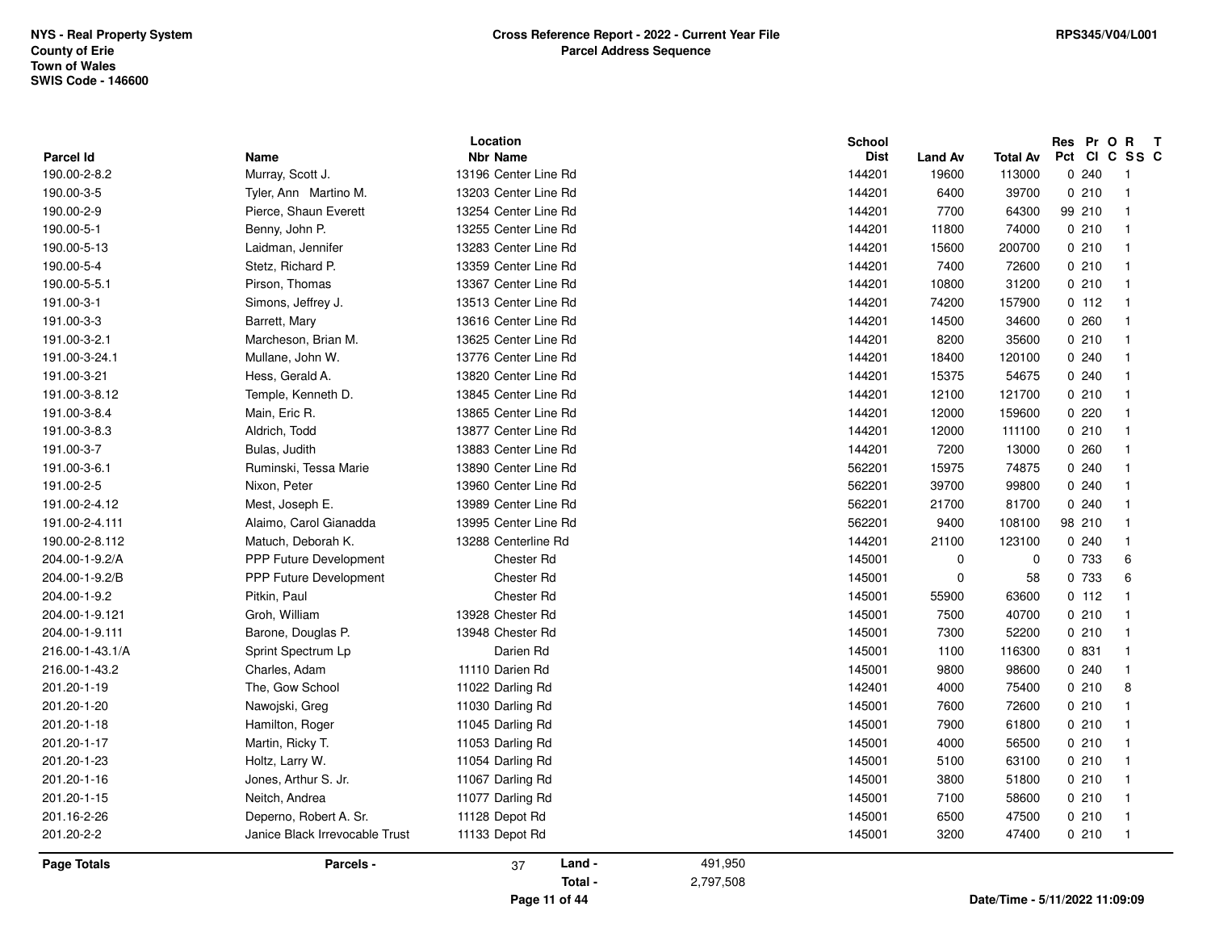NYS - Real Property System
County of Erie
Town of Wales
SWIS Code - 146600

**Cross Reference Report - 2022 - Current Year File**
**Parcel Address Sequence**

RPS345/V04/L001

| Parcel Id | Name | Location Nbr | Location Name | School Dist | Land Av | Total Av | Res Pct | Pr Cl | O C | R SS | T C |
|---|---|---|---|---|---|---|---|---|---|---|---|
| 190.00-2-8.2 | Murray, Scott J. | 13196 | Center Line Rd | 144201 | 19600 | 113000 | 0 | 240 | | 1 | |
| 190.00-3-5 | Tyler, Ann Martino M. | 13203 | Center Line Rd | 144201 | 6400 | 39700 | 0 | 210 | | 1 | |
| 190.00-2-9 | Pierce, Shaun Everett | 13254 | Center Line Rd | 144201 | 7700 | 64300 | 99 | 210 | | 1 | |
| 190.00-5-1 | Benny, John P. | 13255 | Center Line Rd | 144201 | 11800 | 74000 | 0 | 210 | | 1 | |
| 190.00-5-13 | Laidman, Jennifer | 13283 | Center Line Rd | 144201 | 15600 | 200700 | 0 | 210 | | 1 | |
| 190.00-5-4 | Stetz, Richard P. | 13359 | Center Line Rd | 144201 | 7400 | 72600 | 0 | 210 | | 1 | |
| 190.00-5-5.1 | Pirson, Thomas | 13367 | Center Line Rd | 144201 | 10800 | 31200 | 0 | 210 | | 1 | |
| 191.00-3-1 | Simons, Jeffrey J. | 13513 | Center Line Rd | 144201 | 74200 | 157900 | 0 | 112 | | 1 | |
| 191.00-3-3 | Barrett, Mary | 13616 | Center Line Rd | 144201 | 14500 | 34600 | 0 | 260 | | 1 | |
| 191.00-3-2.1 | Marcheson, Brian M. | 13625 | Center Line Rd | 144201 | 8200 | 35600 | 0 | 210 | | 1 | |
| 191.00-3-24.1 | Mullane, John W. | 13776 | Center Line Rd | 144201 | 18400 | 120100 | 0 | 240 | | 1 | |
| 191.00-3-21 | Hess, Gerald A. | 13820 | Center Line Rd | 144201 | 15375 | 54675 | 0 | 240 | | 1 | |
| 191.00-3-8.12 | Temple, Kenneth D. | 13845 | Center Line Rd | 144201 | 12100 | 121700 | 0 | 210 | | 1 | |
| 191.00-3-8.4 | Main, Eric R. | 13865 | Center Line Rd | 144201 | 12000 | 159600 | 0 | 220 | | 1 | |
| 191.00-3-8.3 | Aldrich, Todd | 13877 | Center Line Rd | 144201 | 12000 | 111100 | 0 | 210 | | 1 | |
| 191.00-3-7 | Bulas, Judith | 13883 | Center Line Rd | 144201 | 7200 | 13000 | 0 | 260 | | 1 | |
| 191.00-3-6.1 | Ruminski, Tessa Marie | 13890 | Center Line Rd | 562201 | 15975 | 74875 | 0 | 240 | | 1 | |
| 191.00-2-5 | Nixon, Peter | 13960 | Center Line Rd | 562201 | 39700 | 99800 | 0 | 240 | | 1 | |
| 191.00-2-4.12 | Mest, Joseph E. | 13989 | Center Line Rd | 562201 | 21700 | 81700 | 0 | 240 | | 1 | |
| 191.00-2-4.111 | Alaimo, Carol Gianadda | 13995 | Center Line Rd | 562201 | 9400 | 108100 | 98 | 210 | | 1 | |
| 190.00-2-8.112 | Matuch, Deborah K. | 13288 | Centerline Rd | 144201 | 21100 | 123100 | 0 | 240 | | 1 | |
| 204.00-1-9.2/A | PPP Future Development | | Chester Rd | 145001 | 0 | 0 | 0 | 733 | | 6 | |
| 204.00-1-9.2/B | PPP Future Development | | Chester Rd | 145001 | 0 | 58 | 0 | 733 | | 6 | |
| 204.00-1-9.2 | Pitkin, Paul | | Chester Rd | 145001 | 55900 | 63600 | 0 | 112 | | 1 | |
| 204.00-1-9.121 | Groh, William | 13928 | Chester Rd | 145001 | 7500 | 40700 | 0 | 210 | | 1 | |
| 204.00-1-9.111 | Barone, Douglas P. | 13948 | Chester Rd | 145001 | 7300 | 52200 | 0 | 210 | | 1 | |
| 216.00-1-43.1/A | Sprint Spectrum Lp | | Darien Rd | 145001 | 1100 | 116300 | 0 | 831 | | 1 | |
| 216.00-1-43.2 | Charles, Adam | 11110 | Darien Rd | 145001 | 9800 | 98600 | 0 | 240 | | 1 | |
| 201.20-1-19 | The, Gow School | 11022 | Darling Rd | 142401 | 4000 | 75400 | 0 | 210 | | 8 | |
| 201.20-1-20 | Nawojski, Greg | 11030 | Darling Rd | 145001 | 7600 | 72600 | 0 | 210 | | 1 | |
| 201.20-1-18 | Hamilton, Roger | 11045 | Darling Rd | 145001 | 7900 | 61800 | 0 | 210 | | 1 | |
| 201.20-1-17 | Martin, Ricky T. | 11053 | Darling Rd | 145001 | 4000 | 56500 | 0 | 210 | | 1 | |
| 201.20-1-23 | Holtz, Larry W. | 11054 | Darling Rd | 145001 | 5100 | 63100 | 0 | 210 | | 1 | |
| 201.20-1-16 | Jones, Arthur S. Jr. | 11067 | Darling Rd | 145001 | 3800 | 51800 | 0 | 210 | | 1 | |
| 201.20-1-15 | Neitch, Andrea | 11077 | Darling Rd | 145001 | 7100 | 58600 | 0 | 210 | | 1 | |
| 201.16-2-26 | Deperno, Robert A. Sr. | 11128 | Depot Rd | 145001 | 6500 | 47500 | 0 | 210 | | 1 | |
| 201.20-2-2 | Janice Black Irrevocable Trust | 11133 | Depot Rd | 145001 | 3200 | 47400 | 0 | 210 | | 1 | |

**Page Totals** | **Parcels -** 37 | **Land -** 491,950 | **Total -** 2,797,508

Date/Time - 5/11/2022 11:09:09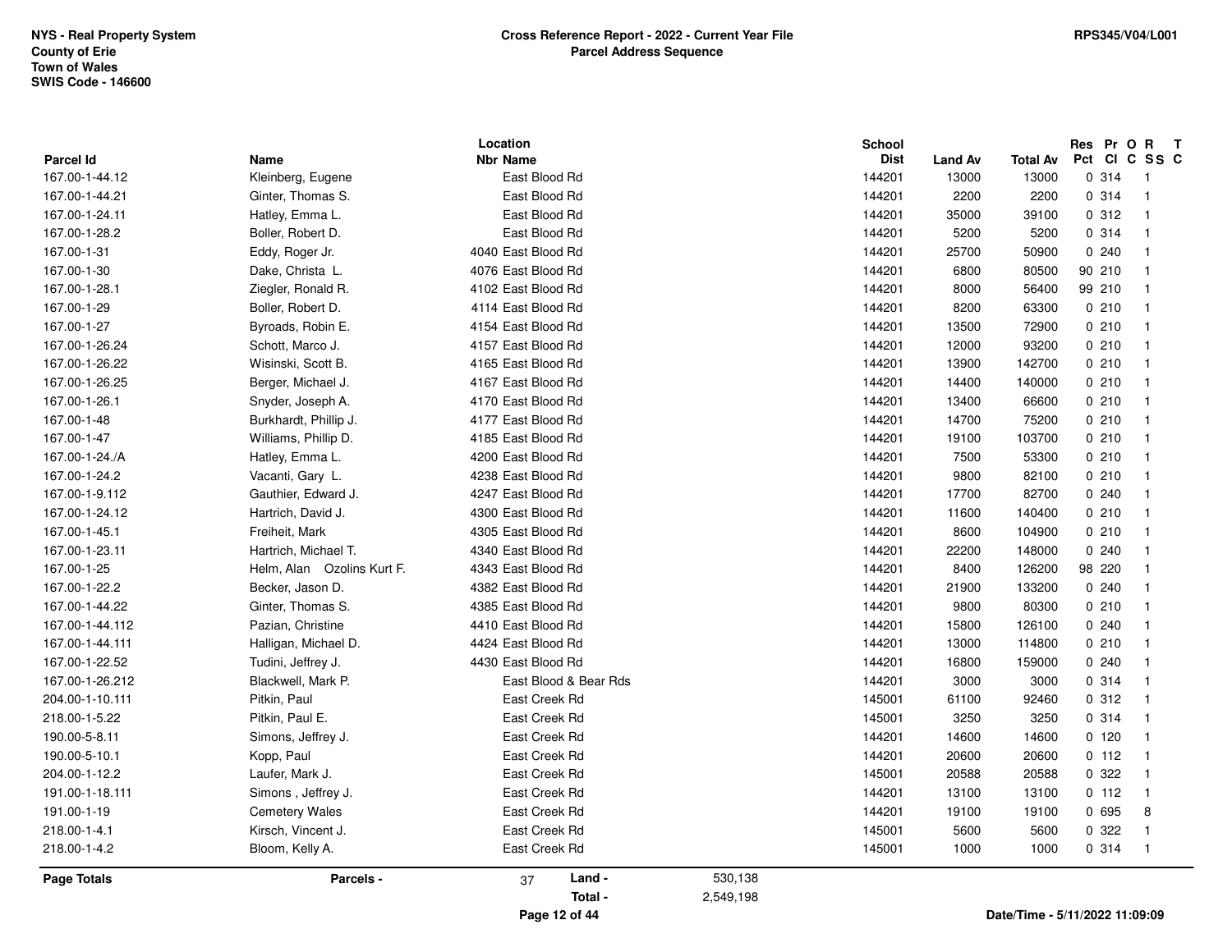| Parcel Id | Name | Location Nbr Name | School Dist | Land Av | Total Av | Res Pct | Pr Cl | O C | R SS | T C |
|---|---|---|---|---|---|---|---|---|---|---|
| 167.00-1-44.12 | Kleinberg, Eugene | East Blood Rd | 144201 | 13000 | 13000 | 0 | 314 | | 1 | |
| 167.00-1-44.21 | Ginter, Thomas S. | East Blood Rd | 144201 | 2200 | 2200 | 0 | 314 | | 1 | |
| 167.00-1-24.11 | Hatley, Emma L. | East Blood Rd | 144201 | 35000 | 39100 | 0 | 312 | | 1 | |
| 167.00-1-28.2 | Boller, Robert D. | East Blood Rd | 144201 | 5200 | 5200 | 0 | 314 | | 1 | |
| 167.00-1-31 | Eddy, Roger Jr. | 4040 East Blood Rd | 144201 | 25700 | 50900 | 0 | 240 | | 1 | |
| 167.00-1-30 | Dake, Christa L. | 4076 East Blood Rd | 144201 | 6800 | 80500 | 90 | 210 | | 1 | |
| 167.00-1-28.1 | Ziegler, Ronald R. | 4102 East Blood Rd | 144201 | 8000 | 56400 | 99 | 210 | | 1 | |
| 167.00-1-29 | Boller, Robert D. | 4114 East Blood Rd | 144201 | 8200 | 63300 | 0 | 210 | | 1 | |
| 167.00-1-27 | Byroads, Robin E. | 4154 East Blood Rd | 144201 | 13500 | 72900 | 0 | 210 | | 1 | |
| 167.00-1-26.24 | Schott, Marco J. | 4157 East Blood Rd | 144201 | 12000 | 93200 | 0 | 210 | | 1 | |
| 167.00-1-26.22 | Wisinski, Scott B. | 4165 East Blood Rd | 144201 | 13900 | 142700 | 0 | 210 | | 1 | |
| 167.00-1-26.25 | Berger, Michael J. | 4167 East Blood Rd | 144201 | 14400 | 140000 | 0 | 210 | | 1 | |
| 167.00-1-26.1 | Snyder, Joseph A. | 4170 East Blood Rd | 144201 | 13400 | 66600 | 0 | 210 | | 1 | |
| 167.00-1-48 | Burkhardt, Phillip J. | 4177 East Blood Rd | 144201 | 14700 | 75200 | 0 | 210 | | 1 | |
| 167.00-1-47 | Williams, Phillip D. | 4185 East Blood Rd | 144201 | 19100 | 103700 | 0 | 210 | | 1 | |
| 167.00-1-24./A | Hatley, Emma L. | 4200 East Blood Rd | 144201 | 7500 | 53300 | 0 | 210 | | 1 | |
| 167.00-1-24.2 | Vacanti, Gary L. | 4238 East Blood Rd | 144201 | 9800 | 82100 | 0 | 210 | | 1 | |
| 167.00-1-9.112 | Gauthier, Edward J. | 4247 East Blood Rd | 144201 | 17700 | 82700 | 0 | 240 | | 1 | |
| 167.00-1-24.12 | Hartrich, David J. | 4300 East Blood Rd | 144201 | 11600 | 140400 | 0 | 210 | | 1 | |
| 167.00-1-45.1 | Freiheit, Mark | 4305 East Blood Rd | 144201 | 8600 | 104900 | 0 | 210 | | 1 | |
| 167.00-1-23.11 | Hartrich, Michael T. | 4340 East Blood Rd | 144201 | 22200 | 148000 | 0 | 240 | | 1 | |
| 167.00-1-25 | Helm, Alan Ozolins Kurt F. | 4343 East Blood Rd | 144201 | 8400 | 126200 | 98 | 220 | | 1 | |
| 167.00-1-22.2 | Becker, Jason D. | 4382 East Blood Rd | 144201 | 21900 | 133200 | 0 | 240 | | 1 | |
| 167.00-1-44.22 | Ginter, Thomas S. | 4385 East Blood Rd | 144201 | 9800 | 80300 | 0 | 210 | | 1 | |
| 167.00-1-44.112 | Pazian, Christine | 4410 East Blood Rd | 144201 | 15800 | 126100 | 0 | 240 | | 1 | |
| 167.00-1-44.111 | Halligan, Michael D. | 4424 East Blood Rd | 144201 | 13000 | 114800 | 0 | 210 | | 1 | |
| 167.00-1-22.52 | Tudini, Jeffrey J. | 4430 East Blood Rd | 144201 | 16800 | 159000 | 0 | 240 | | 1 | |
| 167.00-1-26.212 | Blackwell, Mark P. | East Blood & Bear Rds | 144201 | 3000 | 3000 | 0 | 314 | | 1 | |
| 204.00-1-10.111 | Pitkin, Paul | East Creek Rd | 145001 | 61100 | 92460 | 0 | 312 | | 1 | |
| 218.00-1-5.22 | Pitkin, Paul E. | East Creek Rd | 145001 | 3250 | 3250 | 0 | 314 | | 1 | |
| 190.00-5-8.11 | Simons, Jeffrey J. | East Creek Rd | 144201 | 14600 | 14600 | 0 | 120 | | 1 | |
| 190.00-5-10.1 | Kopp, Paul | East Creek Rd | 144201 | 20600 | 20600 | 0 | 112 | | 1 | |
| 204.00-1-12.2 | Laufer, Mark J. | East Creek Rd | 145001 | 20588 | 20588 | 0 | 322 | | 1 | |
| 191.00-1-18.111 | Simons , Jeffrey J. | East Creek Rd | 144201 | 13100 | 13100 | 0 | 112 | | 1 | |
| 191.00-1-19 | Cemetery Wales | East Creek Rd | 144201 | 19100 | 19100 | 0 | 695 | | 8 | |
| 218.00-1-4.1 | Kirsch, Vincent J. | East Creek Rd | 145001 | 5600 | 5600 | 0 | 322 | | 1 | |
| 218.00-1-4.2 | Bloom, Kelly A. | East Creek Rd | 145001 | 1000 | 1000 | 0 | 314 | | 1 | |

**Page Totals** Parcels - 37 Land - 530,138
Total - 2,549,198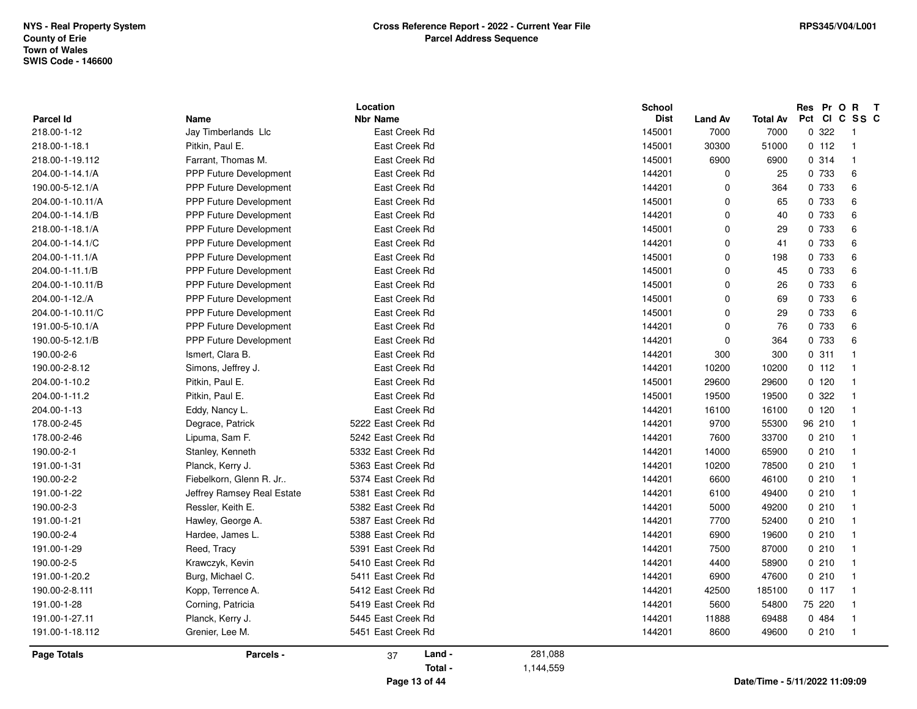NYS - Real Property System
County of Erie
Town of Wales
SWIS Code - 146600

**Cross Reference Report - 2022 - Current Year File**
**Parcel Address Sequence**

RPS345/V04/L001

| Parcel Id | Name | Location Nbr | Location Name | School Dist | Land Av | Total Av | Res Pct | Pr Cl | O C | R SS | T C |
|---|---|---|---|---|---|---|---|---|---|---|---|
| 218.00-1-12 | Jay Timberlands Llc | | East Creek Rd | 145001 | 7000 | 7000 | 0 | 322 | | 1 | |
| 218.00-1-18.1 | Pitkin, Paul E. | | East Creek Rd | 145001 | 30300 | 51000 | 0 | 112 | | 1 | |
| 218.00-1-19.112 | Farrant, Thomas M. | | East Creek Rd | 145001 | 6900 | 6900 | 0 | 314 | | 1 | |
| 204.00-1-14.1/A | PPP Future Development | | East Creek Rd | 144201 | 0 | 25 | 0 | 733 | | 6 | |
| 190.00-5-12.1/A | PPP Future Development | | East Creek Rd | 144201 | 0 | 364 | 0 | 733 | | 6 | |
| 204.00-1-10.11/A | PPP Future Development | | East Creek Rd | 145001 | 0 | 65 | 0 | 733 | | 6 | |
| 204.00-1-14.1/B | PPP Future Development | | East Creek Rd | 144201 | 0 | 40 | 0 | 733 | | 6 | |
| 218.00-1-18.1/A | PPP Future Development | | East Creek Rd | 145001 | 0 | 29 | 0 | 733 | | 6 | |
| 204.00-1-14.1/C | PPP Future Development | | East Creek Rd | 144201 | 0 | 41 | 0 | 733 | | 6 | |
| 204.00-1-11.1/A | PPP Future Development | | East Creek Rd | 145001 | 0 | 198 | 0 | 733 | | 6 | |
| 204.00-1-11.1/B | PPP Future Development | | East Creek Rd | 145001 | 0 | 45 | 0 | 733 | | 6 | |
| 204.00-1-10.11/B | PPP Future Development | | East Creek Rd | 145001 | 0 | 26 | 0 | 733 | | 6 | |
| 204.00-1-12./A | PPP Future Development | | East Creek Rd | 145001 | 0 | 69 | 0 | 733 | | 6 | |
| 204.00-1-10.11/C | PPP Future Development | | East Creek Rd | 145001 | 0 | 29 | 0 | 733 | | 6 | |
| 191.00-5-10.1/A | PPP Future Development | | East Creek Rd | 144201 | 0 | 76 | 0 | 733 | | 6 | |
| 190.00-5-12.1/B | PPP Future Development | | East Creek Rd | 144201 | 0 | 364 | 0 | 733 | | 6 | |
| 190.00-2-6 | Ismert, Clara B. | | East Creek Rd | 144201 | 300 | 300 | 0 | 311 | | 1 | |
| 190.00-2-8.12 | Simons, Jeffrey J. | | East Creek Rd | 144201 | 10200 | 10200 | 0 | 112 | | 1 | |
| 204.00-1-10.2 | Pitkin, Paul E. | | East Creek Rd | 145001 | 29600 | 29600 | 0 | 120 | | 1 | |
| 204.00-1-11.2 | Pitkin, Paul E. | | East Creek Rd | 145001 | 19500 | 19500 | 0 | 322 | | 1 | |
| 204.00-1-13 | Eddy, Nancy L. | | East Creek Rd | 144201 | 16100 | 16100 | 0 | 120 | | 1 | |
| 178.00-2-45 | Degrace, Patrick | 5222 | East Creek Rd | 144201 | 9700 | 55300 | 96 | 210 | | 1 | |
| 178.00-2-46 | Lipuma, Sam F. | 5242 | East Creek Rd | 144201 | 7600 | 33700 | 0 | 210 | | 1 | |
| 190.00-2-1 | Stanley, Kenneth | 5332 | East Creek Rd | 144201 | 14000 | 65900 | 0 | 210 | | 1 | |
| 191.00-1-31 | Planck, Kerry J. | 5363 | East Creek Rd | 144201 | 10200 | 78500 | 0 | 210 | | 1 | |
| 190.00-2-2 | Fiebelkorn, Glenn R. Jr.. | 5374 | East Creek Rd | 144201 | 6600 | 46100 | 0 | 210 | | 1 | |
| 191.00-1-22 | Jeffrey Ramsey Real Estate | 5381 | East Creek Rd | 144201 | 6100 | 49400 | 0 | 210 | | 1 | |
| 190.00-2-3 | Ressler, Keith E. | 5382 | East Creek Rd | 144201 | 5000 | 49200 | 0 | 210 | | 1 | |
| 191.00-1-21 | Hawley, George A. | 5387 | East Creek Rd | 144201 | 7700 | 52400 | 0 | 210 | | 1 | |
| 190.00-2-4 | Hardee, James L. | 5388 | East Creek Rd | 144201 | 6900 | 19600 | 0 | 210 | | 1 | |
| 191.00-1-29 | Reed, Tracy | 5391 | East Creek Rd | 144201 | 7500 | 87000 | 0 | 210 | | 1 | |
| 190.00-2-5 | Krawczyk, Kevin | 5410 | East Creek Rd | 144201 | 4400 | 58900 | 0 | 210 | | 1 | |
| 191.00-1-20.2 | Burg, Michael C. | 5411 | East Creek Rd | 144201 | 6900 | 47600 | 0 | 210 | | 1 | |
| 190.00-2-8.111 | Kopp, Terrence A. | 5412 | East Creek Rd | 144201 | 42500 | 185100 | 0 | 117 | | 1 | |
| 191.00-1-28 | Corning, Patricia | 5419 | East Creek Rd | 144201 | 5600 | 54800 | 75 | 220 | | 1 | |
| 191.00-1-27.11 | Planck, Kerry J. | 5445 | East Creek Rd | 144201 | 11888 | 69488 | 0 | 484 | | 1 | |
| 191.00-1-18.112 | Grenier, Lee M. | 5451 | East Creek Rd | 144201 | 8600 | 49600 | 0 | 210 | | 1 | |

**Page Totals** Parcels - 37 Land - 281,088 Total - 1,144,559

Date/Time - 5/11/2022 11:09:09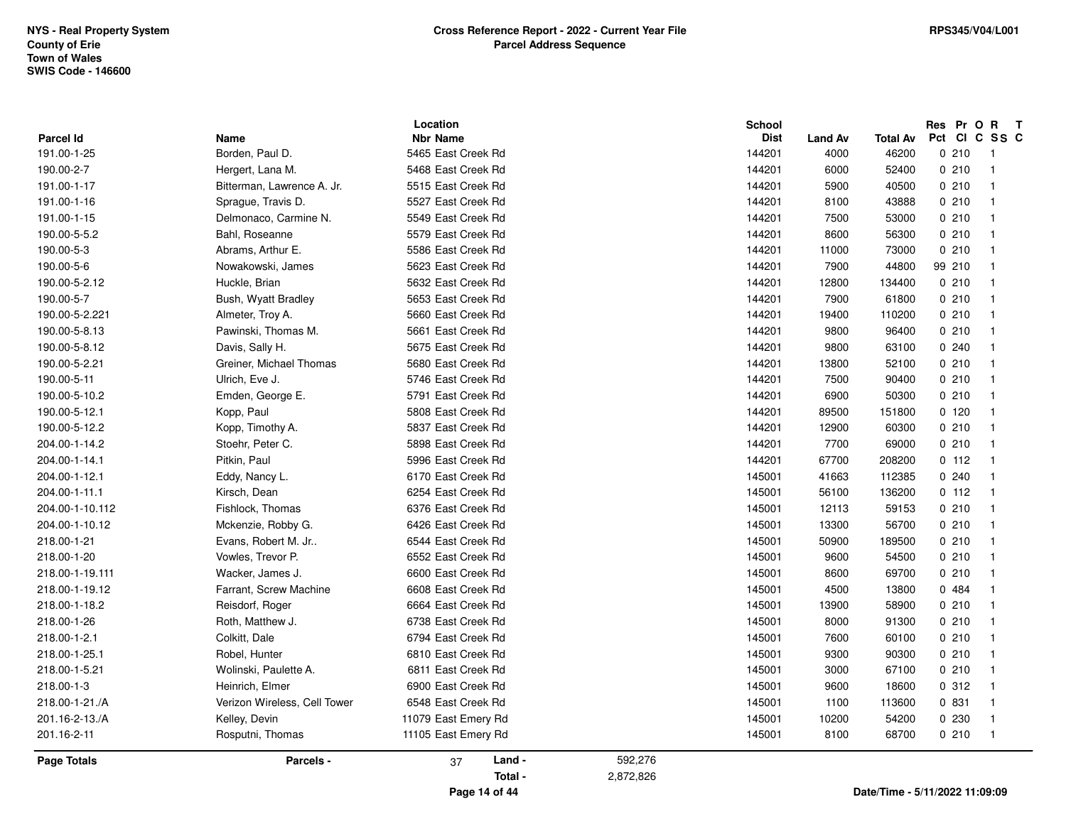NYS - Real Property System
County of Erie
Town of Wales
SWIS Code - 146600

**Cross Reference Report - 2022 - Current Year File**
**Parcel Address Sequence**

RPS345/V04/L001

| Parcel Id | Name | Location Nbr | Location Name | School Dist | Land Av | Total Av | Res Pct | Pr Cl | O C | R SS | T C |
|---|---|---|---|---|---|---|---|---|---|---|---|
| 191.00-1-25 | Borden, Paul D. | 5465 | East Creek Rd | 144201 | 4000 | 46200 | 0 | 210 | | 1 | |
| 190.00-2-7 | Hergert, Lana M. | 5468 | East Creek Rd | 144201 | 6000 | 52400 | 0 | 210 | | 1 | |
| 191.00-1-17 | Bitterman, Lawrence A. Jr. | 5515 | East Creek Rd | 144201 | 5900 | 40500 | 0 | 210 | | 1 | |
| 191.00-1-16 | Sprague, Travis D. | 5527 | East Creek Rd | 144201 | 8100 | 43888 | 0 | 210 | | 1 | |
| 191.00-1-15 | Delmonaco, Carmine N. | 5549 | East Creek Rd | 144201 | 7500 | 53000 | 0 | 210 | | 1 | |
| 190.00-5-5.2 | Bahl, Roseanne | 5579 | East Creek Rd | 144201 | 8600 | 56300 | 0 | 210 | | 1 | |
| 190.00-5-3 | Abrams, Arthur E. | 5586 | East Creek Rd | 144201 | 11000 | 73000 | 0 | 210 | | 1 | |
| 190.00-5-6 | Nowakowski, James | 5623 | East Creek Rd | 144201 | 7900 | 44800 | 99 | 210 | | 1 | |
| 190.00-5-2.12 | Huckle, Brian | 5632 | East Creek Rd | 144201 | 12800 | 134400 | 0 | 210 | | 1 | |
| 190.00-5-7 | Bush, Wyatt Bradley | 5653 | East Creek Rd | 144201 | 7900 | 61800 | 0 | 210 | | 1 | |
| 190.00-5-2.221 | Almeter, Troy A. | 5660 | East Creek Rd | 144201 | 19400 | 110200 | 0 | 210 | | 1 | |
| 190.00-5-8.13 | Pawinski, Thomas M. | 5661 | East Creek Rd | 144201 | 9800 | 96400 | 0 | 210 | | 1 | |
| 190.00-5-8.12 | Davis, Sally H. | 5675 | East Creek Rd | 144201 | 9800 | 63100 | 0 | 240 | | 1 | |
| 190.00-5-2.21 | Greiner, Michael Thomas | 5680 | East Creek Rd | 144201 | 13800 | 52100 | 0 | 210 | | 1 | |
| 190.00-5-11 | Ulrich, Eve J. | 5746 | East Creek Rd | 144201 | 7500 | 90400 | 0 | 210 | | 1 | |
| 190.00-5-10.2 | Emden, George E. | 5791 | East Creek Rd | 144201 | 6900 | 50300 | 0 | 210 | | 1 | |
| 190.00-5-12.1 | Kopp, Paul | 5808 | East Creek Rd | 144201 | 89500 | 151800 | 0 | 120 | | 1 | |
| 190.00-5-12.2 | Kopp, Timothy A. | 5837 | East Creek Rd | 144201 | 12900 | 60300 | 0 | 210 | | 1 | |
| 204.00-1-14.2 | Stoehr, Peter C. | 5898 | East Creek Rd | 144201 | 7700 | 69000 | 0 | 210 | | 1 | |
| 204.00-1-14.1 | Pitkin, Paul | 5996 | East Creek Rd | 144201 | 67700 | 208200 | 0 | 112 | | 1 | |
| 204.00-1-12.1 | Eddy, Nancy L. | 6170 | East Creek Rd | 145001 | 41663 | 112385 | 0 | 240 | | 1 | |
| 204.00-1-11.1 | Kirsch, Dean | 6254 | East Creek Rd | 145001 | 56100 | 136200 | 0 | 112 | | 1 | |
| 204.00-1-10.112 | Fishlock, Thomas | 6376 | East Creek Rd | 145001 | 12113 | 59153 | 0 | 210 | | 1 | |
| 204.00-1-10.12 | Mckenzie, Robby G. | 6426 | East Creek Rd | 145001 | 13300 | 56700 | 0 | 210 | | 1 | |
| 218.00-1-21 | Evans, Robert M. Jr.. | 6544 | East Creek Rd | 145001 | 50900 | 189500 | 0 | 210 | | 1 | |
| 218.00-1-20 | Vowles, Trevor P. | 6552 | East Creek Rd | 145001 | 9600 | 54500 | 0 | 210 | | 1 | |
| 218.00-1-19.111 | Wacker, James J. | 6600 | East Creek Rd | 145001 | 8600 | 69700 | 0 | 210 | | 1 | |
| 218.00-1-19.12 | Farrant, Screw Machine | 6608 | East Creek Rd | 145001 | 4500 | 13800 | 0 | 484 | | 1 | |
| 218.00-1-18.2 | Reisdorf, Roger | 6664 | East Creek Rd | 145001 | 13900 | 58900 | 0 | 210 | | 1 | |
| 218.00-1-26 | Roth, Matthew J. | 6738 | East Creek Rd | 145001 | 8000 | 91300 | 0 | 210 | | 1 | |
| 218.00-1-2.1 | Colkitt, Dale | 6794 | East Creek Rd | 145001 | 7600 | 60100 | 0 | 210 | | 1 | |
| 218.00-1-25.1 | Robel, Hunter | 6810 | East Creek Rd | 145001 | 9300 | 90300 | 0 | 210 | | 1 | |
| 218.00-1-5.21 | Wolinski, Paulette A. | 6811 | East Creek Rd | 145001 | 3000 | 67100 | 0 | 210 | | 1 | |
| 218.00-1-3 | Heinrich, Elmer | 6900 | East Creek Rd | 145001 | 9600 | 18600 | 0 | 312 | | 1 | |
| 218.00-1-21./A | Verizon Wireless, Cell Tower | 6548 | East Creek Rd | 145001 | 1100 | 113600 | 0 | 831 | | 1 | |
| 201.16-2-13./A | Kelley, Devin | 11079 | East Emery Rd | 145001 | 10200 | 54200 | 0 | 230 | | 1 | |
| 201.16-2-11 | Rosputni, Thomas | 11105 | East Emery Rd | 145001 | 8100 | 68700 | 0 | 210 | | 1 | |

| Page Totals | Parcels - | 37 | Land - | 592,276 |
|---|---|---|---|---|
| | | | Total - | 2,872,826 |

Date/Time - 5/11/2022 11:09:09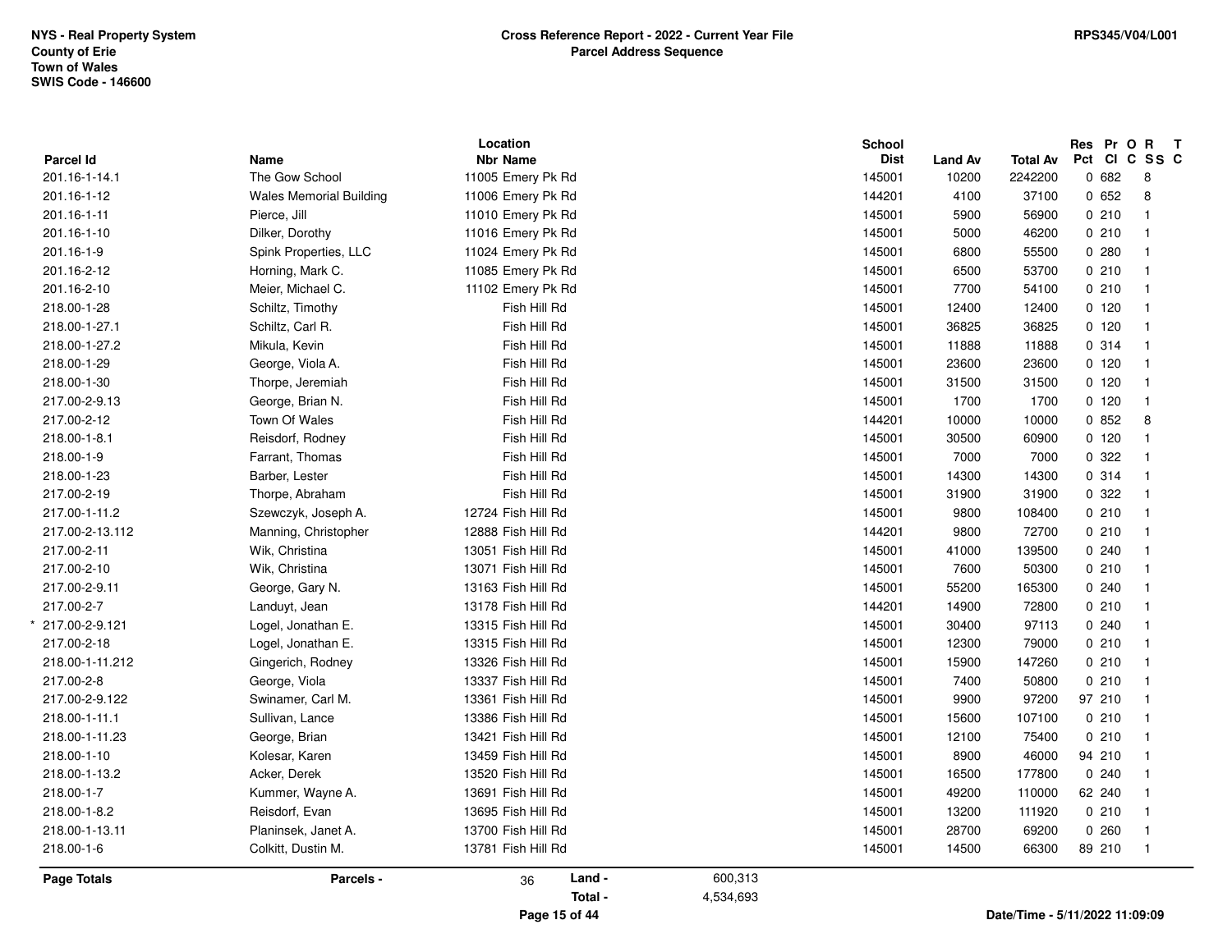**NYS - Real Property System**
**County of Erie**
**Town of Wales**
**SWIS Code - 146600**

**Cross Reference Report - 2022 - Current Year File**
**Parcel Address Sequence**

**RPS345/V04/L001**

| Parcel Id | Name | Location Nbr | Location Name | School Dist | Land Av | Total Av | Res Pct | Pr Cl | O C | R SS | T C |
|---|---|---|---|---|---|---|---|---|---|---|---|
| 201.16-1-14.1 | The Gow School | 11005 | Emery Pk Rd | 145001 | 10200 | 2242200 | 0 | 682 | | 8 | |
| 201.16-1-12 | Wales Memorial Building | 11006 | Emery Pk Rd | 144201 | 4100 | 37100 | 0 | 652 | | 8 | |
| 201.16-1-11 | Pierce, Jill | 11010 | Emery Pk Rd | 145001 | 5900 | 56900 | 0 | 210 | | 1 | |
| 201.16-1-10 | Dilker, Dorothy | 11016 | Emery Pk Rd | 145001 | 5000 | 46200 | 0 | 210 | | 1 | |
| 201.16-1-9 | Spink Properties, LLC | 11024 | Emery Pk Rd | 145001 | 6800 | 55500 | 0 | 280 | | 1 | |
| 201.16-2-12 | Horning, Mark C. | 11085 | Emery Pk Rd | 145001 | 6500 | 53700 | 0 | 210 | | 1 | |
| 201.16-2-10 | Meier, Michael C. | 11102 | Emery Pk Rd | 145001 | 7700 | 54100 | 0 | 210 | | 1 | |
| 218.00-1-28 | Schiltz, Timothy | | Fish Hill Rd | 145001 | 12400 | 12400 | 0 | 120 | | 1 | |
| 218.00-1-27.1 | Schiltz, Carl R. | | Fish Hill Rd | 145001 | 36825 | 36825 | 0 | 120 | | 1 | |
| 218.00-1-27.2 | Mikula, Kevin | | Fish Hill Rd | 145001 | 11888 | 11888 | 0 | 314 | | 1 | |
| 218.00-1-29 | George, Viola A. | | Fish Hill Rd | 145001 | 23600 | 23600 | 0 | 120 | | 1 | |
| 218.00-1-30 | Thorpe, Jeremiah | | Fish Hill Rd | 145001 | 31500 | 31500 | 0 | 120 | | 1 | |
| 217.00-2-9.13 | George, Brian N. | | Fish Hill Rd | 145001 | 1700 | 1700 | 0 | 120 | | 1 | |
| 217.00-2-12 | Town Of Wales | | Fish Hill Rd | 144201 | 10000 | 10000 | 0 | 852 | | 8 | |
| 218.00-1-8.1 | Reisdorf, Rodney | | Fish Hill Rd | 145001 | 30500 | 60900 | 0 | 120 | | 1 | |
| 218.00-1-9 | Farrant, Thomas | | Fish Hill Rd | 145001 | 7000 | 7000 | 0 | 322 | | 1 | |
| 218.00-1-23 | Barber, Lester | | Fish Hill Rd | 145001 | 14300 | 14300 | 0 | 314 | | 1 | |
| 217.00-2-19 | Thorpe, Abraham | | Fish Hill Rd | 145001 | 31900 | 31900 | 0 | 322 | | 1 | |
| 217.00-1-11.2 | Szewczyk, Joseph A. | 12724 | Fish Hill Rd | 145001 | 9800 | 108400 | 0 | 210 | | 1 | |
| 217.00-2-13.112 | Manning, Christopher | 12888 | Fish Hill Rd | 144201 | 9800 | 72700 | 0 | 210 | | 1 | |
| 217.00-2-11 | Wik, Christina | 13051 | Fish Hill Rd | 145001 | 41000 | 139500 | 0 | 240 | | 1 | |
| 217.00-2-10 | Wik, Christina | 13071 | Fish Hill Rd | 145001 | 7600 | 50300 | 0 | 210 | | 1 | |
| 217.00-2-9.11 | George, Gary N. | 13163 | Fish Hill Rd | 145001 | 55200 | 165300 | 0 | 240 | | 1 | |
| 217.00-2-7 | Landuyt, Jean | 13178 | Fish Hill Rd | 144201 | 14900 | 72800 | 0 | 210 | | 1 | |
| * 217.00-2-9.121 | Logel, Jonathan E. | 13315 | Fish Hill Rd | 145001 | 30400 | 97113 | 0 | 240 | | 1 | |
| 217.00-2-18 | Logel, Jonathan E. | 13315 | Fish Hill Rd | 145001 | 12300 | 79000 | 0 | 210 | | 1 | |
| 218.00-1-11.212 | Gingerich, Rodney | 13326 | Fish Hill Rd | 145001 | 15900 | 147260 | 0 | 210 | | 1 | |
| 217.00-2-8 | George, Viola | 13337 | Fish Hill Rd | 145001 | 7400 | 50800 | 0 | 210 | | 1 | |
| 217.00-2-9.122 | Swinamer, Carl M. | 13361 | Fish Hill Rd | 145001 | 9900 | 97200 | 97 | 210 | | 1 | |
| 218.00-1-11.1 | Sullivan, Lance | 13386 | Fish Hill Rd | 145001 | 15600 | 107100 | 0 | 210 | | 1 | |
| 218.00-1-11.23 | George, Brian | 13421 | Fish Hill Rd | 145001 | 12100 | 75400 | 0 | 210 | | 1 | |
| 218.00-1-10 | Kolesar, Karen | 13459 | Fish Hill Rd | 145001 | 8900 | 46000 | 94 | 210 | | 1 | |
| 218.00-1-13.2 | Acker, Derek | 13520 | Fish Hill Rd | 145001 | 16500 | 177800 | 0 | 240 | | 1 | |
| 218.00-1-7 | Kummer, Wayne A. | 13691 | Fish Hill Rd | 145001 | 49200 | 110000 | 62 | 240 | | 1 | |
| 218.00-1-8.2 | Reisdorf, Evan | 13695 | Fish Hill Rd | 145001 | 13200 | 111920 | 0 | 210 | | 1 | |
| 218.00-1-13.11 | Planinsek, Janet A. | 13700 | Fish Hill Rd | 145001 | 28700 | 69200 | 0 | 260 | | 1 | |
| 218.00-1-6 | Colkitt, Dustin M. | 13781 | Fish Hill Rd | 145001 | 14500 | 66300 | 89 | 210 | | 1 | |

**Page Totals** — **Parcels -** 36 — **Land -** 600,313 — **Total -** 4,534,693

Date/Time - 5/11/2022 11:09:09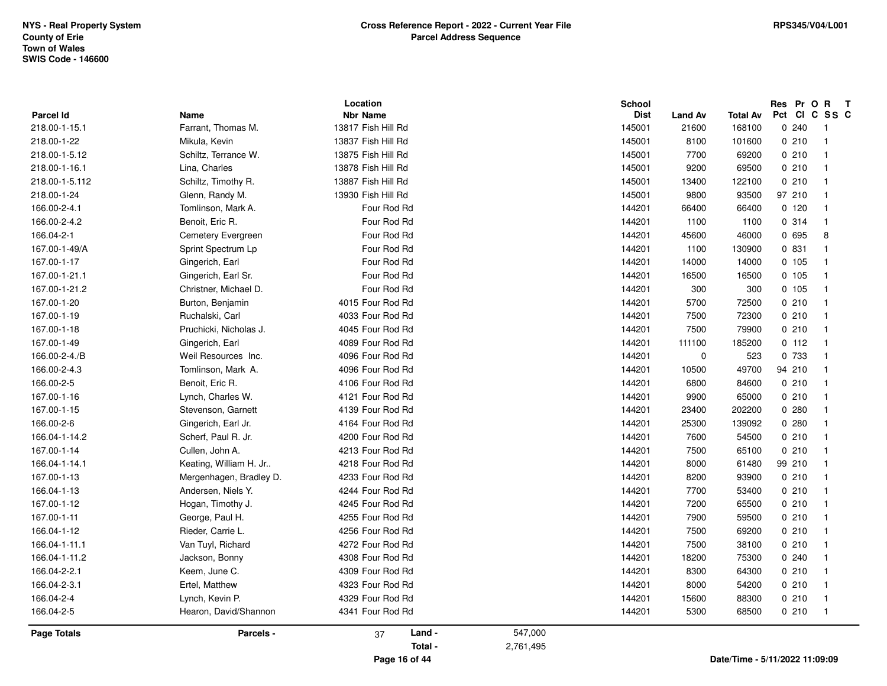NYS - Real Property System
County of Erie
Town of Wales
SWIS Code - 146600

**Cross Reference Report - 2022 - Current Year File**
**Parcel Address Sequence**

RPS345/V04/L001

| Parcel Id | Name | Location Nbr | Location Name | School Dist | Land Av | Total Av | Res Pct | Pr Cl | O C | R SS | T C |
|---|---|---|---|---|---|---|---|---|---|---|---|
| 218.00-1-15.1 | Farrant, Thomas M. | 13817 | Fish Hill Rd | 145001 | 21600 | 168100 | 0 | 240 | | 1 | |
| 218.00-1-22 | Mikula, Kevin | 13837 | Fish Hill Rd | 145001 | 8100 | 101600 | 0 | 210 | | 1 | |
| 218.00-1-5.12 | Schiltz, Terrance W. | 13875 | Fish Hill Rd | 145001 | 7700 | 69200 | 0 | 210 | | 1 | |
| 218.00-1-16.1 | Lina, Charles | 13878 | Fish Hill Rd | 145001 | 9200 | 69500 | 0 | 210 | | 1 | |
| 218.00-1-5.112 | Schiltz, Timothy R. | 13887 | Fish Hill Rd | 145001 | 13400 | 122100 | 0 | 210 | | 1 | |
| 218.00-1-24 | Glenn, Randy M. | 13930 | Fish Hill Rd | 145001 | 9800 | 93500 | 97 | 210 | | 1 | |
| 166.00-2-4.1 | Tomlinson, Mark A. | | Four Rod Rd | 144201 | 66400 | 66400 | 0 | 120 | | 1 | |
| 166.00-2-4.2 | Benoit, Eric R. | | Four Rod Rd | 144201 | 1100 | 1100 | 0 | 314 | | 1 | |
| 166.04-2-1 | Cemetery Evergreen | | Four Rod Rd | 144201 | 45600 | 46000 | 0 | 695 | | 8 | |
| 167.00-1-49/A | Sprint Spectrum Lp | | Four Rod Rd | 144201 | 1100 | 130900 | 0 | 831 | | 1 | |
| 167.00-1-17 | Gingerich, Earl | | Four Rod Rd | 144201 | 14000 | 14000 | 0 | 105 | | 1 | |
| 167.00-1-21.1 | Gingerich, Earl Sr. | | Four Rod Rd | 144201 | 16500 | 16500 | 0 | 105 | | 1 | |
| 167.00-1-21.2 | Christner, Michael D. | | Four Rod Rd | 144201 | 300 | 300 | 0 | 105 | | 1 | |
| 167.00-1-20 | Burton, Benjamin | 4015 | Four Rod Rd | 144201 | 5700 | 72500 | 0 | 210 | | 1 | |
| 167.00-1-19 | Ruchalski, Carl | 4033 | Four Rod Rd | 144201 | 7500 | 72300 | 0 | 210 | | 1 | |
| 167.00-1-18 | Pruchicki, Nicholas J. | 4045 | Four Rod Rd | 144201 | 7500 | 79900 | 0 | 210 | | 1 | |
| 167.00-1-49 | Gingerich, Earl | 4089 | Four Rod Rd | 144201 | 111100 | 185200 | 0 | 112 | | 1 | |
| 166.00-2-4./B | Weil Resources Inc. | 4096 | Four Rod Rd | 144201 | 0 | 523 | 0 | 733 | | 1 | |
| 166.00-2-4.3 | Tomlinson, Mark A. | 4096 | Four Rod Rd | 144201 | 10500 | 49700 | 94 | 210 | | 1 | |
| 166.00-2-5 | Benoit, Eric R. | 4106 | Four Rod Rd | 144201 | 6800 | 84600 | 0 | 210 | | 1 | |
| 167.00-1-16 | Lynch, Charles W. | 4121 | Four Rod Rd | 144201 | 9900 | 65000 | 0 | 210 | | 1 | |
| 167.00-1-15 | Stevenson, Garnett | 4139 | Four Rod Rd | 144201 | 23400 | 202200 | 0 | 280 | | 1 | |
| 166.00-2-6 | Gingerich, Earl Jr. | 4164 | Four Rod Rd | 144201 | 25300 | 139092 | 0 | 280 | | 1 | |
| 166.04-1-14.2 | Scherf, Paul R. Jr. | 4200 | Four Rod Rd | 144201 | 7600 | 54500 | 0 | 210 | | 1 | |
| 167.00-1-14 | Cullen, John A. | 4213 | Four Rod Rd | 144201 | 7500 | 65100 | 0 | 210 | | 1 | |
| 166.04-1-14.1 | Keating, William H. Jr.. | 4218 | Four Rod Rd | 144201 | 8000 | 61480 | 99 | 210 | | 1 | |
| 167.00-1-13 | Mergenhagen, Bradley D. | 4233 | Four Rod Rd | 144201 | 8200 | 93900 | 0 | 210 | | 1 | |
| 166.04-1-13 | Andersen, Niels Y. | 4244 | Four Rod Rd | 144201 | 7700 | 53400 | 0 | 210 | | 1 | |
| 167.00-1-12 | Hogan, Timothy J. | 4245 | Four Rod Rd | 144201 | 7200 | 65500 | 0 | 210 | | 1 | |
| 167.00-1-11 | George, Paul H. | 4255 | Four Rod Rd | 144201 | 7900 | 59500 | 0 | 210 | | 1 | |
| 166.04-1-12 | Rieder, Carrie L. | 4256 | Four Rod Rd | 144201 | 7500 | 69200 | 0 | 210 | | 1 | |
| 166.04-1-11.1 | Van Tuyl, Richard | 4272 | Four Rod Rd | 144201 | 7500 | 38100 | 0 | 210 | | 1 | |
| 166.04-1-11.2 | Jackson, Bonny | 4308 | Four Rod Rd | 144201 | 18200 | 75300 | 0 | 240 | | 1 | |
| 166.04-2-2.1 | Keem, June C. | 4309 | Four Rod Rd | 144201 | 8300 | 64300 | 0 | 210 | | 1 | |
| 166.04-2-3.1 | Ertel, Matthew | 4323 | Four Rod Rd | 144201 | 8000 | 54200 | 0 | 210 | | 1 | |
| 166.04-2-4 | Lynch, Kevin P. | 4329 | Four Rod Rd | 144201 | 15600 | 88300 | 0 | 210 | | 1 | |
| 166.04-2-5 | Hearon, David/Shannon | 4341 | Four Rod Rd | 144201 | 5300 | 68500 | 0 | 210 | | 1 | |

**Page Totals** **Parcels -** 37 **Land -** 547,000 **Total -** 2,761,495

Date/Time - 5/11/2022 11:09:09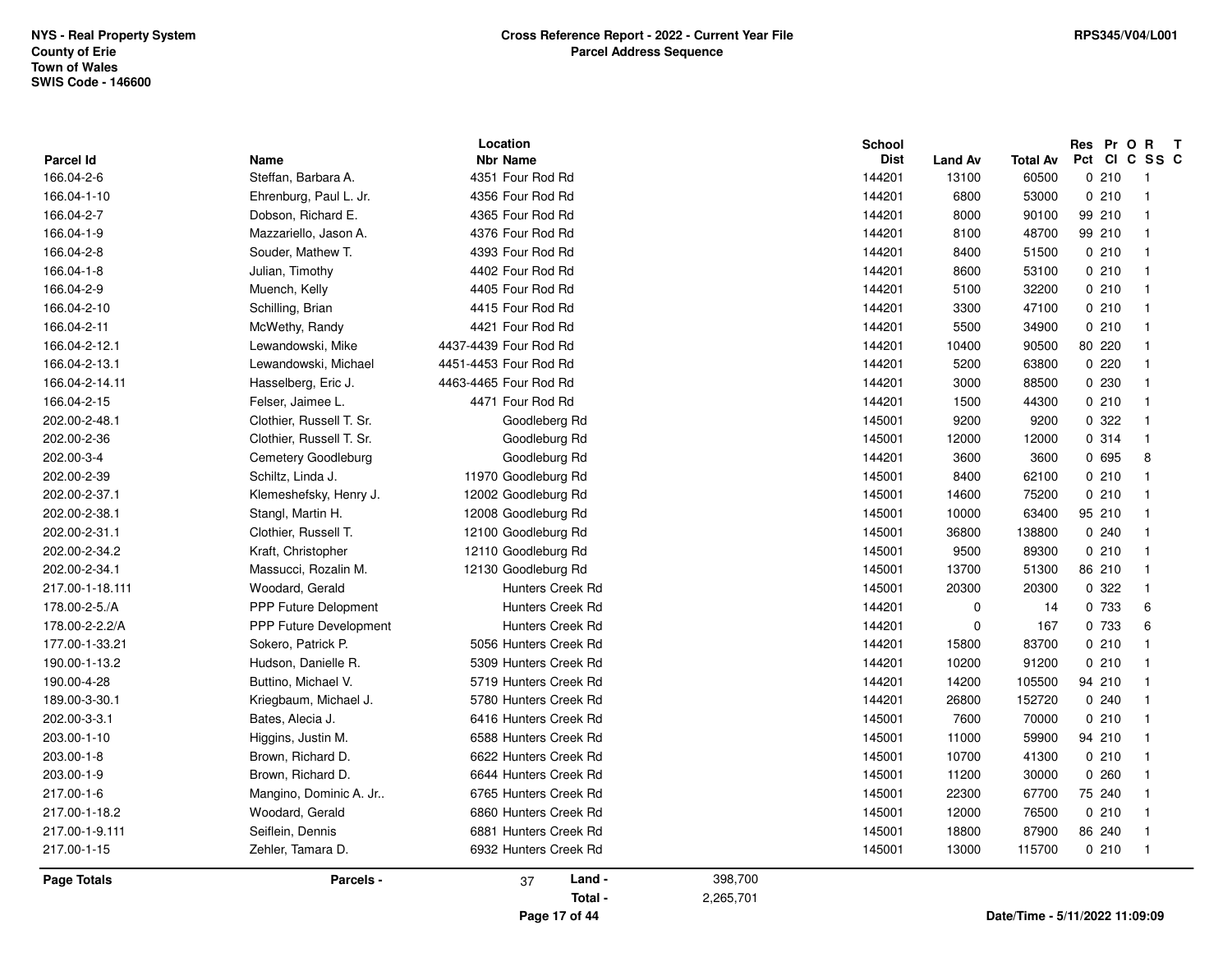NYS - Real Property System
County of Erie
Town of Wales
SWIS Code - 146600

**Cross Reference Report - 2022 - Current Year File**
**Parcel Address Sequence**

RPS345/V04/L001

| Parcel Id | Name | Location Nbr | Location Name | School Dist | Land Av | Total Av | Res Pct | Pr Cl | O C | R SS | T C |
|---|---|---|---|---|---|---|---|---|---|---|---|
| 166.04-2-6 | Steffan, Barbara A. | 4351 | Four Rod Rd | 144201 | 13100 | 60500 | 0 | 210 | | 1 | |
| 166.04-1-10 | Ehrenburg, Paul L. Jr. | 4356 | Four Rod Rd | 144201 | 6800 | 53000 | 0 | 210 | | 1 | |
| 166.04-2-7 | Dobson, Richard E. | 4365 | Four Rod Rd | 144201 | 8000 | 90100 | 99 | 210 | | 1 | |
| 166.04-1-9 | Mazzariello, Jason A. | 4376 | Four Rod Rd | 144201 | 8100 | 48700 | 99 | 210 | | 1 | |
| 166.04-2-8 | Souder, Mathew T. | 4393 | Four Rod Rd | 144201 | 8400 | 51500 | 0 | 210 | | 1 | |
| 166.04-1-8 | Julian, Timothy | 4402 | Four Rod Rd | 144201 | 8600 | 53100 | 0 | 210 | | 1 | |
| 166.04-2-9 | Muench, Kelly | 4405 | Four Rod Rd | 144201 | 5100 | 32200 | 0 | 210 | | 1 | |
| 166.04-2-10 | Schilling, Brian | 4415 | Four Rod Rd | 144201 | 3300 | 47100 | 0 | 210 | | 1 | |
| 166.04-2-11 | McWethy, Randy | 4421 | Four Rod Rd | 144201 | 5500 | 34900 | 0 | 210 | | 1 | |
| 166.04-2-12.1 | Lewandowski, Mike | 4437-4439 | Four Rod Rd | 144201 | 10400 | 90500 | 80 | 220 | | 1 | |
| 166.04-2-13.1 | Lewandowski, Michael | 4451-4453 | Four Rod Rd | 144201 | 5200 | 63800 | 0 | 220 | | 1 | |
| 166.04-2-14.11 | Hasselberg, Eric J. | 4463-4465 | Four Rod Rd | 144201 | 3000 | 88500 | 0 | 230 | | 1 | |
| 166.04-2-15 | Felser, Jaimee L. | 4471 | Four Rod Rd | 144201 | 1500 | 44300 | 0 | 210 | | 1 | |
| 202.00-2-48.1 | Clothier, Russell T. Sr. | | Goodleberg Rd | 145001 | 9200 | 9200 | 0 | 322 | | 1 | |
| 202.00-2-36 | Clothier, Russell T. Sr. | | Goodleburg Rd | 145001 | 12000 | 12000 | 0 | 314 | | 1 | |
| 202.00-3-4 | Cemetery Goodleburg | | Goodleburg Rd | 144201 | 3600 | 3600 | 0 | 695 | | 8 | |
| 202.00-2-39 | Schiltz, Linda J. | 11970 | Goodleburg Rd | 145001 | 8400 | 62100 | 0 | 210 | | 1 | |
| 202.00-2-37.1 | Klemeshefsky, Henry J. | 12002 | Goodleburg Rd | 145001 | 14600 | 75200 | 0 | 210 | | 1 | |
| 202.00-2-38.1 | Stangl, Martin H. | 12008 | Goodleburg Rd | 145001 | 10000 | 63400 | 95 | 210 | | 1 | |
| 202.00-2-31.1 | Clothier, Russell T. | 12100 | Goodleburg Rd | 145001 | 36800 | 138800 | 0 | 240 | | 1 | |
| 202.00-2-34.2 | Kraft, Christopher | 12110 | Goodleburg Rd | 145001 | 9500 | 89300 | 0 | 210 | | 1 | |
| 202.00-2-34.1 | Massucci, Rozalin M. | 12130 | Goodleburg Rd | 145001 | 13700 | 51300 | 86 | 210 | | 1 | |
| 217.00-1-18.111 | Woodard, Gerald | | Hunters Creek Rd | 145001 | 20300 | 20300 | 0 | 322 | | 1 | |
| 178.00-2-5./A | PPP Future Delopment | | Hunters Creek Rd | 144201 | 0 | 14 | 0 | 733 | | 6 | |
| 178.00-2-2.2/A | PPP Future Development | | Hunters Creek Rd | 144201 | 0 | 167 | 0 | 733 | | 6 | |
| 177.00-1-33.21 | Sokero, Patrick P. | 5056 | Hunters Creek Rd | 144201 | 15800 | 83700 | 0 | 210 | | 1 | |
| 190.00-1-13.2 | Hudson, Danielle R. | 5309 | Hunters Creek Rd | 144201 | 10200 | 91200 | 0 | 210 | | 1 | |
| 190.00-4-28 | Buttino, Michael V. | 5719 | Hunters Creek Rd | 144201 | 14200 | 105500 | 94 | 210 | | 1 | |
| 189.00-3-30.1 | Kriegbaum, Michael J. | 5780 | Hunters Creek Rd | 144201 | 26800 | 152720 | 0 | 240 | | 1 | |
| 202.00-3-3.1 | Bates, Alecia J. | 6416 | Hunters Creek Rd | 145001 | 7600 | 70000 | 0 | 210 | | 1 | |
| 203.00-1-10 | Higgins, Justin M. | 6588 | Hunters Creek Rd | 145001 | 11000 | 59900 | 94 | 210 | | 1 | |
| 203.00-1-8 | Brown, Richard D. | 6622 | Hunters Creek Rd | 145001 | 10700 | 41300 | 0 | 210 | | 1 | |
| 203.00-1-9 | Brown, Richard D. | 6644 | Hunters Creek Rd | 145001 | 11200 | 30000 | 0 | 260 | | 1 | |
| 217.00-1-6 | Mangino, Dominic A. Jr.. | 6765 | Hunters Creek Rd | 145001 | 22300 | 67700 | 75 | 240 | | 1 | |
| 217.00-1-18.2 | Woodard, Gerald | 6860 | Hunters Creek Rd | 145001 | 12000 | 76500 | 0 | 210 | | 1 | |
| 217.00-1-9.111 | Seiflein, Dennis | 6881 | Hunters Creek Rd | 145001 | 18800 | 87900 | 86 | 240 | | 1 | |
| 217.00-1-15 | Zehler, Tamara D. | 6932 | Hunters Creek Rd | 145001 | 13000 | 115700 | 0 | 210 | | 1 | |

**Page Totals** — Parcels - 37 — Land - 398,700 — Total - 2,265,701

Date/Time - 5/11/2022 11:09:09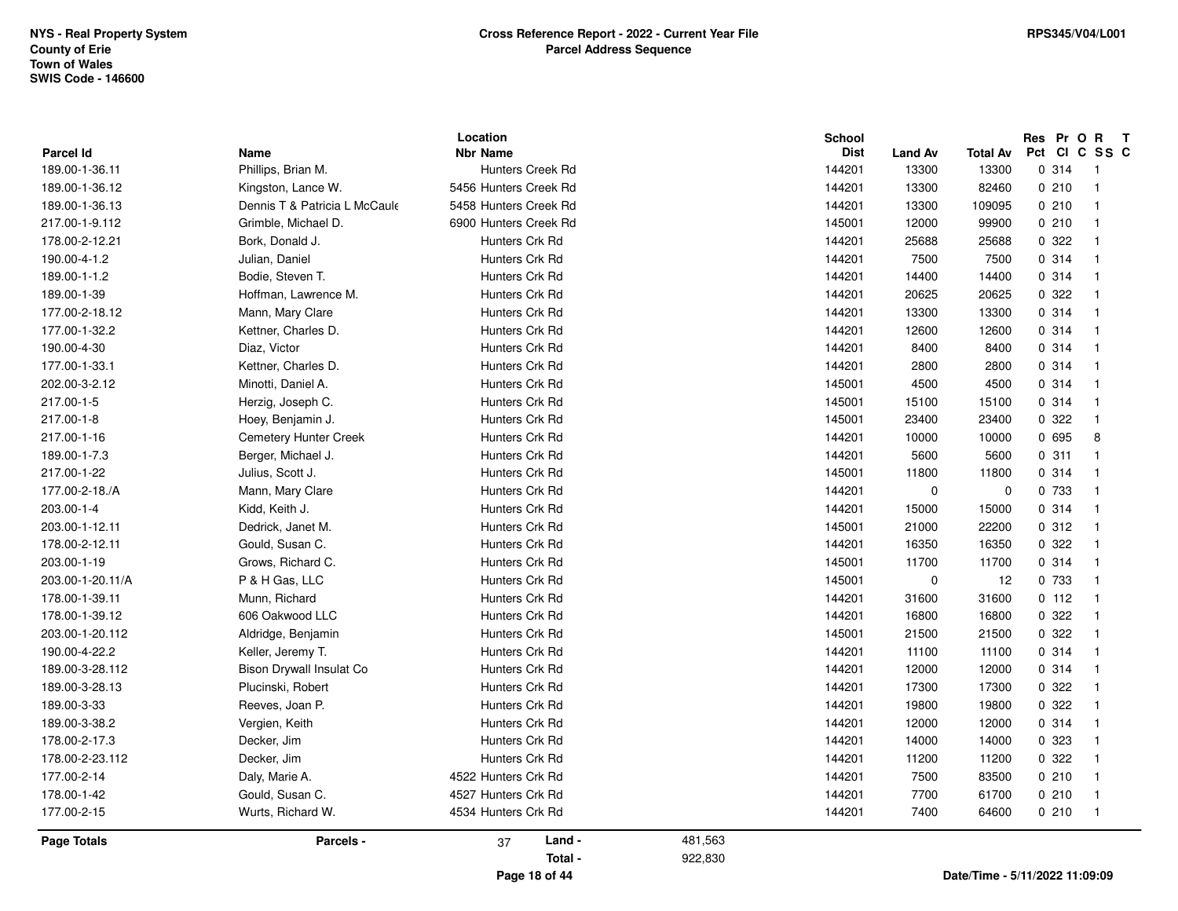NYS - Real Property System
County of Erie
Town of Wales
SWIS Code - 146600

**Cross Reference Report - 2022 - Current Year File**
**Parcel Address Sequence**

RPS345/V04/L001

| Parcel Id | Name | Location Nbr | Location Name | School Dist | Land Av | Total Av | Res Pct | Pr Cl | O C | R SS | T C |
|---|---|---|---|---|---|---|---|---|---|---|---|
| 189.00-1-36.11 | Phillips, Brian M. | | Hunters Creek Rd | 144201 | 13300 | 13300 | 0 | 314 | | 1 | |
| 189.00-1-36.12 | Kingston, Lance W. | 5456 | Hunters Creek Rd | 144201 | 13300 | 82460 | 0 | 210 | | 1 | |
| 189.00-1-36.13 | Dennis T & Patricia L McCaule | 5458 | Hunters Creek Rd | 144201 | 13300 | 109095 | 0 | 210 | | 1 | |
| 217.00-1-9.112 | Grimble, Michael D. | 6900 | Hunters Creek Rd | 145001 | 12000 | 99900 | 0 | 210 | | 1 | |
| 178.00-2-12.21 | Bork, Donald J. | | Hunters Crk Rd | 144201 | 25688 | 25688 | 0 | 322 | | 1 | |
| 190.00-4-1.2 | Julian, Daniel | | Hunters Crk Rd | 144201 | 7500 | 7500 | 0 | 314 | | 1 | |
| 189.00-1-1.2 | Bodie, Steven T. | | Hunters Crk Rd | 144201 | 14400 | 14400 | 0 | 314 | | 1 | |
| 189.00-1-39 | Hoffman, Lawrence M. | | Hunters Crk Rd | 144201 | 20625 | 20625 | 0 | 322 | | 1 | |
| 177.00-2-18.12 | Mann, Mary Clare | | Hunters Crk Rd | 144201 | 13300 | 13300 | 0 | 314 | | 1 | |
| 177.00-1-32.2 | Kettner, Charles D. | | Hunters Crk Rd | 144201 | 12600 | 12600 | 0 | 314 | | 1 | |
| 190.00-4-30 | Diaz, Victor | | Hunters Crk Rd | 144201 | 8400 | 8400 | 0 | 314 | | 1 | |
| 177.00-1-33.1 | Kettner, Charles D. | | Hunters Crk Rd | 144201 | 2800 | 2800 | 0 | 314 | | 1 | |
| 202.00-3-2.12 | Minotti, Daniel A. | | Hunters Crk Rd | 145001 | 4500 | 4500 | 0 | 314 | | 1 | |
| 217.00-1-5 | Herzig, Joseph C. | | Hunters Crk Rd | 145001 | 15100 | 15100 | 0 | 314 | | 1 | |
| 217.00-1-8 | Hoey, Benjamin J. | | Hunters Crk Rd | 145001 | 23400 | 23400 | 0 | 322 | | 1 | |
| 217.00-1-16 | Cemetery Hunter Creek | | Hunters Crk Rd | 144201 | 10000 | 10000 | 0 | 695 | | 8 | |
| 189.00-1-7.3 | Berger, Michael J. | | Hunters Crk Rd | 144201 | 5600 | 5600 | 0 | 311 | | 1 | |
| 217.00-1-22 | Julius, Scott J. | | Hunters Crk Rd | 145001 | 11800 | 11800 | 0 | 314 | | 1 | |
| 177.00-2-18./A | Mann, Mary Clare | | Hunters Crk Rd | 144201 | 0 | 0 | 0 | 733 | | 1 | |
| 203.00-1-4 | Kidd, Keith J. | | Hunters Crk Rd | 145001 | 15000 | 15000 | 0 | 314 | | 1 | |
| 203.00-1-12.11 | Dedrick, Janet M. | | Hunters Crk Rd | 145001 | 21000 | 22200 | 0 | 312 | | 1 | |
| 178.00-2-12.11 | Gould, Susan C. | | Hunters Crk Rd | 144201 | 16350 | 16350 | 0 | 322 | | 1 | |
| 203.00-1-19 | Grows, Richard C. | | Hunters Crk Rd | 145001 | 11700 | 11700 | 0 | 314 | | 1 | |
| 203.00-1-20.11/A | P & H Gas, LLC | | Hunters Crk Rd | 145001 | 0 | 12 | 0 | 733 | | 1 | |
| 178.00-1-39.11 | Munn, Richard | | Hunters Crk Rd | 144201 | 31600 | 31600 | 0 | 112 | | 1 | |
| 178.00-1-39.12 | 606 Oakwood LLC | | Hunters Crk Rd | 144201 | 16800 | 16800 | 0 | 322 | | 1 | |
| 203.00-1-20.112 | Aldridge, Benjamin | | Hunters Crk Rd | 145001 | 21500 | 21500 | 0 | 322 | | 1 | |
| 190.00-4-22.2 | Keller, Jeremy T. | | Hunters Crk Rd | 144201 | 11100 | 11100 | 0 | 314 | | 1 | |
| 189.00-3-28.112 | Bison Drywall Insulat Co | | Hunters Crk Rd | 144201 | 12000 | 12000 | 0 | 314 | | 1 | |
| 189.00-3-28.13 | Plucinski, Robert | | Hunters Crk Rd | 144201 | 17300 | 17300 | 0 | 322 | | 1 | |
| 189.00-3-33 | Reeves, Joan P. | | Hunters Crk Rd | 144201 | 19800 | 19800 | 0 | 322 | | 1 | |
| 189.00-3-38.2 | Vergien, Keith | | Hunters Crk Rd | 144201 | 12000 | 12000 | 0 | 314 | | 1 | |
| 178.00-2-17.3 | Decker, Jim | | Hunters Crk Rd | 144201 | 14000 | 14000 | 0 | 323 | | 1 | |
| 178.00-2-23.112 | Decker, Jim | | Hunters Crk Rd | 144201 | 11200 | 11200 | 0 | 322 | | 1 | |
| 177.00-2-14 | Daly, Marie A. | 4522 | Hunters Crk Rd | 144201 | 7500 | 83500 | 0 | 210 | | 1 | |
| 178.00-1-42 | Gould, Susan C. | 4527 | Hunters Crk Rd | 144201 | 7700 | 61700 | 0 | 210 | | 1 | |
| 177.00-2-15 | Wurts, Richard W. | 4534 | Hunters Crk Rd | 144201 | 7400 | 64600 | 0 | 210 | | 1 | |

| Page Totals | Parcels - | 37 | Land - | 481,563 |
|---|---|---|---|---|
| | | | Total - | 922,830 |

Date/Time - 5/11/2022 11:09:09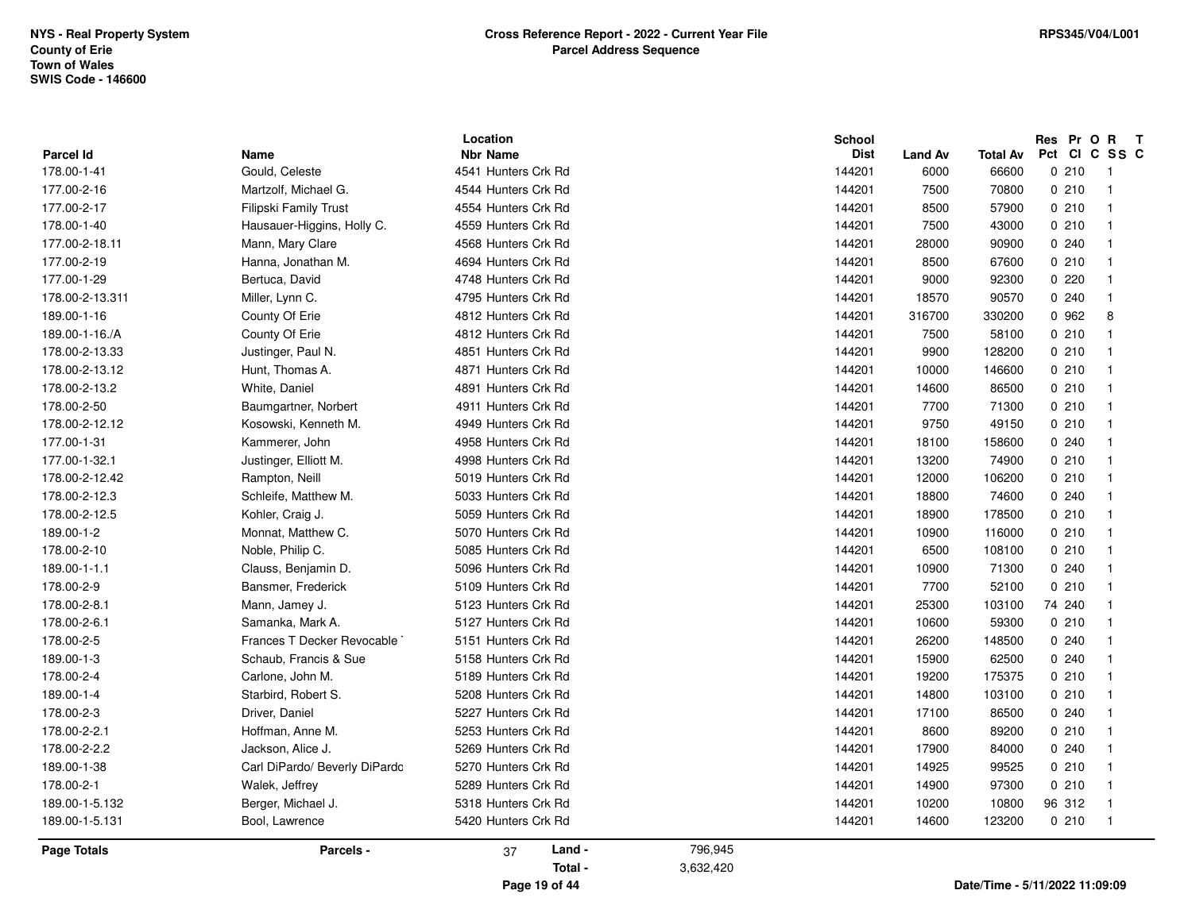NYS - Real Property System
County of Erie
Town of Wales
SWIS Code - 146600

**Cross Reference Report - 2022 - Current Year File**
**Parcel Address Sequence**

RPS345/V04/L001

| Parcel Id | Name | Location Nbr Name | School Dist | Land Av | Total Av | Res Pct | Pr Cl | O C | R SS | T C |
|---|---|---|---|---|---|---|---|---|---|---|
| 178.00-1-41 | Gould, Celeste | 4541 Hunters Crk Rd | 144201 | 6000 | 66600 | 0 | 210 | | 1 | |
| 177.00-2-16 | Martzolf, Michael G. | 4544 Hunters Crk Rd | 144201 | 7500 | 70800 | 0 | 210 | | 1 | |
| 177.00-2-17 | Filipski Family Trust | 4554 Hunters Crk Rd | 144201 | 8500 | 57900 | 0 | 210 | | 1 | |
| 178.00-1-40 | Hausauer-Higgins, Holly C. | 4559 Hunters Crk Rd | 144201 | 7500 | 43000 | 0 | 210 | | 1 | |
| 177.00-2-18.11 | Mann, Mary Clare | 4568 Hunters Crk Rd | 144201 | 28000 | 90900 | 0 | 240 | | 1 | |
| 177.00-2-19 | Hanna, Jonathan M. | 4694 Hunters Crk Rd | 144201 | 8500 | 67600 | 0 | 210 | | 1 | |
| 177.00-1-29 | Bertuca, David | 4748 Hunters Crk Rd | 144201 | 9000 | 92300 | 0 | 220 | | 1 | |
| 178.00-2-13.311 | Miller, Lynn C. | 4795 Hunters Crk Rd | 144201 | 18570 | 90570 | 0 | 240 | | 1 | |
| 189.00-1-16 | County Of Erie | 4812 Hunters Crk Rd | 144201 | 316700 | 330200 | 0 | 962 | | 8 | |
| 189.00-1-16./A | County Of Erie | 4812 Hunters Crk Rd | 144201 | 7500 | 58100 | 0 | 210 | | 1 | |
| 178.00-2-13.33 | Justinger, Paul N. | 4851 Hunters Crk Rd | 144201 | 9900 | 128200 | 0 | 210 | | 1 | |
| 178.00-2-13.12 | Hunt, Thomas A. | 4871 Hunters Crk Rd | 144201 | 10000 | 146600 | 0 | 210 | | 1 | |
| 178.00-2-13.2 | White, Daniel | 4891 Hunters Crk Rd | 144201 | 14600 | 86500 | 0 | 210 | | 1 | |
| 178.00-2-50 | Baumgartner, Norbert | 4911 Hunters Crk Rd | 144201 | 7700 | 71300 | 0 | 210 | | 1 | |
| 178.00-2-12.12 | Kosowski, Kenneth M. | 4949 Hunters Crk Rd | 144201 | 9750 | 49150 | 0 | 210 | | 1 | |
| 177.00-1-31 | Kammerer, John | 4958 Hunters Crk Rd | 144201 | 18100 | 158600 | 0 | 240 | | 1 | |
| 177.00-1-32.1 | Justinger, Elliott M. | 4998 Hunters Crk Rd | 144201 | 13200 | 74900 | 0 | 210 | | 1 | |
| 178.00-2-12.42 | Rampton, Neill | 5019 Hunters Crk Rd | 144201 | 12000 | 106200 | 0 | 210 | | 1 | |
| 178.00-2-12.3 | Schleife, Matthew M. | 5033 Hunters Crk Rd | 144201 | 18800 | 74600 | 0 | 240 | | 1 | |
| 178.00-2-12.5 | Kohler, Craig J. | 5059 Hunters Crk Rd | 144201 | 18900 | 178500 | 0 | 210 | | 1 | |
| 189.00-1-2 | Monnat, Matthew C. | 5070 Hunters Crk Rd | 144201 | 10900 | 116000 | 0 | 210 | | 1 | |
| 178.00-2-10 | Noble, Philip C. | 5085 Hunters Crk Rd | 144201 | 6500 | 108100 | 0 | 210 | | 1 | |
| 189.00-1-1.1 | Clauss, Benjamin D. | 5096 Hunters Crk Rd | 144201 | 10900 | 71300 | 0 | 240 | | 1 | |
| 178.00-2-9 | Bansmer, Frederick | 5109 Hunters Crk Rd | 144201 | 7700 | 52100 | 0 | 210 | | 1 | |
| 178.00-2-8.1 | Mann, Jamey J. | 5123 Hunters Crk Rd | 144201 | 25300 | 103100 | 74 | 240 | | 1 | |
| 178.00-2-6.1 | Samanka, Mark A. | 5127 Hunters Crk Rd | 144201 | 10600 | 59300 | 0 | 210 | | 1 | |
| 178.00-2-5 | Frances T Decker Revocable 1 | 5151 Hunters Crk Rd | 144201 | 26200 | 148500 | 0 | 240 | | 1 | |
| 189.00-1-3 | Schaub, Francis & Sue | 5158 Hunters Crk Rd | 144201 | 15900 | 62500 | 0 | 240 | | 1 | |
| 178.00-2-4 | Carlone, John M. | 5189 Hunters Crk Rd | 144201 | 19200 | 175375 | 0 | 210 | | 1 | |
| 189.00-1-4 | Starbird, Robert S. | 5208 Hunters Crk Rd | 144201 | 14800 | 103100 | 0 | 210 | | 1 | |
| 178.00-2-3 | Driver, Daniel | 5227 Hunters Crk Rd | 144201 | 17100 | 86500 | 0 | 240 | | 1 | |
| 178.00-2-2.1 | Hoffman, Anne M. | 5253 Hunters Crk Rd | 144201 | 8600 | 89200 | 0 | 210 | | 1 | |
| 178.00-2-2.2 | Jackson, Alice J. | 5269 Hunters Crk Rd | 144201 | 17900 | 84000 | 0 | 240 | | 1 | |
| 189.00-1-38 | Carl DiPardo/ Beverly DiPardo | 5270 Hunters Crk Rd | 144201 | 14925 | 99525 | 0 | 210 | | 1 | |
| 178.00-2-1 | Walek, Jeffrey | 5289 Hunters Crk Rd | 144201 | 14900 | 97300 | 0 | 210 | | 1 | |
| 189.00-1-5.132 | Berger, Michael J. | 5318 Hunters Crk Rd | 144201 | 10200 | 10800 | 96 | 312 | | 1 | |
| 189.00-1-5.131 | Bool, Lawrence | 5420 Hunters Crk Rd | 144201 | 14600 | 123200 | 0 | 210 | | 1 | |

**Page Totals** | **Parcels -** 37 | **Land -** 796,945 | **Total -** 3,632,420

Date/Time - 5/11/2022 11:09:09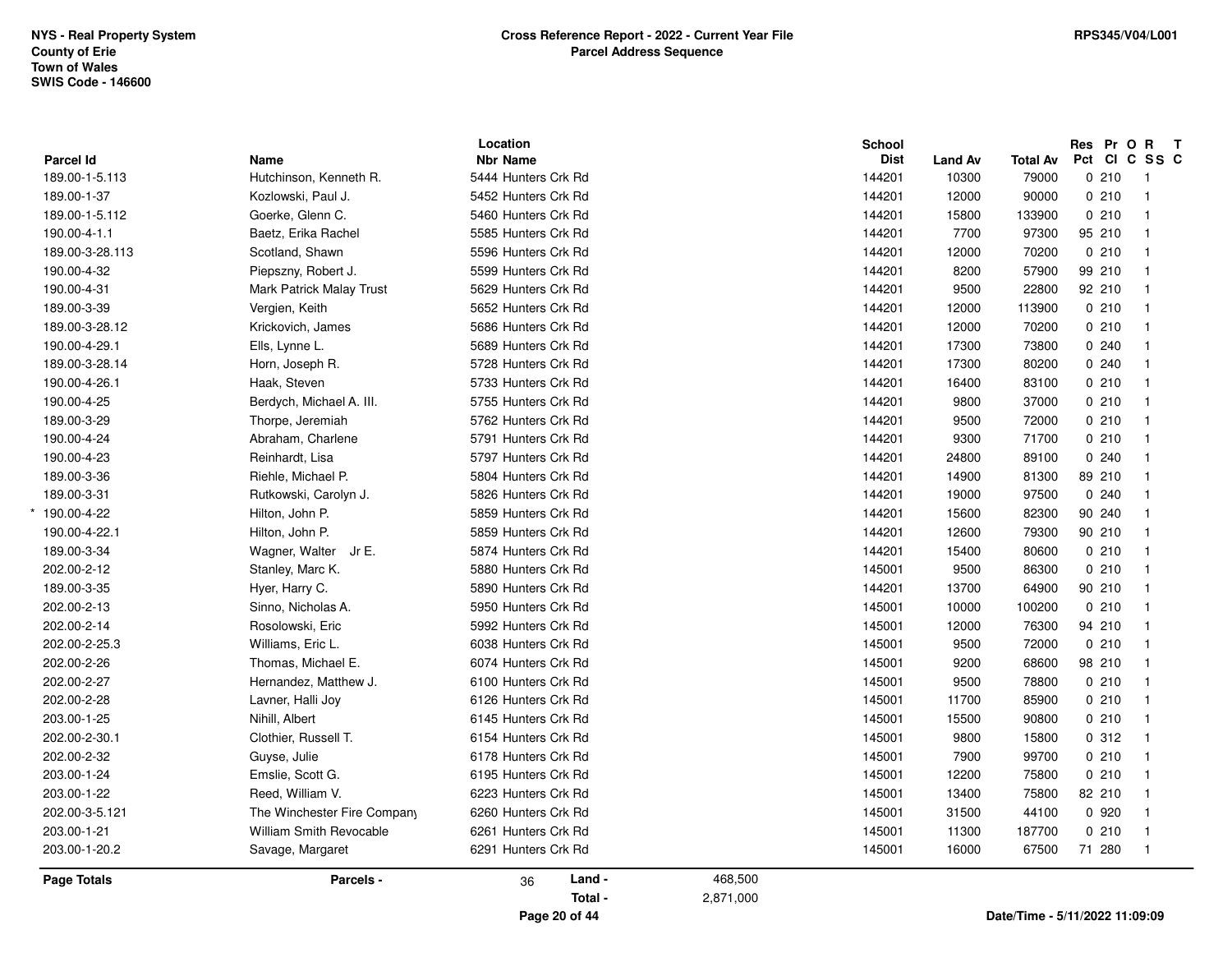NYS - Real Property System
County of Erie
Town of Wales
SWIS Code - 146600

**Cross Reference Report - 2022 - Current Year File**
**Parcel Address Sequence**

RPS345/V04/L001

| Parcel Id | Name | Location Nbr Name | School Dist | Land Av | Total Av | Res Pct | Pr Cl | O C | R SS | T C |
|---|---|---|---|---|---|---|---|---|---|---|
| 189.00-1-5.113 | Hutchinson, Kenneth R. | 5444 Hunters Crk Rd | 144201 | 10300 | 79000 | 0 | 210 | | 1 | |
| 189.00-1-37 | Kozlowski, Paul J. | 5452 Hunters Crk Rd | 144201 | 12000 | 90000 | 0 | 210 | | 1 | |
| 189.00-1-5.112 | Goerke, Glenn C. | 5460 Hunters Crk Rd | 144201 | 15800 | 133900 | 0 | 210 | | 1 | |
| 190.00-4-1.1 | Baetz, Erika Rachel | 5585 Hunters Crk Rd | 144201 | 7700 | 97300 | 95 | 210 | | 1 | |
| 189.00-3-28.113 | Scotland, Shawn | 5596 Hunters Crk Rd | 144201 | 12000 | 70200 | 0 | 210 | | 1 | |
| 190.00-4-32 | Piepszny, Robert J. | 5599 Hunters Crk Rd | 144201 | 8200 | 57900 | 99 | 210 | | 1 | |
| 190.00-4-31 | Mark Patrick Malay Trust | 5629 Hunters Crk Rd | 144201 | 9500 | 22800 | 92 | 210 | | 1 | |
| 189.00-3-39 | Vergien, Keith | 5652 Hunters Crk Rd | 144201 | 12000 | 113900 | 0 | 210 | | 1 | |
| 189.00-3-28.12 | Krickovich, James | 5686 Hunters Crk Rd | 144201 | 12000 | 70200 | 0 | 210 | | 1 | |
| 190.00-4-29.1 | Ells, Lynne L. | 5689 Hunters Crk Rd | 144201 | 17300 | 73800 | 0 | 240 | | 1 | |
| 189.00-3-28.14 | Horn, Joseph R. | 5728 Hunters Crk Rd | 144201 | 17300 | 80200 | 0 | 240 | | 1 | |
| 190.00-4-26.1 | Haak, Steven | 5733 Hunters Crk Rd | 144201 | 16400 | 83100 | 0 | 210 | | 1 | |
| 190.00-4-25 | Berdych, Michael A. III. | 5755 Hunters Crk Rd | 144201 | 9800 | 37000 | 0 | 210 | | 1 | |
| 189.00-3-29 | Thorpe, Jeremiah | 5762 Hunters Crk Rd | 144201 | 9500 | 72000 | 0 | 210 | | 1 | |
| 190.00-4-24 | Abraham, Charlene | 5791 Hunters Crk Rd | 144201 | 9300 | 71700 | 0 | 210 | | 1 | |
| 190.00-4-23 | Reinhardt, Lisa | 5797 Hunters Crk Rd | 144201 | 24800 | 89100 | 0 | 240 | | 1 | |
| 189.00-3-36 | Riehle, Michael P. | 5804 Hunters Crk Rd | 144201 | 14900 | 81300 | 89 | 210 | | 1 | |
| 189.00-3-31 | Rutkowski, Carolyn J. | 5826 Hunters Crk Rd | 144201 | 19000 | 97500 | 0 | 240 | | 1 | |
| * 190.00-4-22 | Hilton, John P. | 5859 Hunters Crk Rd | 144201 | 15600 | 82300 | 90 | 240 | | 1 | |
| 190.00-4-22.1 | Hilton, John P. | 5859 Hunters Crk Rd | 144201 | 12600 | 79300 | 90 | 210 | | 1 | |
| 189.00-3-34 | Wagner, Walter Jr E. | 5874 Hunters Crk Rd | 144201 | 15400 | 80600 | 0 | 210 | | 1 | |
| 202.00-2-12 | Stanley, Marc K. | 5880 Hunters Crk Rd | 145001 | 9500 | 86300 | 0 | 210 | | 1 | |
| 189.00-3-35 | Hyer, Harry C. | 5890 Hunters Crk Rd | 144201 | 13700 | 64900 | 90 | 210 | | 1 | |
| 202.00-2-13 | Sinno, Nicholas A. | 5950 Hunters Crk Rd | 145001 | 10000 | 100200 | 0 | 210 | | 1 | |
| 202.00-2-14 | Rosolowski, Eric | 5992 Hunters Crk Rd | 145001 | 12000 | 76300 | 94 | 210 | | 1 | |
| 202.00-2-25.3 | Williams, Eric L. | 6038 Hunters Crk Rd | 145001 | 9500 | 72000 | 0 | 210 | | 1 | |
| 202.00-2-26 | Thomas, Michael E. | 6074 Hunters Crk Rd | 145001 | 9200 | 68600 | 98 | 210 | | 1 | |
| 202.00-2-27 | Hernandez, Matthew J. | 6100 Hunters Crk Rd | 145001 | 9500 | 78800 | 0 | 210 | | 1 | |
| 202.00-2-28 | Lavner, Halli Joy | 6126 Hunters Crk Rd | 145001 | 11700 | 85900 | 0 | 210 | | 1 | |
| 203.00-1-25 | Nihill, Albert | 6145 Hunters Crk Rd | 145001 | 15500 | 90800 | 0 | 210 | | 1 | |
| 202.00-2-30.1 | Clothier, Russell T. | 6154 Hunters Crk Rd | 145001 | 9800 | 15800 | 0 | 312 | | 1 | |
| 202.00-2-32 | Guyse, Julie | 6178 Hunters Crk Rd | 145001 | 7900 | 99700 | 0 | 210 | | 1 | |
| 203.00-1-24 | Emslie, Scott G. | 6195 Hunters Crk Rd | 145001 | 12200 | 75800 | 0 | 210 | | 1 | |
| 203.00-1-22 | Reed, William V. | 6223 Hunters Crk Rd | 145001 | 13400 | 75800 | 82 | 210 | | 1 | |
| 202.00-3-5.121 | The Winchester Fire Company | 6260 Hunters Crk Rd | 145001 | 31500 | 44100 | 0 | 920 | | 1 | |
| 203.00-1-21 | William Smith Revocable | 6261 Hunters Crk Rd | 145001 | 11300 | 187700 | 0 | 210 | | 1 | |
| 203.00-1-20.2 | Savage, Margaret | 6291 Hunters Crk Rd | 145001 | 16000 | 67500 | 71 | 280 | | 1 | |

| Page Totals | Parcels - | 36 | Land - | 468,500 |
|---|---|---|---|---|
| | | | Total - | 2,871,000 |

Date/Time - 5/11/2022 11:09:09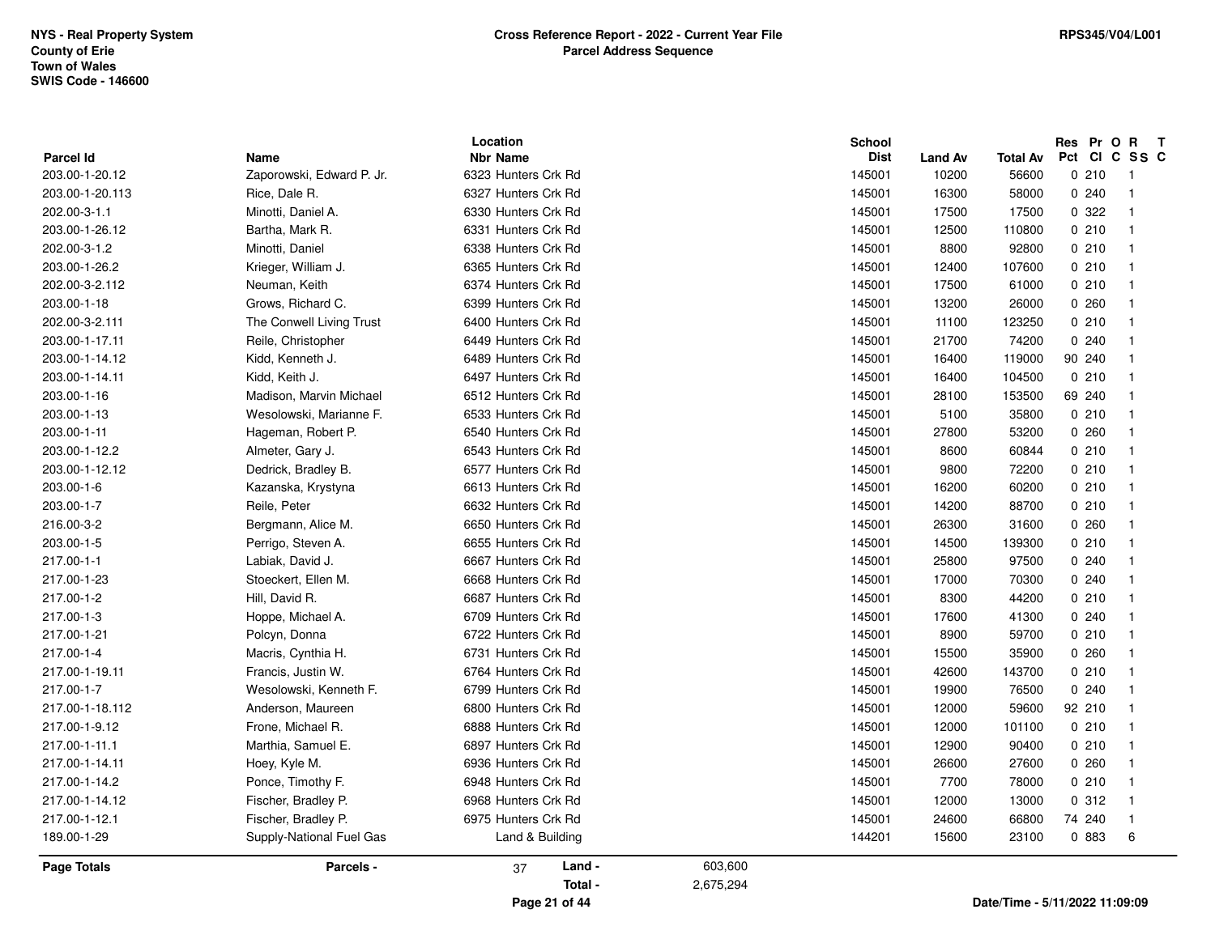NYS - Real Property System
County of Erie
Town of Wales
SWIS Code - 146600

**Cross Reference Report - 2022 - Current Year File**
**Parcel Address Sequence**

RPS345/V04/L001

| Parcel Id | Name | Location Nbr Name | School Dist | Land Av | Total Av | Res Pct | Pr Cl | O C | R SS | T C |
|---|---|---|---|---|---|---|---|---|---|---|
| 203.00-1-20.12 | Zaporowski, Edward P. Jr. | 6323 Hunters Crk Rd | 145001 | 10200 | 56600 | 0 | 210 | | 1 | |
| 203.00-1-20.113 | Rice, Dale R. | 6327 Hunters Crk Rd | 145001 | 16300 | 58000 | 0 | 240 | | 1 | |
| 202.00-3-1.1 | Minotti, Daniel A. | 6330 Hunters Crk Rd | 145001 | 17500 | 17500 | 0 | 322 | | 1 | |
| 203.00-1-26.12 | Bartha, Mark R. | 6331 Hunters Crk Rd | 145001 | 12500 | 110800 | 0 | 210 | | 1 | |
| 202.00-3-1.2 | Minotti, Daniel | 6338 Hunters Crk Rd | 145001 | 8800 | 92800 | 0 | 210 | | 1 | |
| 203.00-1-26.2 | Krieger, William J. | 6365 Hunters Crk Rd | 145001 | 12400 | 107600 | 0 | 210 | | 1 | |
| 202.00-3-2.112 | Neuman, Keith | 6374 Hunters Crk Rd | 145001 | 17500 | 61000 | 0 | 210 | | 1 | |
| 203.00-1-18 | Grows, Richard C. | 6399 Hunters Crk Rd | 145001 | 13200 | 26000 | 0 | 260 | | 1 | |
| 202.00-3-2.111 | The Conwell Living Trust | 6400 Hunters Crk Rd | 145001 | 11100 | 123250 | 0 | 210 | | 1 | |
| 203.00-1-17.11 | Reile, Christopher | 6449 Hunters Crk Rd | 145001 | 21700 | 74200 | 0 | 240 | | 1 | |
| 203.00-1-14.12 | Kidd, Kenneth J. | 6489 Hunters Crk Rd | 145001 | 16400 | 119000 | 90 | 240 | | 1 | |
| 203.00-1-14.11 | Kidd, Keith J. | 6497 Hunters Crk Rd | 145001 | 16400 | 104500 | 0 | 210 | | 1 | |
| 203.00-1-16 | Madison, Marvin Michael | 6512 Hunters Crk Rd | 145001 | 28100 | 153500 | 69 | 240 | | 1 | |
| 203.00-1-13 | Wesolowski, Marianne F. | 6533 Hunters Crk Rd | 145001 | 5100 | 35800 | 0 | 210 | | 1 | |
| 203.00-1-11 | Hageman, Robert P. | 6540 Hunters Crk Rd | 145001 | 27800 | 53200 | 0 | 260 | | 1 | |
| 203.00-1-12.2 | Almeter, Gary J. | 6543 Hunters Crk Rd | 145001 | 8600 | 60844 | 0 | 210 | | 1 | |
| 203.00-1-12.12 | Dedrick, Bradley B. | 6577 Hunters Crk Rd | 145001 | 9800 | 72200 | 0 | 210 | | 1 | |
| 203.00-1-6 | Kazanska, Krystyna | 6613 Hunters Crk Rd | 145001 | 16200 | 60200 | 0 | 210 | | 1 | |
| 203.00-1-7 | Reile, Peter | 6632 Hunters Crk Rd | 145001 | 14200 | 88700 | 0 | 210 | | 1 | |
| 216.00-3-2 | Bergmann, Alice M. | 6650 Hunters Crk Rd | 145001 | 26300 | 31600 | 0 | 260 | | 1 | |
| 203.00-1-5 | Perrigo, Steven A. | 6655 Hunters Crk Rd | 145001 | 14500 | 139300 | 0 | 210 | | 1 | |
| 217.00-1-1 | Labiak, David J. | 6667 Hunters Crk Rd | 145001 | 25800 | 97500 | 0 | 240 | | 1 | |
| 217.00-1-23 | Stoeckert, Ellen M. | 6668 Hunters Crk Rd | 145001 | 17000 | 70300 | 0 | 240 | | 1 | |
| 217.00-1-2 | Hill, David R. | 6687 Hunters Crk Rd | 145001 | 8300 | 44200 | 0 | 210 | | 1 | |
| 217.00-1-3 | Hoppe, Michael A. | 6709 Hunters Crk Rd | 145001 | 17600 | 41300 | 0 | 240 | | 1 | |
| 217.00-1-21 | Polcyn, Donna | 6722 Hunters Crk Rd | 145001 | 8900 | 59700 | 0 | 210 | | 1 | |
| 217.00-1-4 | Macris, Cynthia H. | 6731 Hunters Crk Rd | 145001 | 15500 | 35900 | 0 | 260 | | 1 | |
| 217.00-1-19.11 | Francis, Justin W. | 6764 Hunters Crk Rd | 145001 | 42600 | 143700 | 0 | 210 | | 1 | |
| 217.00-1-7 | Wesolowski, Kenneth F. | 6799 Hunters Crk Rd | 145001 | 19900 | 76500 | 0 | 240 | | 1 | |
| 217.00-1-18.112 | Anderson, Maureen | 6800 Hunters Crk Rd | 145001 | 12000 | 59600 | 92 | 210 | | 1 | |
| 217.00-1-9.12 | Frone, Michael R. | 6888 Hunters Crk Rd | 145001 | 12000 | 101100 | 0 | 210 | | 1 | |
| 217.00-1-11.1 | Marthia, Samuel E. | 6897 Hunters Crk Rd | 145001 | 12900 | 90400 | 0 | 210 | | 1 | |
| 217.00-1-14.11 | Hoey, Kyle M. | 6936 Hunters Crk Rd | 145001 | 26600 | 27600 | 0 | 260 | | 1 | |
| 217.00-1-14.2 | Ponce, Timothy F. | 6948 Hunters Crk Rd | 145001 | 7700 | 78000 | 0 | 210 | | 1 | |
| 217.00-1-14.12 | Fischer, Bradley P. | 6968 Hunters Crk Rd | 145001 | 12000 | 13000 | 0 | 312 | | 1 | |
| 217.00-1-12.1 | Fischer, Bradley P. | 6975 Hunters Crk Rd | 145001 | 24600 | 66800 | 74 | 240 | | 1 | |
| 189.00-1-29 | Supply-National Fuel Gas | Land & Building | 144201 | 15600 | 23100 | 0 | 883 | | 6 | |

| Page Totals | Parcels - | 37 | Land - | 603,600 |
|---|---|---|---|---|
| | | | Total - | 2,675,294 |

Date/Time - 5/11/2022 11:09:09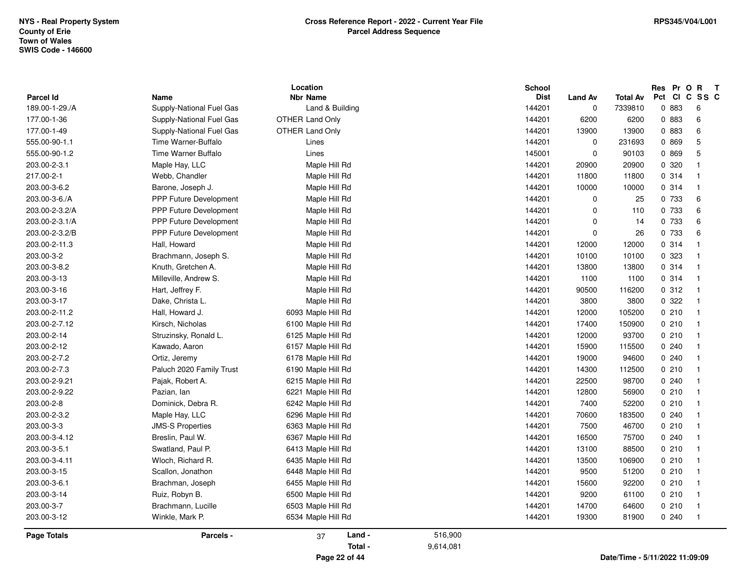NYS - Real Property System
County of Erie
Town of Wales
SWIS Code - 146600

**Cross Reference Report - 2022 - Current Year File**
**Parcel Address Sequence**

RPS345/V04/L001

| Parcel Id | Name | Location Nbr Name | School Dist | Land Av | Total Av | Res Pct | Pr Cl | O C | R SS | T C |
|---|---|---|---|---|---|---|---|---|---|---|
| 189.00-1-29./A | Supply-National Fuel Gas | Land & Building | 144201 | 0 | 7339810 | 0 | 883 | | 6 | |
| 177.00-1-36 | Supply-National Fuel Gas | OTHER Land Only | 144201 | 6200 | 6200 | 0 | 883 | | 6 | |
| 177.00-1-49 | Supply-National Fuel Gas | OTHER Land Only | 144201 | 13900 | 13900 | 0 | 883 | | 6 | |
| 555.00-90-1.1 | Time Warner-Buffalo | Lines | 144201 | 0 | 231693 | 0 | 869 | | 5 | |
| 555.00-90-1.2 | Time Warner Buffalo | Lines | 145001 | 0 | 90103 | 0 | 869 | | 5 | |
| 203.00-2-3.1 | Maple Hay, LLC | Maple Hill Rd | 144201 | 20900 | 20900 | 0 | 320 | | 1 | |
| 217.00-2-1 | Webb, Chandler | Maple Hill Rd | 144201 | 11800 | 11800 | 0 | 314 | | 1 | |
| 203.00-3-6.2 | Barone, Joseph J. | Maple Hill Rd | 144201 | 10000 | 10000 | 0 | 314 | | 1 | |
| 203.00-3-6./A | PPP Future Development | Maple Hill Rd | 144201 | 0 | 25 | 0 | 733 | | 6 | |
| 203.00-2-3.2/A | PPP Future Development | Maple Hill Rd | 144201 | 0 | 110 | 0 | 733 | | 6 | |
| 203.00-2-3.1/A | PPP Future Development | Maple Hill Rd | 144201 | 0 | 14 | 0 | 733 | | 6 | |
| 203.00-2-3.2/B | PPP Future Development | Maple Hill Rd | 144201 | 0 | 26 | 0 | 733 | | 6 | |
| 203.00-2-11.3 | Hall, Howard | Maple Hill Rd | 144201 | 12000 | 12000 | 0 | 314 | | 1 | |
| 203.00-3-2 | Brachmann, Joseph S. | Maple Hill Rd | 144201 | 10100 | 10100 | 0 | 323 | | 1 | |
| 203.00-3-8.2 | Knuth, Gretchen A. | Maple Hill Rd | 144201 | 13800 | 13800 | 0 | 314 | | 1 | |
| 203.00-3-13 | Milleville, Andrew S. | Maple Hill Rd | 144201 | 1100 | 1100 | 0 | 314 | | 1 | |
| 203.00-3-16 | Hart, Jeffrey F. | Maple Hill Rd | 144201 | 90500 | 116200 | 0 | 312 | | 1 | |
| 203.00-3-17 | Dake, Christa L. | Maple Hill Rd | 144201 | 3800 | 3800 | 0 | 322 | | 1 | |
| 203.00-2-11.2 | Hall, Howard J. | 6093 Maple Hill Rd | 144201 | 12000 | 105200 | 0 | 210 | | 1 | |
| 203.00-2-7.12 | Kirsch, Nicholas | 6100 Maple Hill Rd | 144201 | 17400 | 150900 | 0 | 210 | | 1 | |
| 203.00-2-14 | Struzinsky, Ronald L. | 6125 Maple Hill Rd | 144201 | 12000 | 93700 | 0 | 210 | | 1 | |
| 203.00-2-12 | Kawado, Aaron | 6157 Maple Hill Rd | 144201 | 15900 | 115500 | 0 | 240 | | 1 | |
| 203.00-2-7.2 | Ortiz, Jeremy | 6178 Maple Hill Rd | 144201 | 19000 | 94600 | 0 | 240 | | 1 | |
| 203.00-2-7.3 | Paluch 2020 Family Trust | 6190 Maple Hill Rd | 144201 | 14300 | 112500 | 0 | 210 | | 1 | |
| 203.00-2-9.21 | Pajak, Robert A. | 6215 Maple Hill Rd | 144201 | 22500 | 98700 | 0 | 240 | | 1 | |
| 203.00-2-9.22 | Pazian, Ian | 6221 Maple Hill Rd | 144201 | 12800 | 56900 | 0 | 210 | | 1 | |
| 203.00-2-8 | Dominick, Debra R. | 6242 Maple Hill Rd | 144201 | 7400 | 52200 | 0 | 210 | | 1 | |
| 203.00-2-3.2 | Maple Hay, LLC | 6296 Maple Hill Rd | 144201 | 70600 | 183500 | 0 | 240 | | 1 | |
| 203.00-3-3 | JMS-S Properties | 6363 Maple Hill Rd | 144201 | 7500 | 46700 | 0 | 210 | | 1 | |
| 203.00-3-4.12 | Breslin, Paul W. | 6367 Maple Hill Rd | 144201 | 16500 | 75700 | 0 | 240 | | 1 | |
| 203.00-3-5.1 | Swatland, Paul P. | 6413 Maple Hill Rd | 144201 | 13100 | 88500 | 0 | 210 | | 1 | |
| 203.00-3-4.11 | Wloch, Richard R. | 6435 Maple Hill Rd | 144201 | 13500 | 106900 | 0 | 210 | | 1 | |
| 203.00-3-15 | Scallon, Jonathon | 6448 Maple Hill Rd | 144201 | 9500 | 51200 | 0 | 210 | | 1 | |
| 203.00-3-6.1 | Brachman, Joseph | 6455 Maple Hill Rd | 144201 | 15600 | 92200 | 0 | 210 | | 1 | |
| 203.00-3-14 | Ruiz, Robyn B. | 6500 Maple Hill Rd | 144201 | 9200 | 61100 | 0 | 210 | | 1 | |
| 203.00-3-7 | Brachmann, Lucille | 6503 Maple Hill Rd | 144201 | 14700 | 64600 | 0 | 210 | | 1 | |
| 203.00-3-12 | Winkle, Mark P. | 6534 Maple Hill Rd | 144201 | 19300 | 81900 | 0 | 240 | | 1 | |

**Page Totals** **Parcels -** 37 **Land -** 516,900 **Total -** 9,614,081

**Date/Time - 5/11/2022 11:09:09**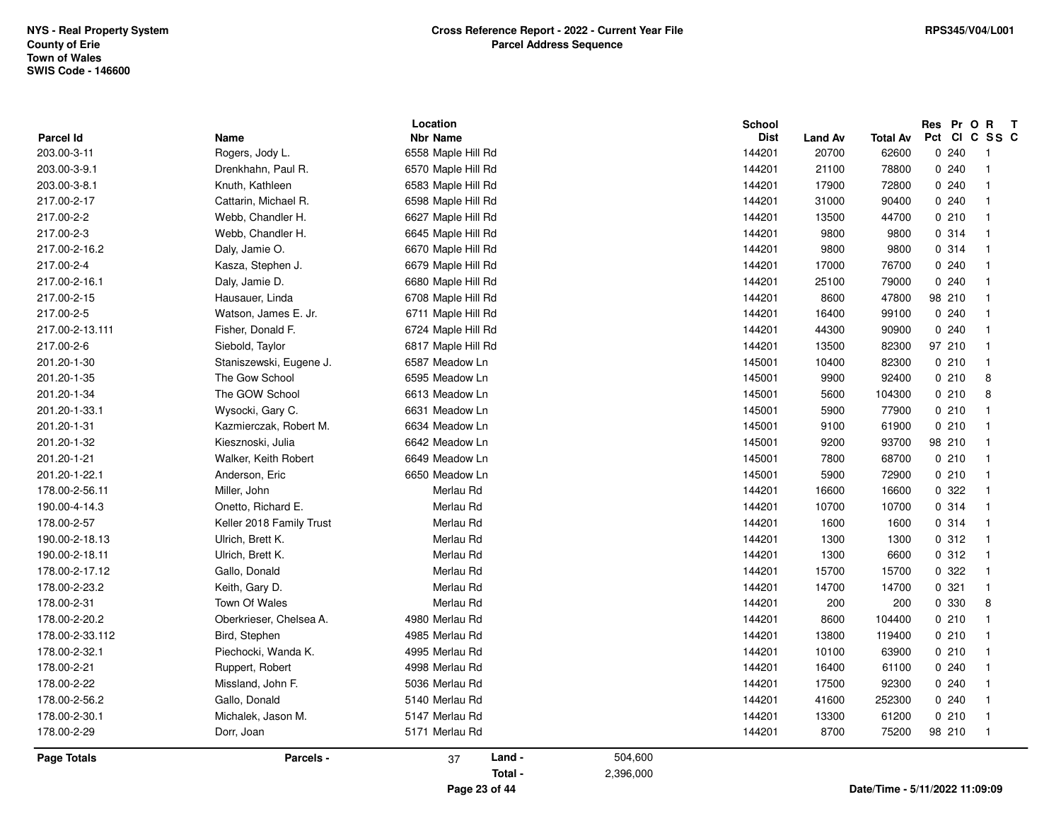NYS - Real Property System
County of Erie
Town of Wales
SWIS Code - 146600

# Cross Reference Report - 2022 - Current Year File
## Parcel Address Sequence

RPS345/V04/L001

| Parcel Id | Name | Location Nbr | Location Name | School Dist | Land Av | Total Av | Res Pct | Pr Cl | O C | R SS | T C |
|---|---|---|---|---|---|---|---|---|---|---|---|
| 203.00-3-11 | Rogers, Jody L. | 6558 | Maple Hill Rd | 144201 | 20700 | 62600 | 0 | 240 | | 1 | |
| 203.00-3-9.1 | Drenkhahn, Paul R. | 6570 | Maple Hill Rd | 144201 | 21100 | 78800 | 0 | 240 | | 1 | |
| 203.00-3-8.1 | Knuth, Kathleen | 6583 | Maple Hill Rd | 144201 | 17900 | 72800 | 0 | 240 | | 1 | |
| 217.00-2-17 | Cattarin, Michael R. | 6598 | Maple Hill Rd | 144201 | 31000 | 90400 | 0 | 240 | | 1 | |
| 217.00-2-2 | Webb, Chandler H. | 6627 | Maple Hill Rd | 144201 | 13500 | 44700 | 0 | 210 | | 1 | |
| 217.00-2-3 | Webb, Chandler H. | 6645 | Maple Hill Rd | 144201 | 9800 | 9800 | 0 | 314 | | 1 | |
| 217.00-2-16.2 | Daly, Jamie O. | 6670 | Maple Hill Rd | 144201 | 9800 | 9800 | 0 | 314 | | 1 | |
| 217.00-2-4 | Kasza, Stephen J. | 6679 | Maple Hill Rd | 144201 | 17000 | 76700 | 0 | 240 | | 1 | |
| 217.00-2-16.1 | Daly, Jamie D. | 6680 | Maple Hill Rd | 144201 | 25100 | 79000 | 0 | 240 | | 1 | |
| 217.00-2-15 | Hausauer, Linda | 6708 | Maple Hill Rd | 144201 | 8600 | 47800 | 98 | 210 | | 1 | |
| 217.00-2-5 | Watson, James E. Jr. | 6711 | Maple Hill Rd | 144201 | 16400 | 99100 | 0 | 240 | | 1 | |
| 217.00-2-13.111 | Fisher, Donald F. | 6724 | Maple Hill Rd | 144201 | 44300 | 90900 | 0 | 240 | | 1 | |
| 217.00-2-6 | Siebold, Taylor | 6817 | Maple Hill Rd | 144201 | 13500 | 82300 | 97 | 210 | | 1 | |
| 201.20-1-30 | Staniszewski, Eugene J. | 6587 | Meadow Ln | 145001 | 10400 | 82300 | 0 | 210 | | 1 | |
| 201.20-1-35 | The Gow School | 6595 | Meadow Ln | 145001 | 9900 | 92400 | 0 | 210 | | 8 | |
| 201.20-1-34 | The GOW School | 6613 | Meadow Ln | 145001 | 5600 | 104300 | 0 | 210 | | 8 | |
| 201.20-1-33.1 | Wysocki, Gary C. | 6631 | Meadow Ln | 145001 | 5900 | 77900 | 0 | 210 | | 1 | |
| 201.20-1-31 | Kazmierczak, Robert M. | 6634 | Meadow Ln | 145001 | 9100 | 61900 | 0 | 210 | | 1 | |
| 201.20-1-32 | Kiesznoski, Julia | 6642 | Meadow Ln | 145001 | 9200 | 93700 | 98 | 210 | | 1 | |
| 201.20-1-21 | Walker, Keith Robert | 6649 | Meadow Ln | 145001 | 7800 | 68700 | 0 | 210 | | 1 | |
| 201.20-1-22.1 | Anderson, Eric | 6650 | Meadow Ln | 145001 | 5900 | 72900 | 0 | 210 | | 1 | |
| 178.00-2-56.11 | Miller, John | | Merlau Rd | 144201 | 16600 | 16600 | 0 | 322 | | 1 | |
| 190.00-4-14.3 | Onetto, Richard E. | | Merlau Rd | 144201 | 10700 | 10700 | 0 | 314 | | 1 | |
| 178.00-2-57 | Keller 2018 Family Trust | | Merlau Rd | 144201 | 1600 | 1600 | 0 | 314 | | 1 | |
| 190.00-2-18.13 | Ulrich, Brett K. | | Merlau Rd | 144201 | 1300 | 1300 | 0 | 312 | | 1 | |
| 190.00-2-18.11 | Ulrich, Brett K. | | Merlau Rd | 144201 | 1300 | 6600 | 0 | 312 | | 1 | |
| 178.00-2-17.12 | Gallo, Donald | | Merlau Rd | 144201 | 15700 | 15700 | 0 | 322 | | 1 | |
| 178.00-2-23.2 | Keith, Gary D. | | Merlau Rd | 144201 | 14700 | 14700 | 0 | 321 | | 1 | |
| 178.00-2-31 | Town Of Wales | | Merlau Rd | 144201 | 200 | 200 | 0 | 330 | | 8 | |
| 178.00-2-20.2 | Oberkrieser, Chelsea A. | 4980 | Merlau Rd | 144201 | 8600 | 104400 | 0 | 210 | | 1 | |
| 178.00-2-33.112 | Bird, Stephen | 4985 | Merlau Rd | 144201 | 13800 | 119400 | 0 | 210 | | 1 | |
| 178.00-2-32.1 | Piechocki, Wanda K. | 4995 | Merlau Rd | 144201 | 10100 | 63900 | 0 | 210 | | 1 | |
| 178.00-2-21 | Ruppert, Robert | 4998 | Merlau Rd | 144201 | 16400 | 61100 | 0 | 240 | | 1 | |
| 178.00-2-22 | Missland, John F. | 5036 | Merlau Rd | 144201 | 17500 | 92300 | 0 | 240 | | 1 | |
| 178.00-2-56.2 | Gallo, Donald | 5140 | Merlau Rd | 144201 | 41600 | 252300 | 0 | 240 | | 1 | |
| 178.00-2-30.1 | Michalek, Jason M. | 5147 | Merlau Rd | 144201 | 13300 | 61200 | 0 | 210 | | 1 | |
| 178.00-2-29 | Dorr, Joan | 5171 | Merlau Rd | 144201 | 8700 | 75200 | 98 | 210 | | 1 | |

**Page Totals** — Parcels - 37 — Land - 504,600 — Total - 2,396,000

Date/Time - 5/11/2022 11:09:09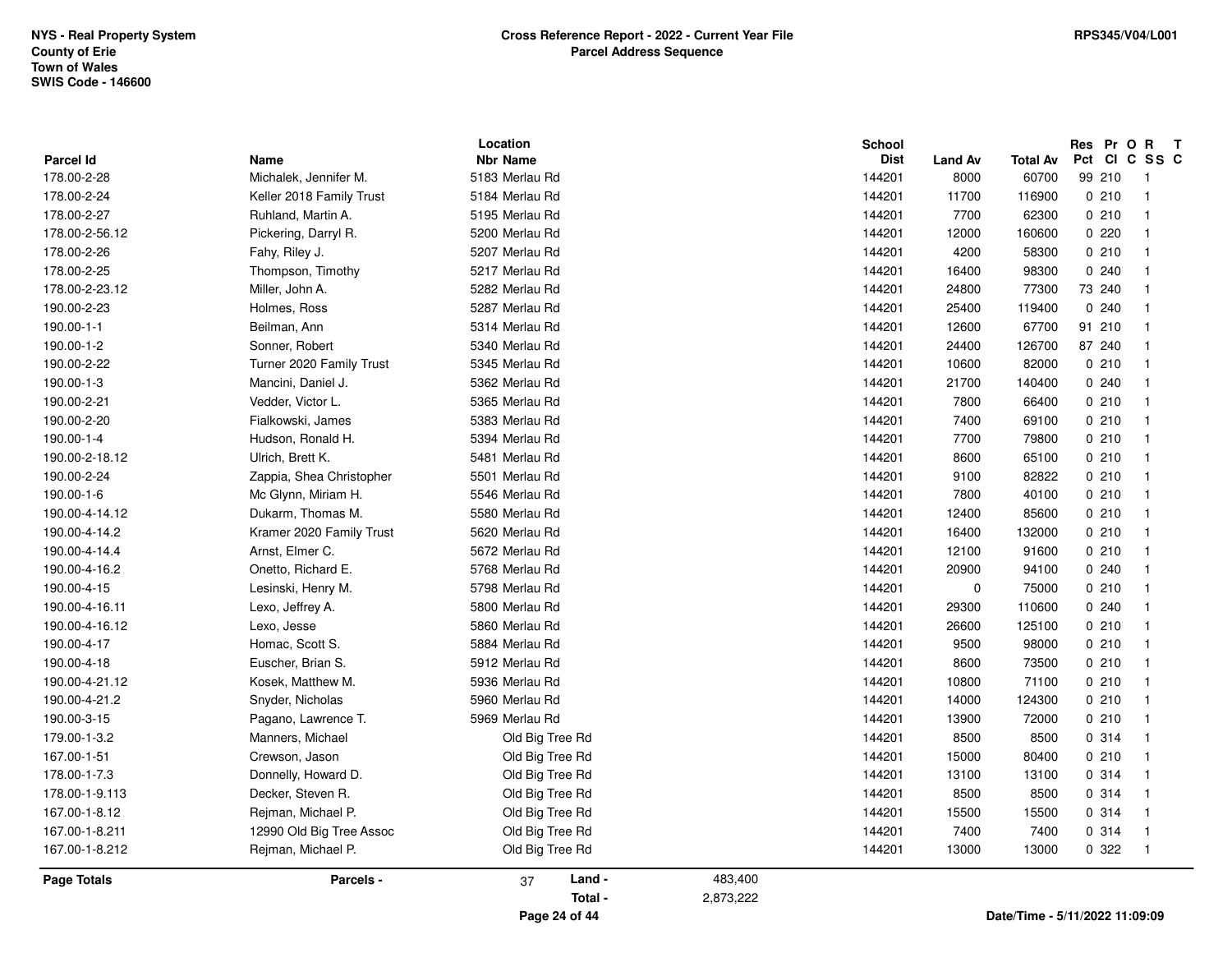NYS - Real Property System
County of Erie
Town of Wales
SWIS Code - 146600

**Cross Reference Report - 2022 - Current Year File**
**Parcel Address Sequence**

RPS345/V04/L001

| Parcel Id | Name | Location Nbr | Location Name | School Dist | Land Av | Total Av | Res Pct | Pr Cl | O C | R SS | T C |
|---|---|---|---|---|---|---|---|---|---|---|---|
| 178.00-2-28 | Michalek, Jennifer M. | 5183 | Merlau Rd | 144201 | 8000 | 60700 | 99 | 210 | | 1 | |
| 178.00-2-24 | Keller 2018 Family Trust | 5184 | Merlau Rd | 144201 | 11700 | 116900 | 0 | 210 | | 1 | |
| 178.00-2-27 | Ruhland, Martin A. | 5195 | Merlau Rd | 144201 | 7700 | 62300 | 0 | 210 | | 1 | |
| 178.00-2-56.12 | Pickering, Darryl R. | 5200 | Merlau Rd | 144201 | 12000 | 160600 | 0 | 220 | | 1 | |
| 178.00-2-26 | Fahy, Riley J. | 5207 | Merlau Rd | 144201 | 4200 | 58300 | 0 | 210 | | 1 | |
| 178.00-2-25 | Thompson, Timothy | 5217 | Merlau Rd | 144201 | 16400 | 98300 | 0 | 240 | | 1 | |
| 178.00-2-23.12 | Miller, John A. | 5282 | Merlau Rd | 144201 | 24800 | 77300 | 73 | 240 | | 1 | |
| 190.00-2-23 | Holmes, Ross | 5287 | Merlau Rd | 144201 | 25400 | 119400 | 0 | 240 | | 1 | |
| 190.00-1-1 | Beilman, Ann | 5314 | Merlau Rd | 144201 | 12600 | 67700 | 91 | 210 | | 1 | |
| 190.00-1-2 | Sonner, Robert | 5340 | Merlau Rd | 144201 | 24400 | 126700 | 87 | 240 | | 1 | |
| 190.00-2-22 | Turner 2020 Family Trust | 5345 | Merlau Rd | 144201 | 10600 | 82000 | 0 | 210 | | 1 | |
| 190.00-1-3 | Mancini, Daniel J. | 5362 | Merlau Rd | 144201 | 21700 | 140400 | 0 | 240 | | 1 | |
| 190.00-2-21 | Vedder, Victor L. | 5365 | Merlau Rd | 144201 | 7800 | 66400 | 0 | 210 | | 1 | |
| 190.00-2-20 | Fialkowski, James | 5383 | Merlau Rd | 144201 | 7400 | 69100 | 0 | 210 | | 1 | |
| 190.00-1-4 | Hudson, Ronald H. | 5394 | Merlau Rd | 144201 | 7700 | 79800 | 0 | 210 | | 1 | |
| 190.00-2-18.12 | Ulrich, Brett K. | 5481 | Merlau Rd | 144201 | 8600 | 65100 | 0 | 210 | | 1 | |
| 190.00-2-24 | Zappia, Shea Christopher | 5501 | Merlau Rd | 144201 | 9100 | 82822 | 0 | 210 | | 1 | |
| 190.00-1-6 | Mc Glynn, Miriam H. | 5546 | Merlau Rd | 144201 | 7800 | 40100 | 0 | 210 | | 1 | |
| 190.00-4-14.12 | Dukarm, Thomas M. | 5580 | Merlau Rd | 144201 | 12400 | 85600 | 0 | 210 | | 1 | |
| 190.00-4-14.2 | Kramer 2020 Family Trust | 5620 | Merlau Rd | 144201 | 16400 | 132000 | 0 | 210 | | 1 | |
| 190.00-4-14.4 | Arnst, Elmer C. | 5672 | Merlau Rd | 144201 | 12100 | 91600 | 0 | 210 | | 1 | |
| 190.00-4-16.2 | Onetto, Richard E. | 5768 | Merlau Rd | 144201 | 20900 | 94100 | 0 | 240 | | 1 | |
| 190.00-4-15 | Lesinski, Henry M. | 5798 | Merlau Rd | 144201 | 0 | 75000 | 0 | 210 | | 1 | |
| 190.00-4-16.11 | Lexo, Jeffrey A. | 5800 | Merlau Rd | 144201 | 29300 | 110600 | 0 | 240 | | 1 | |
| 190.00-4-16.12 | Lexo, Jesse | 5860 | Merlau Rd | 144201 | 26600 | 125100 | 0 | 210 | | 1 | |
| 190.00-4-17 | Homac, Scott S. | 5884 | Merlau Rd | 144201 | 9500 | 98000 | 0 | 210 | | 1 | |
| 190.00-4-18 | Euscher, Brian S. | 5912 | Merlau Rd | 144201 | 8600 | 73500 | 0 | 210 | | 1 | |
| 190.00-4-21.12 | Kosek, Matthew M. | 5936 | Merlau Rd | 144201 | 10800 | 71100 | 0 | 210 | | 1 | |
| 190.00-4-21.2 | Snyder, Nicholas | 5960 | Merlau Rd | 144201 | 14000 | 124300 | 0 | 210 | | 1 | |
| 190.00-3-15 | Pagano, Lawrence T. | 5969 | Merlau Rd | 144201 | 13900 | 72000 | 0 | 210 | | 1 | |
| 179.00-1-3.2 | Manners, Michael | | Old Big Tree Rd | 144201 | 8500 | 8500 | 0 | 314 | | 1 | |
| 167.00-1-51 | Crewson, Jason | | Old Big Tree Rd | 144201 | 15000 | 80400 | 0 | 210 | | 1 | |
| 178.00-1-7.3 | Donnelly, Howard D. | | Old Big Tree Rd | 144201 | 13100 | 13100 | 0 | 314 | | 1 | |
| 178.00-1-9.113 | Decker, Steven R. | | Old Big Tree Rd | 144201 | 8500 | 8500 | 0 | 314 | | 1 | |
| 167.00-1-8.12 | Rejman, Michael P. | | Old Big Tree Rd | 144201 | 15500 | 15500 | 0 | 314 | | 1 | |
| 167.00-1-8.211 | 12990 Old Big Tree Assoc | | Old Big Tree Rd | 144201 | 7400 | 7400 | 0 | 314 | | 1 | |
| 167.00-1-8.212 | Rejman, Michael P. | | Old Big Tree Rd | 144201 | 13000 | 13000 | 0 | 322 | | 1 | |

**Page Totals** — **Parcels -** 37 — **Land -** 483,400 — **Total -** 2,873,222

Date/Time - 5/11/2022 11:09:09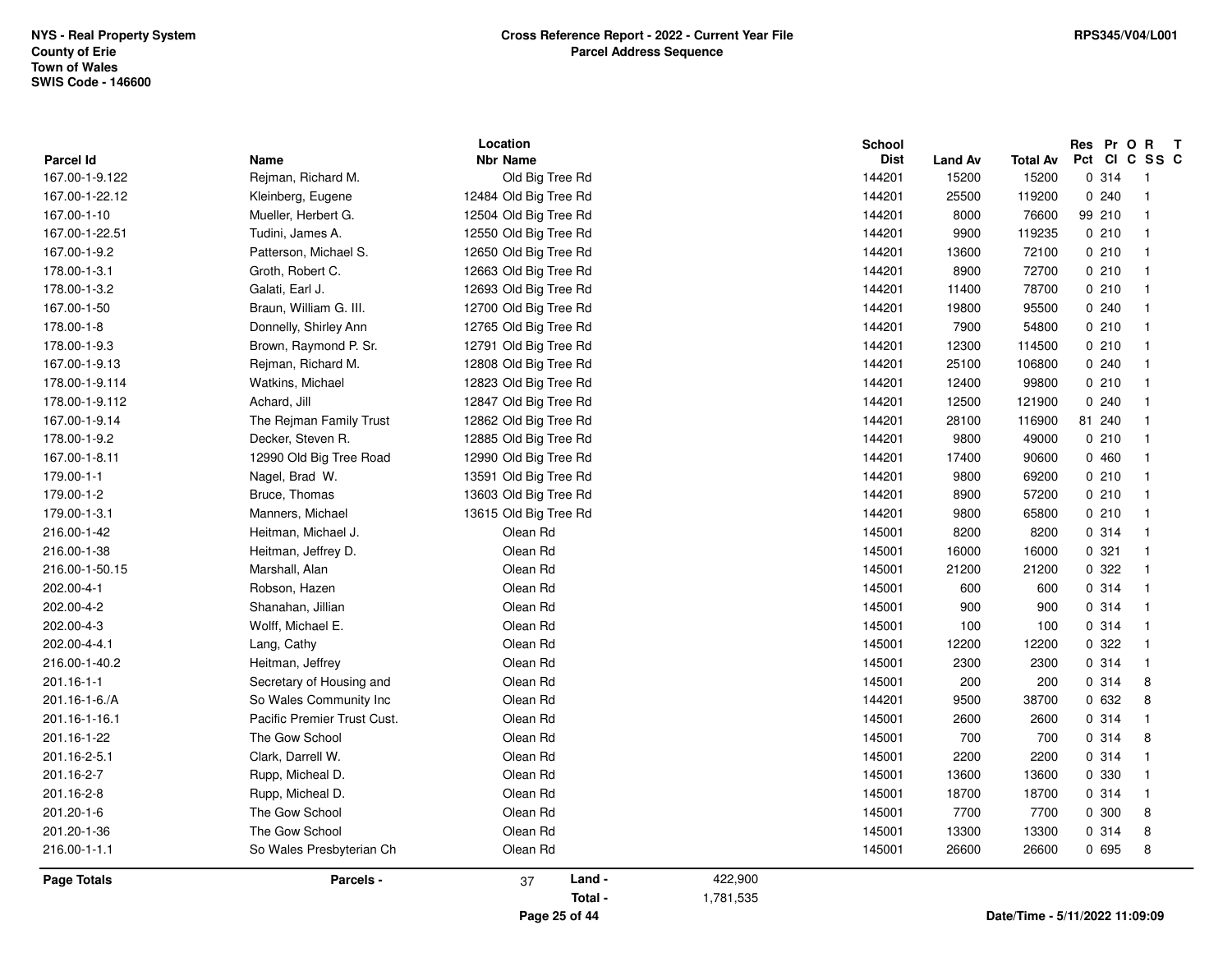**NYS - Real Property System**
**County of Erie**
**Town of Wales**
**SWIS Code - 146600**

**Cross Reference Report - 2022 - Current Year File**
**Parcel Address Sequence**

**RPS345/V04/L001**

| Parcel Id | Name | Location Nbr | Location Name | School Dist | Land Av | Total Av | Res Pct | Pr Cl | O C | R SS | T C |
|---|---|---|---|---|---|---|---|---|---|---|---|
| 167.00-1-9.122 | Rejman, Richard M. | | Old Big Tree Rd | 144201 | 15200 | 15200 | 0 | 314 | | 1 | |
| 167.00-1-22.12 | Kleinberg, Eugene | 12484 | Old Big Tree Rd | 144201 | 25500 | 119200 | 0 | 240 | | 1 | |
| 167.00-1-10 | Mueller, Herbert G. | 12504 | Old Big Tree Rd | 144201 | 8000 | 76600 | 99 | 210 | | 1 | |
| 167.00-1-22.51 | Tudini, James A. | 12550 | Old Big Tree Rd | 144201 | 9900 | 119235 | 0 | 210 | | 1 | |
| 167.00-1-9.2 | Patterson, Michael S. | 12650 | Old Big Tree Rd | 144201 | 13600 | 72100 | 0 | 210 | | 1 | |
| 178.00-1-3.1 | Groth, Robert C. | 12663 | Old Big Tree Rd | 144201 | 8900 | 72700 | 0 | 210 | | 1 | |
| 178.00-1-3.2 | Galati, Earl J. | 12693 | Old Big Tree Rd | 144201 | 11400 | 78700 | 0 | 210 | | 1 | |
| 167.00-1-50 | Braun, William G. III. | 12700 | Old Big Tree Rd | 144201 | 19800 | 95500 | 0 | 240 | | 1 | |
| 178.00-1-8 | Donnelly, Shirley Ann | 12765 | Old Big Tree Rd | 144201 | 7900 | 54800 | 0 | 210 | | 1 | |
| 178.00-1-9.3 | Brown, Raymond P. Sr. | 12791 | Old Big Tree Rd | 144201 | 12300 | 114500 | 0 | 210 | | 1 | |
| 167.00-1-9.13 | Rejman, Richard M. | 12808 | Old Big Tree Rd | 144201 | 25100 | 106800 | 0 | 240 | | 1 | |
| 178.00-1-9.114 | Watkins, Michael | 12823 | Old Big Tree Rd | 144201 | 12400 | 99800 | 0 | 210 | | 1 | |
| 178.00-1-9.112 | Achard, Jill | 12847 | Old Big Tree Rd | 144201 | 12500 | 121900 | 0 | 240 | | 1 | |
| 167.00-1-9.14 | The Rejman Family Trust | 12862 | Old Big Tree Rd | 144201 | 28100 | 116900 | 81 | 240 | | 1 | |
| 178.00-1-9.2 | Decker, Steven R. | 12885 | Old Big Tree Rd | 144201 | 9800 | 49000 | 0 | 210 | | 1 | |
| 167.00-1-8.11 | 12990 Old Big Tree Road | 12990 | Old Big Tree Rd | 144201 | 17400 | 90600 | 0 | 460 | | 1 | |
| 179.00-1-1 | Nagel, Brad W. | 13591 | Old Big Tree Rd | 144201 | 9800 | 69200 | 0 | 210 | | 1 | |
| 179.00-1-2 | Bruce, Thomas | 13603 | Old Big Tree Rd | 144201 | 8900 | 57200 | 0 | 210 | | 1 | |
| 179.00-1-3.1 | Manners, Michael | 13615 | Old Big Tree Rd | 144201 | 9800 | 65800 | 0 | 210 | | 1 | |
| 216.00-1-42 | Heitman, Michael J. | | Olean Rd | 145001 | 8200 | 8200 | 0 | 314 | | 1 | |
| 216.00-1-38 | Heitman, Jeffrey D. | | Olean Rd | 145001 | 16000 | 16000 | 0 | 321 | | 1 | |
| 216.00-1-50.15 | Marshall, Alan | | Olean Rd | 145001 | 21200 | 21200 | 0 | 322 | | 1 | |
| 202.00-4-1 | Robson, Hazen | | Olean Rd | 145001 | 600 | 600 | 0 | 314 | | 1 | |
| 202.00-4-2 | Shanahan, Jillian | | Olean Rd | 145001 | 900 | 900 | 0 | 314 | | 1 | |
| 202.00-4-3 | Wolff, Michael E. | | Olean Rd | 145001 | 100 | 100 | 0 | 314 | | 1 | |
| 202.00-4-4.1 | Lang, Cathy | | Olean Rd | 145001 | 12200 | 12200 | 0 | 322 | | 1 | |
| 216.00-1-40.2 | Heitman, Jeffrey | | Olean Rd | 145001 | 2300 | 2300 | 0 | 314 | | 1 | |
| 201.16-1-1 | Secretary of Housing and | | Olean Rd | 145001 | 200 | 200 | 0 | 314 | | 8 | |
| 201.16-1-6./A | So Wales Community Inc | | Olean Rd | 144201 | 9500 | 38700 | 0 | 632 | | 8 | |
| 201.16-1-16.1 | Pacific Premier Trust Cust. | | Olean Rd | 145001 | 2600 | 2600 | 0 | 314 | | 1 | |
| 201.16-1-22 | The Gow School | | Olean Rd | 145001 | 700 | 700 | 0 | 314 | | 8 | |
| 201.16-2-5.1 | Clark, Darrell W. | | Olean Rd | 145001 | 2200 | 2200 | 0 | 314 | | 1 | |
| 201.16-2-7 | Rupp, Micheal D. | | Olean Rd | 145001 | 13600 | 13600 | 0 | 330 | | 1 | |
| 201.16-2-8 | Rupp, Micheal D. | | Olean Rd | 145001 | 18700 | 18700 | 0 | 314 | | 1 | |
| 201.20-1-6 | The Gow School | | Olean Rd | 145001 | 7700 | 7700 | 0 | 300 | | 8 | |
| 201.20-1-36 | The Gow School | | Olean Rd | 145001 | 13300 | 13300 | 0 | 314 | | 8 | |
| 216.00-1-1.1 | So Wales Presbyterian Ch | | Olean Rd | 145001 | 26600 | 26600 | 0 | 695 | | 8 | |

**Page Totals** | **Parcels -** 37 | **Land -** 422,900 | **Total -** 1,781,535

Date/Time - 5/11/2022 11:09:09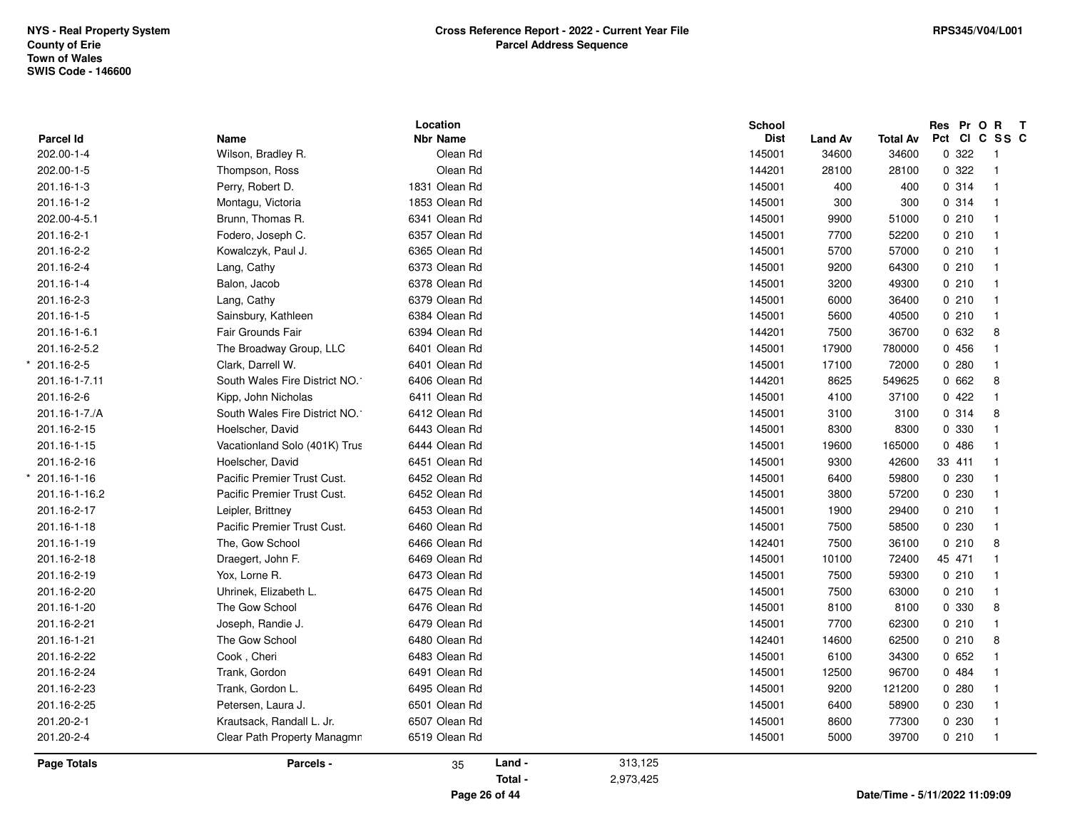NYS - Real Property System
County of Erie
Town of Wales
SWIS Code - 146600

**Cross Reference Report - 2022 - Current Year File**
**Parcel Address Sequence**

RPS345/V04/L001

| | Parcel Id | Name | Location Nbr | Location Name | School Dist | Land Av | Total Av | Res Pct | Pr Cl | O C | R SS | T C |
|---|---|---|---|---|---|---|---|---|---|---|---|---|
| | 202.00-1-4 | Wilson, Bradley R. | | Olean Rd | 145001 | 34600 | 34600 | 0 | 322 | | 1 | |
| | 202.00-1-5 | Thompson, Ross | | Olean Rd | 144201 | 28100 | 28100 | 0 | 322 | | 1 | |
| | 201.16-1-3 | Perry, Robert D. | 1831 | Olean Rd | 145001 | 400 | 400 | 0 | 314 | | 1 | |
| | 201.16-1-2 | Montagu, Victoria | 1853 | Olean Rd | 145001 | 300 | 300 | 0 | 314 | | 1 | |
| | 202.00-4-5.1 | Brunn, Thomas R. | 6341 | Olean Rd | 145001 | 9900 | 51000 | 0 | 210 | | 1 | |
| | 201.16-2-1 | Fodero, Joseph C. | 6357 | Olean Rd | 145001 | 7700 | 52200 | 0 | 210 | | 1 | |
| | 201.16-2-2 | Kowalczyk, Paul J. | 6365 | Olean Rd | 145001 | 5700 | 57000 | 0 | 210 | | 1 | |
| | 201.16-2-4 | Lang, Cathy | 6373 | Olean Rd | 145001 | 9200 | 64300 | 0 | 210 | | 1 | |
| | 201.16-1-4 | Balon, Jacob | 6378 | Olean Rd | 145001 | 3200 | 49300 | 0 | 210 | | 1 | |
| | 201.16-2-3 | Lang, Cathy | 6379 | Olean Rd | 145001 | 6000 | 36400 | 0 | 210 | | 1 | |
| | 201.16-1-5 | Sainsbury, Kathleen | 6384 | Olean Rd | 145001 | 5600 | 40500 | 0 | 210 | | 1 | |
| | 201.16-1-6.1 | Fair Grounds Fair | 6394 | Olean Rd | 144201 | 7500 | 36700 | 0 | 632 | | 8 | |
| | 201.16-2-5.2 | The Broadway Group, LLC | 6401 | Olean Rd | 145001 | 17900 | 780000 | 0 | 456 | | 1 | |
| * | 201.16-2-5 | Clark, Darrell W. | 6401 | Olean Rd | 145001 | 17100 | 72000 | 0 | 280 | | 1 | |
| | 201.16-1-7.11 | South Wales Fire District NO.1 | 6406 | Olean Rd | 144201 | 8625 | 549625 | 0 | 662 | | 8 | |
| | 201.16-2-6 | Kipp, John Nicholas | 6411 | Olean Rd | 145001 | 4100 | 37100 | 0 | 422 | | 1 | |
| | 201.16-1-7./A | South Wales Fire District NO.1 | 6412 | Olean Rd | 145001 | 3100 | 3100 | 0 | 314 | | 8 | |
| | 201.16-2-15 | Hoelscher, David | 6443 | Olean Rd | 145001 | 8300 | 8300 | 0 | 330 | | 1 | |
| | 201.16-1-15 | Vacationland Solo (401K) Trus | 6444 | Olean Rd | 145001 | 19600 | 165000 | 0 | 486 | | 1 | |
| | 201.16-2-16 | Hoelscher, David | 6451 | Olean Rd | 145001 | 9300 | 42600 | 33 | 411 | | 1 | |
| * | 201.16-1-16 | Pacific Premier Trust Cust. | 6452 | Olean Rd | 145001 | 6400 | 59800 | 0 | 230 | | 1 | |
| | 201.16-1-16.2 | Pacific Premier Trust Cust. | 6452 | Olean Rd | 145001 | 3800 | 57200 | 0 | 230 | | 1 | |
| | 201.16-2-17 | Leipler, Brittney | 6453 | Olean Rd | 145001 | 1900 | 29400 | 0 | 210 | | 1 | |
| | 201.16-1-18 | Pacific Premier Trust Cust. | 6460 | Olean Rd | 145001 | 7500 | 58500 | 0 | 230 | | 1 | |
| | 201.16-1-19 | The, Gow School | 6466 | Olean Rd | 142401 | 7500 | 36100 | 0 | 210 | | 8 | |
| | 201.16-2-18 | Draegert, John F. | 6469 | Olean Rd | 145001 | 10100 | 72400 | 45 | 471 | | 1 | |
| | 201.16-2-19 | Yox, Lorne R. | 6473 | Olean Rd | 145001 | 7500 | 59300 | 0 | 210 | | 1 | |
| | 201.16-2-20 | Uhrinek, Elizabeth L. | 6475 | Olean Rd | 145001 | 7500 | 63000 | 0 | 210 | | 1 | |
| | 201.16-1-20 | The Gow School | 6476 | Olean Rd | 145001 | 8100 | 8100 | 0 | 330 | | 8 | |
| | 201.16-2-21 | Joseph, Randie J. | 6479 | Olean Rd | 145001 | 7700 | 62300 | 0 | 210 | | 1 | |
| | 201.16-1-21 | The Gow School | 6480 | Olean Rd | 142401 | 14600 | 62500 | 0 | 210 | | 8 | |
| | 201.16-2-22 | Cook , Cheri | 6483 | Olean Rd | 145001 | 6100 | 34300 | 0 | 652 | | 1 | |
| | 201.16-2-24 | Trank, Gordon | 6491 | Olean Rd | 145001 | 12500 | 96700 | 0 | 484 | | 1 | |
| | 201.16-2-23 | Trank, Gordon L. | 6495 | Olean Rd | 145001 | 9200 | 121200 | 0 | 280 | | 1 | |
| | 201.16-2-25 | Petersen, Laura J. | 6501 | Olean Rd | 145001 | 6400 | 58900 | 0 | 230 | | 1 | |
| | 201.20-2-1 | Krautsack, Randall L. Jr. | 6507 | Olean Rd | 145001 | 8600 | 77300 | 0 | 230 | | 1 | |
| | 201.20-2-4 | Clear Path Property Managmn | 6519 | Olean Rd | 145001 | 5000 | 39700 | 0 | 210 | | 1 | |

**Page Totals** | **Parcels -** 35 | **Land -** 313,125 | **Total -** 2,973,425

Date/Time - 5/11/2022 11:09:09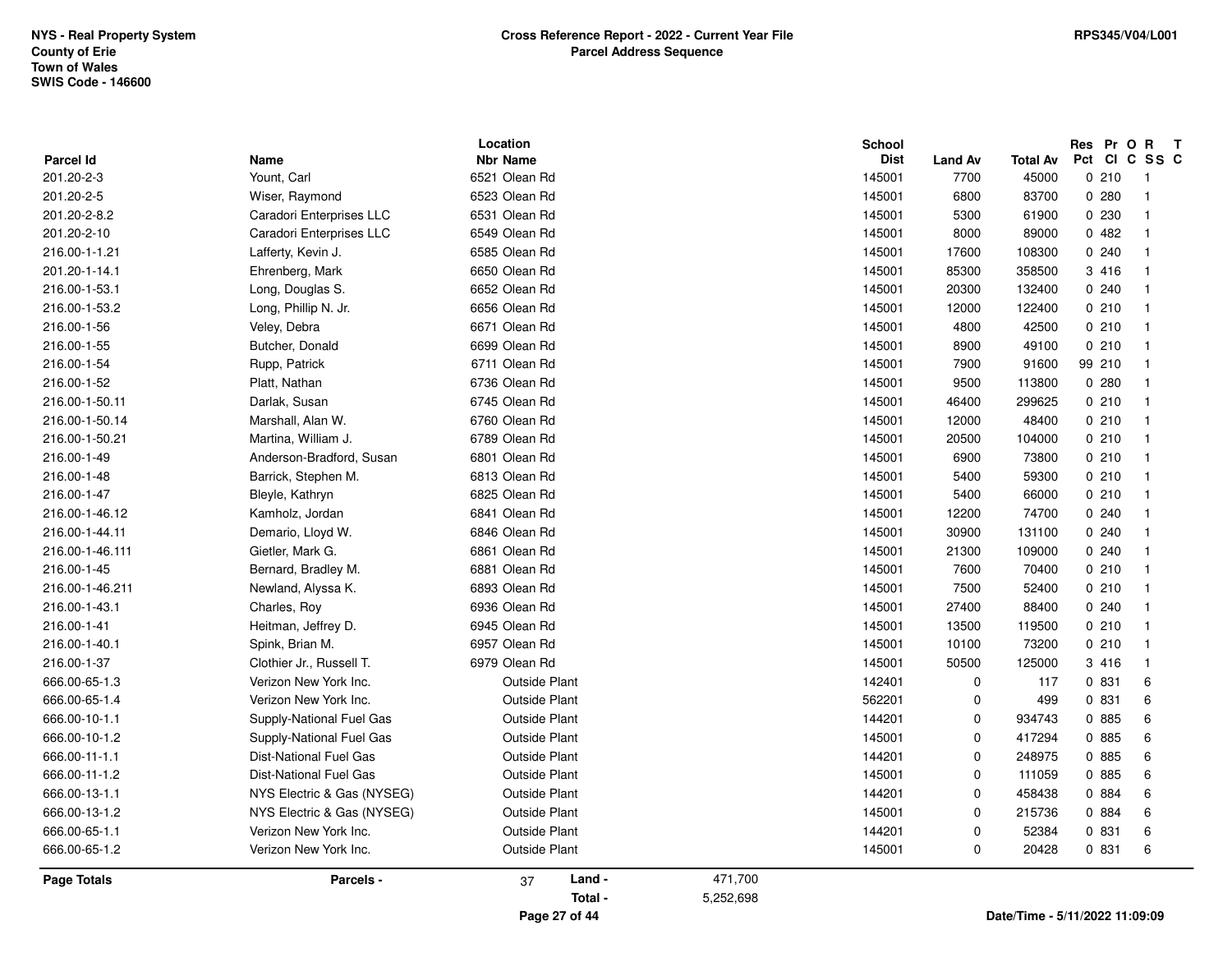NYS - Real Property System
County of Erie
Town of Wales
SWIS Code - 146600

**Cross Reference Report - 2022 - Current Year File**
**Parcel Address Sequence**

RPS345/V04/L001

| Parcel Id | Name | Location Nbr Name | School Dist | Land Av | Total Av | Res Pct | Pr Cl | O C | R SS | T C |
|---|---|---|---|---|---|---|---|---|---|---|
| 201.20-2-3 | Yount, Carl | 6521 Olean Rd | 145001 | 7700 | 45000 | 0 | 210 | | 1 | |
| 201.20-2-5 | Wiser, Raymond | 6523 Olean Rd | 145001 | 6800 | 83700 | 0 | 280 | | 1 | |
| 201.20-2-8.2 | Caradori Enterprises LLC | 6531 Olean Rd | 145001 | 5300 | 61900 | 0 | 230 | | 1 | |
| 201.20-2-10 | Caradori Enterprises LLC | 6549 Olean Rd | 145001 | 8000 | 89000 | 0 | 482 | | 1 | |
| 216.00-1-1.21 | Lafferty, Kevin J. | 6585 Olean Rd | 145001 | 17600 | 108300 | 0 | 240 | | 1 | |
| 201.20-1-14.1 | Ehrenberg, Mark | 6650 Olean Rd | 145001 | 85300 | 358500 | 3 | 416 | | 1 | |
| 216.00-1-53.1 | Long, Douglas S. | 6652 Olean Rd | 145001 | 20300 | 132400 | 0 | 240 | | 1 | |
| 216.00-1-53.2 | Long, Phillip N. Jr. | 6656 Olean Rd | 145001 | 12000 | 122400 | 0 | 210 | | 1 | |
| 216.00-1-56 | Veley, Debra | 6671 Olean Rd | 145001 | 4800 | 42500 | 0 | 210 | | 1 | |
| 216.00-1-55 | Butcher, Donald | 6699 Olean Rd | 145001 | 8900 | 49100 | 0 | 210 | | 1 | |
| 216.00-1-54 | Rupp, Patrick | 6711 Olean Rd | 145001 | 7900 | 91600 | 99 | 210 | | 1 | |
| 216.00-1-52 | Platt, Nathan | 6736 Olean Rd | 145001 | 9500 | 113800 | 0 | 280 | | 1 | |
| 216.00-1-50.11 | Darlak, Susan | 6745 Olean Rd | 145001 | 46400 | 299625 | 0 | 210 | | 1 | |
| 216.00-1-50.14 | Marshall, Alan W. | 6760 Olean Rd | 145001 | 12000 | 48400 | 0 | 210 | | 1 | |
| 216.00-1-50.21 | Martina, William J. | 6789 Olean Rd | 145001 | 20500 | 104000 | 0 | 210 | | 1 | |
| 216.00-1-49 | Anderson-Bradford, Susan | 6801 Olean Rd | 145001 | 6900 | 73800 | 0 | 210 | | 1 | |
| 216.00-1-48 | Barrick, Stephen M. | 6813 Olean Rd | 145001 | 5400 | 59300 | 0 | 210 | | 1 | |
| 216.00-1-47 | Bleyle, Kathryn | 6825 Olean Rd | 145001 | 5400 | 66000 | 0 | 210 | | 1 | |
| 216.00-1-46.12 | Kamholz, Jordan | 6841 Olean Rd | 145001 | 12200 | 74700 | 0 | 240 | | 1 | |
| 216.00-1-44.11 | Demario, Lloyd W. | 6846 Olean Rd | 145001 | 30900 | 131100 | 0 | 240 | | 1 | |
| 216.00-1-46.111 | Gietler, Mark G. | 6861 Olean Rd | 145001 | 21300 | 109000 | 0 | 240 | | 1 | |
| 216.00-1-45 | Bernard, Bradley M. | 6881 Olean Rd | 145001 | 7600 | 70400 | 0 | 210 | | 1 | |
| 216.00-1-46.211 | Newland, Alyssa K. | 6893 Olean Rd | 145001 | 7500 | 52400 | 0 | 210 | | 1 | |
| 216.00-1-43.1 | Charles, Roy | 6936 Olean Rd | 145001 | 27400 | 88400 | 0 | 240 | | 1 | |
| 216.00-1-41 | Heitman, Jeffrey D. | 6945 Olean Rd | 145001 | 13500 | 119500 | 0 | 210 | | 1 | |
| 216.00-1-40.1 | Spink, Brian M. | 6957 Olean Rd | 145001 | 10100 | 73200 | 0 | 210 | | 1 | |
| 216.00-1-37 | Clothier Jr., Russell T. | 6979 Olean Rd | 145001 | 50500 | 125000 | 3 | 416 | | 1 | |
| 666.00-65-1.3 | Verizon New York Inc. | Outside Plant | 142401 | 0 | 117 | 0 | 831 | | 6 | |
| 666.00-65-1.4 | Verizon New York Inc. | Outside Plant | 562201 | 0 | 499 | 0 | 831 | | 6 | |
| 666.00-10-1.1 | Supply-National Fuel Gas | Outside Plant | 144201 | 0 | 934743 | 0 | 885 | | 6 | |
| 666.00-10-1.2 | Supply-National Fuel Gas | Outside Plant | 145001 | 0 | 417294 | 0 | 885 | | 6 | |
| 666.00-11-1.1 | Dist-National Fuel Gas | Outside Plant | 144201 | 0 | 248975 | 0 | 885 | | 6 | |
| 666.00-11-1.2 | Dist-National Fuel Gas | Outside Plant | 145001 | 0 | 111059 | 0 | 885 | | 6 | |
| 666.00-13-1.1 | NYS Electric & Gas (NYSEG) | Outside Plant | 144201 | 0 | 458438 | 0 | 884 | | 6 | |
| 666.00-13-1.2 | NYS Electric & Gas (NYSEG) | Outside Plant | 145001 | 0 | 215736 | 0 | 884 | | 6 | |
| 666.00-65-1.1 | Verizon New York Inc. | Outside Plant | 144201 | 0 | 52384 | 0 | 831 | | 6 | |
| 666.00-65-1.2 | Verizon New York Inc. | Outside Plant | 145001 | 0 | 20428 | 0 | 831 | | 6 | |

**Page Totals** — **Parcels -** 37 — **Land -** 471,700 — **Total -** 5,252,698

Date/Time - 5/11/2022 11:09:09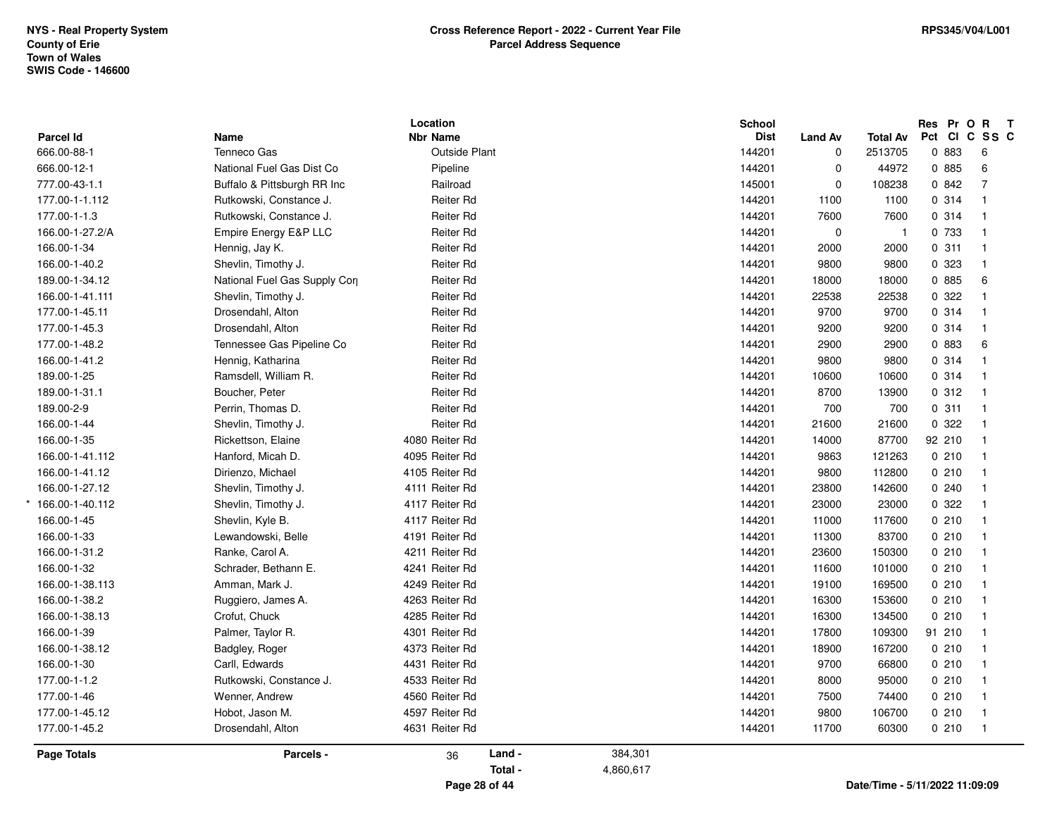NYS - Real Property System
County of Erie
Town of Wales
SWIS Code - 146600

**Cross Reference Report - 2022 - Current Year File**
**Parcel Address Sequence**

RPS345/V04/L001

| Parcel Id | Name | Location Nbr | Name | School Dist | Land Av | Total Av | Res Pct | Pr Cl | O C | R SS | T C |
|---|---|---|---|---|---|---|---|---|---|---|---|
| 666.00-88-1 | Tenneco Gas | | Outside Plant | 144201 | 0 | 2513705 | 0 | 883 | | 6 | |
| 666.00-12-1 | National Fuel Gas Dist Co | | Pipeline | 144201 | 0 | 44972 | 0 | 885 | | 6 | |
| 777.00-43-1.1 | Buffalo & Pittsburgh RR Inc | | Railroad | 145001 | 0 | 108238 | 0 | 842 | | 7 | |
| 177.00-1-1.112 | Rutkowski, Constance J. | | Reiter Rd | 144201 | 1100 | 1100 | 0 | 314 | | 1 | |
| 177.00-1-1.3 | Rutkowski, Constance J. | | Reiter Rd | 144201 | 7600 | 7600 | 0 | 314 | | 1 | |
| 166.00-1-27.2/A | Empire Energy E&P LLC | | Reiter Rd | 144201 | 0 | 1 | 0 | 733 | | 1 | |
| 166.00-1-34 | Hennig, Jay K. | | Reiter Rd | 144201 | 2000 | 2000 | 0 | 311 | | 1 | |
| 166.00-1-40.2 | Shevlin, Timothy J. | | Reiter Rd | 144201 | 9800 | 9800 | 0 | 323 | | 1 | |
| 189.00-1-34.12 | National Fuel Gas Supply Cor | | Reiter Rd | 144201 | 18000 | 18000 | 0 | 885 | | 6 | |
| 166.00-1-41.111 | Shevlin, Timothy J. | | Reiter Rd | 144201 | 22538 | 22538 | 0 | 322 | | 1 | |
| 177.00-1-45.11 | Drosendahl, Alton | | Reiter Rd | 144201 | 9700 | 9700 | 0 | 314 | | 1 | |
| 177.00-1-45.3 | Drosendahl, Alton | | Reiter Rd | 144201 | 9200 | 9200 | 0 | 314 | | 1 | |
| 177.00-1-48.2 | Tennessee Gas Pipeline Co | | Reiter Rd | 144201 | 2900 | 2900 | 0 | 883 | | 6 | |
| 166.00-1-41.2 | Hennig, Katharina | | Reiter Rd | 144201 | 9800 | 9800 | 0 | 314 | | 1 | |
| 189.00-1-25 | Ramsdell, William R. | | Reiter Rd | 144201 | 10600 | 10600 | 0 | 314 | | 1 | |
| 189.00-1-31.1 | Boucher, Peter | | Reiter Rd | 144201 | 8700 | 13900 | 0 | 312 | | 1 | |
| 189.00-2-9 | Perrin, Thomas D. | | Reiter Rd | 144201 | 700 | 700 | 0 | 311 | | 1 | |
| 166.00-1-44 | Shevlin, Timothy J. | | Reiter Rd | 144201 | 21600 | 21600 | 0 | 322 | | 1 | |
| 166.00-1-35 | Rickettson, Elaine | 4080 | Reiter Rd | 144201 | 14000 | 87700 | 92 | 210 | | 1 | |
| 166.00-1-41.112 | Hanford, Micah D. | 4095 | Reiter Rd | 144201 | 9863 | 121263 | 0 | 210 | | 1 | |
| 166.00-1-41.12 | Dirienzo, Michael | 4105 | Reiter Rd | 144201 | 9800 | 112800 | 0 | 210 | | 1 | |
| 166.00-1-27.12 | Shevlin, Timothy J. | 4111 | Reiter Rd | 144201 | 23800 | 142600 | 0 | 240 | | 1 | |
| * 166.00-1-40.112 | Shevlin, Timothy J. | 4117 | Reiter Rd | 144201 | 23000 | 23000 | 0 | 322 | | 1 | |
| 166.00-1-45 | Shevlin, Kyle B. | 4117 | Reiter Rd | 144201 | 11000 | 117600 | 0 | 210 | | 1 | |
| 166.00-1-33 | Lewandowski, Belle | 4191 | Reiter Rd | 144201 | 11300 | 83700 | 0 | 210 | | 1 | |
| 166.00-1-31.2 | Ranke, Carol A. | 4211 | Reiter Rd | 144201 | 23600 | 150300 | 0 | 210 | | 1 | |
| 166.00-1-32 | Schrader, Bethann E. | 4241 | Reiter Rd | 144201 | 11600 | 101000 | 0 | 210 | | 1 | |
| 166.00-1-38.113 | Amman, Mark J. | 4249 | Reiter Rd | 144201 | 19100 | 169500 | 0 | 210 | | 1 | |
| 166.00-1-38.2 | Ruggiero, James A. | 4263 | Reiter Rd | 144201 | 16300 | 153600 | 0 | 210 | | 1 | |
| 166.00-1-38.13 | Crofut, Chuck | 4285 | Reiter Rd | 144201 | 16300 | 134500 | 0 | 210 | | 1 | |
| 166.00-1-39 | Palmer, Taylor R. | 4301 | Reiter Rd | 144201 | 17800 | 109300 | 91 | 210 | | 1 | |
| 166.00-1-38.12 | Badgley, Roger | 4373 | Reiter Rd | 144201 | 18900 | 167200 | 0 | 210 | | 1 | |
| 166.00-1-30 | Carll, Edwards | 4431 | Reiter Rd | 144201 | 9700 | 66800 | 0 | 210 | | 1 | |
| 177.00-1-1.2 | Rutkowski, Constance J. | 4533 | Reiter Rd | 144201 | 8000 | 95000 | 0 | 210 | | 1 | |
| 177.00-1-46 | Wenner, Andrew | 4560 | Reiter Rd | 144201 | 7500 | 74400 | 0 | 210 | | 1 | |
| 177.00-1-45.12 | Hobot, Jason M. | 4597 | Reiter Rd | 144201 | 9800 | 106700 | 0 | 210 | | 1 | |
| 177.00-1-45.2 | Drosendahl, Alton | 4631 | Reiter Rd | 144201 | 11700 | 60300 | 0 | 210 | | 1 | |

**Page Totals** — **Parcels -** 36 — **Land -** 384,301 — **Total -** 4,860,617

Date/Time - 5/11/2022 11:09:09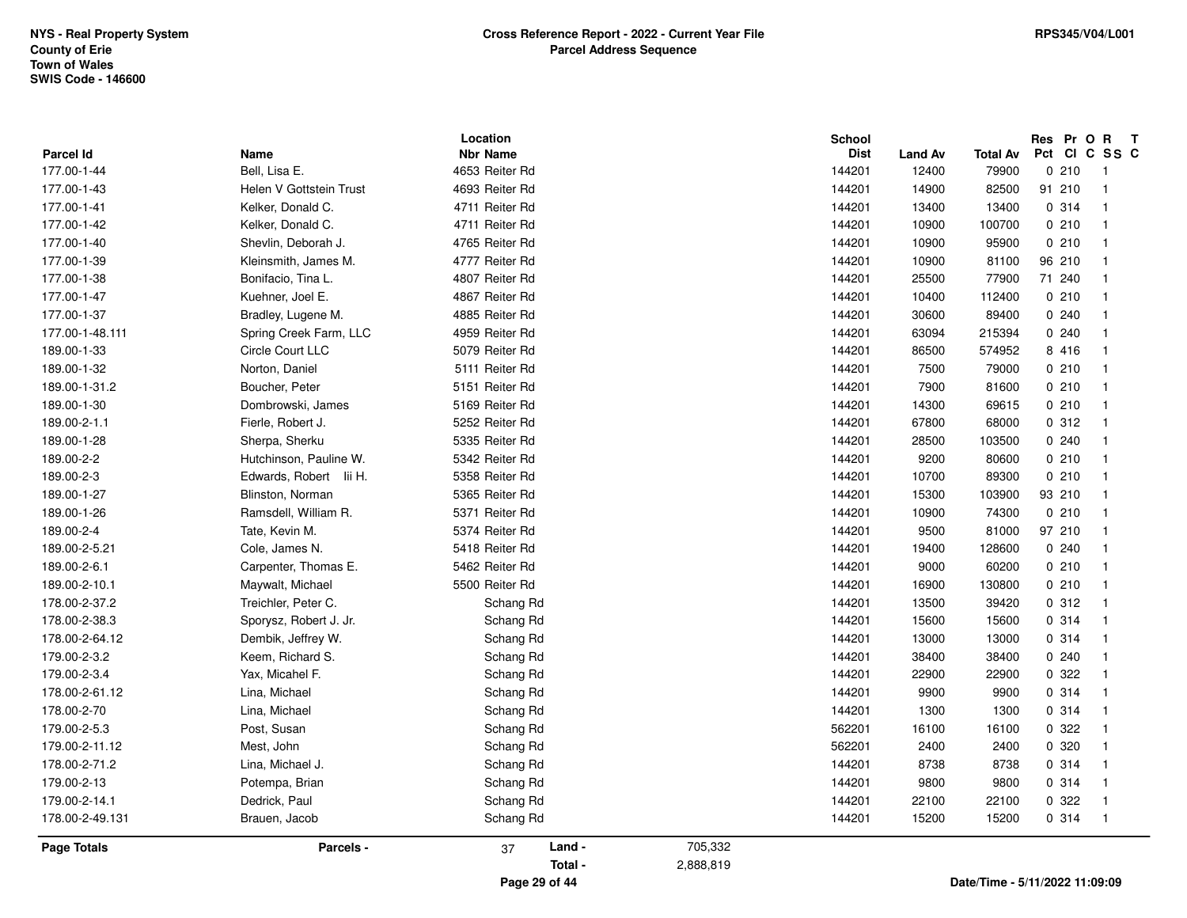NYS - Real Property System
County of Erie
Town of Wales
SWIS Code - 146600

**Cross Reference Report - 2022 - Current Year File**
**Parcel Address Sequence**

RPS345/V04/L001

| Parcel Id | Name | Location Nbr | Location Name | School Dist | Land Av | Total Av | Res Pct | Pr Cl | O C | R SS | T C |
|---|---|---|---|---|---|---|---|---|---|---|---|
| 177.00-1-44 | Bell, Lisa E. | 4653 | Reiter Rd | 144201 | 12400 | 79900 | 0 | 210 | | 1 | |
| 177.00-1-43 | Helen V Gottstein Trust | 4693 | Reiter Rd | 144201 | 14900 | 82500 | 91 | 210 | | 1 | |
| 177.00-1-41 | Kelker, Donald C. | 4711 | Reiter Rd | 144201 | 13400 | 13400 | 0 | 314 | | 1 | |
| 177.00-1-42 | Kelker, Donald C. | 4711 | Reiter Rd | 144201 | 10900 | 100700 | 0 | 210 | | 1 | |
| 177.00-1-40 | Shevlin, Deborah J. | 4765 | Reiter Rd | 144201 | 10900 | 95900 | 0 | 210 | | 1 | |
| 177.00-1-39 | Kleinsmith, James M. | 4777 | Reiter Rd | 144201 | 10900 | 81100 | 96 | 210 | | 1 | |
| 177.00-1-38 | Bonifacio, Tina L. | 4807 | Reiter Rd | 144201 | 25500 | 77900 | 71 | 240 | | 1 | |
| 177.00-1-47 | Kuehner, Joel E. | 4867 | Reiter Rd | 144201 | 10400 | 112400 | 0 | 210 | | 1 | |
| 177.00-1-37 | Bradley, Lugene M. | 4885 | Reiter Rd | 144201 | 30600 | 89400 | 0 | 240 | | 1 | |
| 177.00-1-48.111 | Spring Creek Farm, LLC | 4959 | Reiter Rd | 144201 | 63094 | 215394 | 0 | 240 | | 1 | |
| 189.00-1-33 | Circle Court LLC | 5079 | Reiter Rd | 144201 | 86500 | 574952 | 8 | 416 | | 1 | |
| 189.00-1-32 | Norton, Daniel | 5111 | Reiter Rd | 144201 | 7500 | 79000 | 0 | 210 | | 1 | |
| 189.00-1-31.2 | Boucher, Peter | 5151 | Reiter Rd | 144201 | 7900 | 81600 | 0 | 210 | | 1 | |
| 189.00-1-30 | Dombrowski, James | 5169 | Reiter Rd | 144201 | 14300 | 69615 | 0 | 210 | | 1 | |
| 189.00-2-1.1 | Fierle, Robert J. | 5252 | Reiter Rd | 144201 | 67800 | 68000 | 0 | 312 | | 1 | |
| 189.00-1-28 | Sherpa, Sherku | 5335 | Reiter Rd | 144201 | 28500 | 103500 | 0 | 240 | | 1 | |
| 189.00-2-2 | Hutchinson, Pauline W. | 5342 | Reiter Rd | 144201 | 9200 | 80600 | 0 | 210 | | 1 | |
| 189.00-2-3 | Edwards, Robert Iii H. | 5358 | Reiter Rd | 144201 | 10700 | 89300 | 0 | 210 | | 1 | |
| 189.00-1-27 | Blinston, Norman | 5365 | Reiter Rd | 144201 | 15300 | 103900 | 93 | 210 | | 1 | |
| 189.00-1-26 | Ramsdell, William R. | 5371 | Reiter Rd | 144201 | 10900 | 74300 | 0 | 210 | | 1 | |
| 189.00-2-4 | Tate, Kevin M. | 5374 | Reiter Rd | 144201 | 9500 | 81000 | 97 | 210 | | 1 | |
| 189.00-2-5.21 | Cole, James N. | 5418 | Reiter Rd | 144201 | 19400 | 128600 | 0 | 240 | | 1 | |
| 189.00-2-6.1 | Carpenter, Thomas E. | 5462 | Reiter Rd | 144201 | 9000 | 60200 | 0 | 210 | | 1 | |
| 189.00-2-10.1 | Maywalt, Michael | 5500 | Reiter Rd | 144201 | 16900 | 130800 | 0 | 210 | | 1 | |
| 178.00-2-37.2 | Treichler, Peter C. | | Schang Rd | 144201 | 13500 | 39420 | 0 | 312 | | 1 | |
| 178.00-2-38.3 | Sporysz, Robert J. Jr. | | Schang Rd | 144201 | 15600 | 15600 | 0 | 314 | | 1 | |
| 178.00-2-64.12 | Dembik, Jeffrey W. | | Schang Rd | 144201 | 13000 | 13000 | 0 | 314 | | 1 | |
| 179.00-2-3.2 | Keem, Richard S. | | Schang Rd | 144201 | 38400 | 38400 | 0 | 240 | | 1 | |
| 179.00-2-3.4 | Yax, Micahel F. | | Schang Rd | 144201 | 22900 | 22900 | 0 | 322 | | 1 | |
| 178.00-2-61.12 | Lina, Michael | | Schang Rd | 144201 | 9900 | 9900 | 0 | 314 | | 1 | |
| 178.00-2-70 | Lina, Michael | | Schang Rd | 144201 | 1300 | 1300 | 0 | 314 | | 1 | |
| 179.00-2-5.3 | Post, Susan | | Schang Rd | 562201 | 16100 | 16100 | 0 | 322 | | 1 | |
| 179.00-2-11.12 | Mest, John | | Schang Rd | 562201 | 2400 | 2400 | 0 | 320 | | 1 | |
| 178.00-2-71.2 | Lina, Michael J. | | Schang Rd | 144201 | 8738 | 8738 | 0 | 314 | | 1 | |
| 179.00-2-13 | Potempa, Brian | | Schang Rd | 144201 | 9800 | 9800 | 0 | 314 | | 1 | |
| 179.00-2-14.1 | Dedrick, Paul | | Schang Rd | 144201 | 22100 | 22100 | 0 | 322 | | 1 | |
| 178.00-2-49.131 | Brauen, Jacob | | Schang Rd | 144201 | 15200 | 15200 | 0 | 314 | | 1 | |

**Page Totals** | **Parcels -** 37 | **Land -** 705,332 | **Total -** 2,888,819

Date/Time - 5/11/2022 11:09:09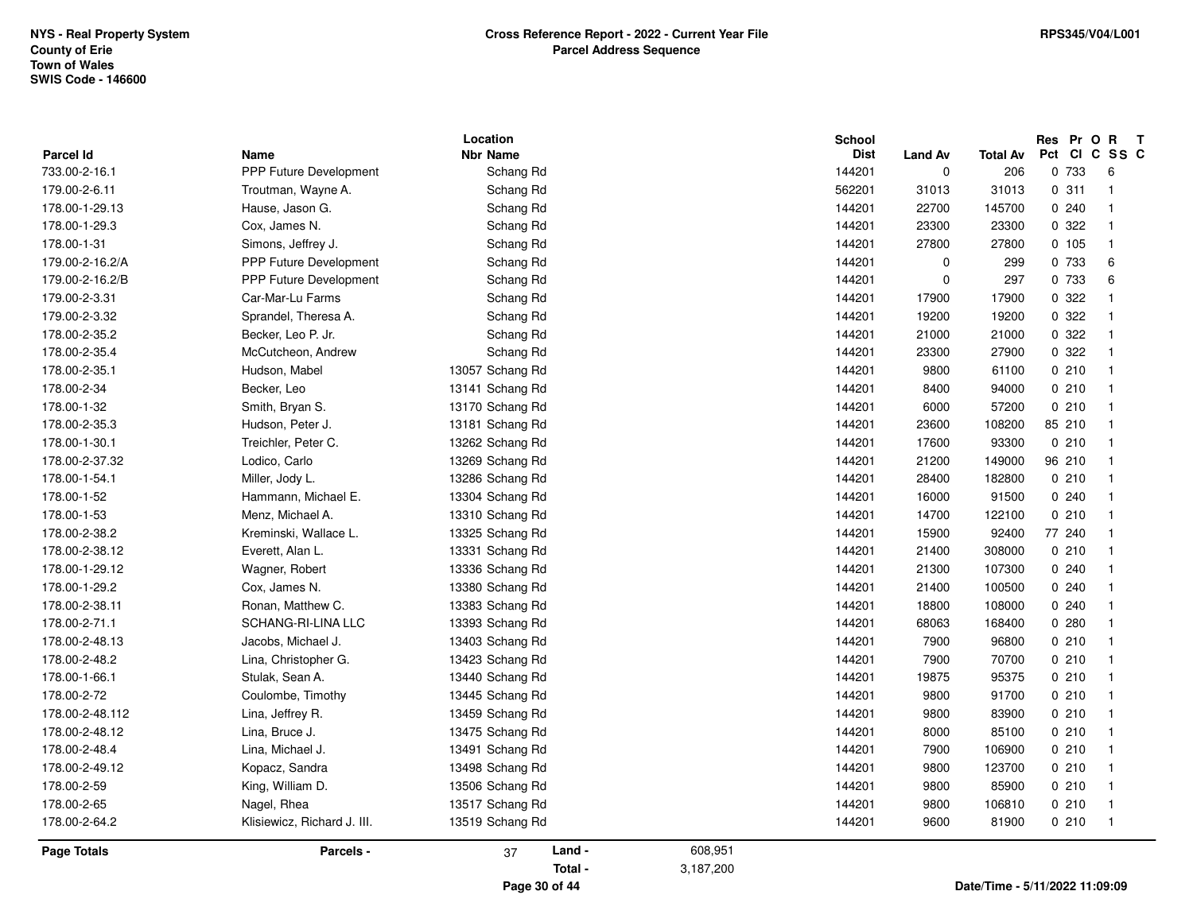NYS - Real Property System
County of Erie
Town of Wales
SWIS Code - 146600

**Cross Reference Report - 2022 - Current Year File**
**Parcel Address Sequence**

RPS345/V04/L001

| Parcel Id | Name | Location Nbr | Location Name | School Dist | Land Av | Total Av | Res Pct | Pr Cl | O C | R SS | T C |
|---|---|---|---|---|---|---|---|---|---|---|---|
| 733.00-2-16.1 | PPP Future Development | | Schang Rd | 144201 | 0 | 206 | 0 | 733 | | 6 | |
| 179.00-2-6.11 | Troutman, Wayne A. | | Schang Rd | 562201 | 31013 | 31013 | 0 | 311 | | 1 | |
| 178.00-1-29.13 | Hause, Jason G. | | Schang Rd | 144201 | 22700 | 145700 | 0 | 240 | | 1 | |
| 178.00-1-29.3 | Cox, James N. | | Schang Rd | 144201 | 23300 | 23300 | 0 | 322 | | 1 | |
| 178.00-1-31 | Simons, Jeffrey J. | | Schang Rd | 144201 | 27800 | 27800 | 0 | 105 | | 1 | |
| 179.00-2-16.2/A | PPP Future Development | | Schang Rd | 144201 | 0 | 299 | 0 | 733 | | 6 | |
| 179.00-2-16.2/B | PPP Future Development | | Schang Rd | 144201 | 0 | 297 | 0 | 733 | | 6 | |
| 179.00-2-3.31 | Car-Mar-Lu Farms | | Schang Rd | 144201 | 17900 | 17900 | 0 | 322 | | 1 | |
| 179.00-2-3.32 | Sprandel, Theresa A. | | Schang Rd | 144201 | 19200 | 19200 | 0 | 322 | | 1 | |
| 178.00-2-35.2 | Becker, Leo P. Jr. | | Schang Rd | 144201 | 21000 | 21000 | 0 | 322 | | 1 | |
| 178.00-2-35.4 | McCutcheon, Andrew | | Schang Rd | 144201 | 23300 | 27900 | 0 | 322 | | 1 | |
| 178.00-2-35.1 | Hudson, Mabel | 13057 | Schang Rd | 144201 | 9800 | 61100 | 0 | 210 | | 1 | |
| 178.00-2-34 | Becker, Leo | 13141 | Schang Rd | 144201 | 8400 | 94000 | 0 | 210 | | 1 | |
| 178.00-1-32 | Smith, Bryan S. | 13170 | Schang Rd | 144201 | 6000 | 57200 | 0 | 210 | | 1 | |
| 178.00-2-35.3 | Hudson, Peter J. | 13181 | Schang Rd | 144201 | 23600 | 108200 | 85 | 210 | | 1 | |
| 178.00-1-30.1 | Treichler, Peter C. | 13262 | Schang Rd | 144201 | 17600 | 93300 | 0 | 210 | | 1 | |
| 178.00-2-37.32 | Lodico, Carlo | 13269 | Schang Rd | 144201 | 21200 | 149000 | 96 | 210 | | 1 | |
| 178.00-1-54.1 | Miller, Jody L. | 13286 | Schang Rd | 144201 | 28400 | 182800 | 0 | 210 | | 1 | |
| 178.00-1-52 | Hammann, Michael E. | 13304 | Schang Rd | 144201 | 16000 | 91500 | 0 | 240 | | 1 | |
| 178.00-1-53 | Menz, Michael A. | 13310 | Schang Rd | 144201 | 14700 | 122100 | 0 | 210 | | 1 | |
| 178.00-2-38.2 | Kreminski, Wallace L. | 13325 | Schang Rd | 144201 | 15900 | 92400 | 77 | 240 | | 1 | |
| 178.00-2-38.12 | Everett, Alan L. | 13331 | Schang Rd | 144201 | 21400 | 308000 | 0 | 210 | | 1 | |
| 178.00-1-29.12 | Wagner, Robert | 13336 | Schang Rd | 144201 | 21300 | 107300 | 0 | 240 | | 1 | |
| 178.00-1-29.2 | Cox, James N. | 13380 | Schang Rd | 144201 | 21400 | 100500 | 0 | 240 | | 1 | |
| 178.00-2-38.11 | Ronan, Matthew C. | 13383 | Schang Rd | 144201 | 18800 | 108000 | 0 | 240 | | 1 | |
| 178.00-2-71.1 | SCHANG-RI-LINA LLC | 13393 | Schang Rd | 144201 | 68063 | 168400 | 0 | 280 | | 1 | |
| 178.00-2-48.13 | Jacobs, Michael J. | 13403 | Schang Rd | 144201 | 7900 | 96800 | 0 | 210 | | 1 | |
| 178.00-2-48.2 | Lina, Christopher G. | 13423 | Schang Rd | 144201 | 7900 | 70700 | 0 | 210 | | 1 | |
| 178.00-1-66.1 | Stulak, Sean A. | 13440 | Schang Rd | 144201 | 19875 | 95375 | 0 | 210 | | 1 | |
| 178.00-2-72 | Coulombe, Timothy | 13445 | Schang Rd | 144201 | 9800 | 91700 | 0 | 210 | | 1 | |
| 178.00-2-48.112 | Lina, Jeffrey R. | 13459 | Schang Rd | 144201 | 9800 | 83900 | 0 | 210 | | 1 | |
| 178.00-2-48.12 | Lina, Bruce J. | 13475 | Schang Rd | 144201 | 8000 | 85100 | 0 | 210 | | 1 | |
| 178.00-2-48.4 | Lina, Michael J. | 13491 | Schang Rd | 144201 | 7900 | 106900 | 0 | 210 | | 1 | |
| 178.00-2-49.12 | Kopacz, Sandra | 13498 | Schang Rd | 144201 | 9800 | 123700 | 0 | 210 | | 1 | |
| 178.00-2-59 | King, William D. | 13506 | Schang Rd | 144201 | 9800 | 85900 | 0 | 210 | | 1 | |
| 178.00-2-65 | Nagel, Rhea | 13517 | Schang Rd | 144201 | 9800 | 106810 | 0 | 210 | | 1 | |
| 178.00-2-64.2 | Klisiewicz, Richard J. III. | 13519 | Schang Rd | 144201 | 9600 | 81900 | 0 | 210 | | 1 | |

| Page Totals | Parcels - | 37 | Land - | 608,951 |
|---|---|---|---|---|
| | | | Total - | 3,187,200 |

Date/Time - 5/11/2022 11:09:09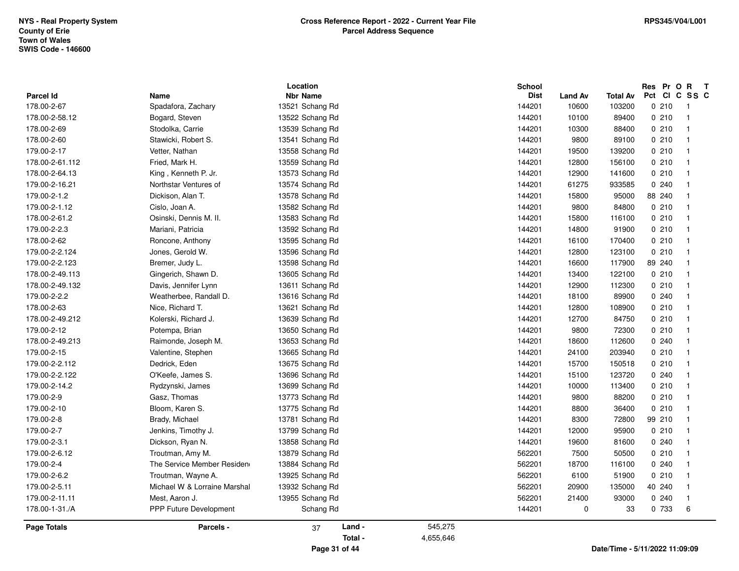NYS - Real Property System
County of Erie
Town of Wales
SWIS Code - 146600

**Cross Reference Report - 2022 - Current Year File**
**Parcel Address Sequence**

RPS345/V04/L001

| Parcel Id | Name | Location Nbr | Location Name | School Dist | Land Av | Total Av | Res Pct | Pr Cl | O C | R SS | T C |
|---|---|---|---|---|---|---|---|---|---|---|---|
| 178.00-2-67 | Spadafora, Zachary | 13521 | Schang Rd | 144201 | 10600 | 103200 | 0 | 210 | | 1 | |
| 178.00-2-58.12 | Bogard, Steven | 13522 | Schang Rd | 144201 | 10100 | 89400 | 0 | 210 | | 1 | |
| 178.00-2-69 | Stodolka, Carrie | 13539 | Schang Rd | 144201 | 10300 | 88400 | 0 | 210 | | 1 | |
| 178.00-2-60 | Stawicki, Robert S. | 13541 | Schang Rd | 144201 | 9800 | 89100 | 0 | 210 | | 1 | |
| 179.00-2-17 | Vetter, Nathan | 13558 | Schang Rd | 144201 | 19500 | 139200 | 0 | 210 | | 1 | |
| 178.00-2-61.112 | Fried, Mark H. | 13559 | Schang Rd | 144201 | 12800 | 156100 | 0 | 210 | | 1 | |
| 178.00-2-64.13 | King , Kenneth P. Jr. | 13573 | Schang Rd | 144201 | 12900 | 141600 | 0 | 210 | | 1 | |
| 179.00-2-16.21 | Northstar Ventures of | 13574 | Schang Rd | 144201 | 61275 | 933585 | 0 | 240 | | 1 | |
| 179.00-2-1.2 | Dickison, Alan T. | 13578 | Schang Rd | 144201 | 15800 | 95000 | 88 | 240 | | 1 | |
| 179.00-2-1.12 | Cislo, Joan A. | 13582 | Schang Rd | 144201 | 9800 | 84800 | 0 | 210 | | 1 | |
| 178.00-2-61.2 | Osinski, Dennis M. II. | 13583 | Schang Rd | 144201 | 15800 | 116100 | 0 | 210 | | 1 | |
| 179.00-2-2.3 | Mariani, Patricia | 13592 | Schang Rd | 144201 | 14800 | 91900 | 0 | 210 | | 1 | |
| 178.00-2-62 | Roncone, Anthony | 13595 | Schang Rd | 144201 | 16100 | 170400 | 0 | 210 | | 1 | |
| 179.00-2-2.124 | Jones, Gerold W. | 13596 | Schang Rd | 144201 | 12800 | 123100 | 0 | 210 | | 1 | |
| 179.00-2-2.123 | Bremer, Judy L. | 13598 | Schang Rd | 144201 | 16600 | 117900 | 89 | 240 | | 1 | |
| 178.00-2-49.113 | Gingerich, Shawn D. | 13605 | Schang Rd | 144201 | 13400 | 122100 | 0 | 210 | | 1 | |
| 178.00-2-49.132 | Davis, Jennifer Lynn | 13611 | Schang Rd | 144201 | 12900 | 112300 | 0 | 210 | | 1 | |
| 179.00-2-2.2 | Weatherbee, Randall D. | 13616 | Schang Rd | 144201 | 18100 | 89900 | 0 | 240 | | 1 | |
| 178.00-2-63 | Nice, Richard T. | 13621 | Schang Rd | 144201 | 12800 | 108900 | 0 | 210 | | 1 | |
| 178.00-2-49.212 | Kolerski, Richard J. | 13639 | Schang Rd | 144201 | 12700 | 84750 | 0 | 210 | | 1 | |
| 179.00-2-12 | Potempa, Brian | 13650 | Schang Rd | 144201 | 9800 | 72300 | 0 | 210 | | 1 | |
| 178.00-2-49.213 | Raimonde, Joseph M. | 13653 | Schang Rd | 144201 | 18600 | 112600 | 0 | 240 | | 1 | |
| 179.00-2-15 | Valentine, Stephen | 13665 | Schang Rd | 144201 | 24100 | 203940 | 0 | 210 | | 1 | |
| 179.00-2-2.112 | Dedrick, Eden | 13675 | Schang Rd | 144201 | 15700 | 150518 | 0 | 210 | | 1 | |
| 179.00-2-2.122 | O'Keefe, James S. | 13696 | Schang Rd | 144201 | 15100 | 123720 | 0 | 240 | | 1 | |
| 179.00-2-14.2 | Rydzynski, James | 13699 | Schang Rd | 144201 | 10000 | 113400 | 0 | 210 | | 1 | |
| 179.00-2-9 | Gasz, Thomas | 13773 | Schang Rd | 144201 | 9800 | 88200 | 0 | 210 | | 1 | |
| 179.00-2-10 | Bloom, Karen S. | 13775 | Schang Rd | 144201 | 8800 | 36400 | 0 | 210 | | 1 | |
| 179.00-2-8 | Brady, Michael | 13781 | Schang Rd | 144201 | 8300 | 72800 | 99 | 210 | | 1 | |
| 179.00-2-7 | Jenkins, Timothy J. | 13799 | Schang Rd | 144201 | 12000 | 95900 | 0 | 210 | | 1 | |
| 179.00-2-3.1 | Dickson, Ryan N. | 13858 | Schang Rd | 144201 | 19600 | 81600 | 0 | 240 | | 1 | |
| 179.00-2-6.12 | Troutman, Amy M. | 13879 | Schang Rd | 562201 | 7500 | 50500 | 0 | 210 | | 1 | |
| 179.00-2-4 | The Service Member Residen | 13884 | Schang Rd | 562201 | 18700 | 116100 | 0 | 240 | | 1 | |
| 179.00-2-6.2 | Troutman, Wayne A. | 13925 | Schang Rd | 562201 | 6100 | 51900 | 0 | 210 | | 1 | |
| 179.00-2-5.11 | Michael W & Lorraine Marshal | 13932 | Schang Rd | 562201 | 20900 | 135000 | 40 | 240 | | 1 | |
| 179.00-2-11.11 | Mest, Aaron J. | 13955 | Schang Rd | 562201 | 21400 | 93000 | 0 | 240 | | 1 | |
| 178.00-1-31./A | PPP Future Development | | Schang Rd | 144201 | 0 | 33 | 0 | 733 | | 6 | |

| Page Totals | Parcels - | 37 | Land - | 545,275 |
|---|---|---|---|---|
| | | | Total - | 4,655,646 |

Date/Time - 5/11/2022 11:09:09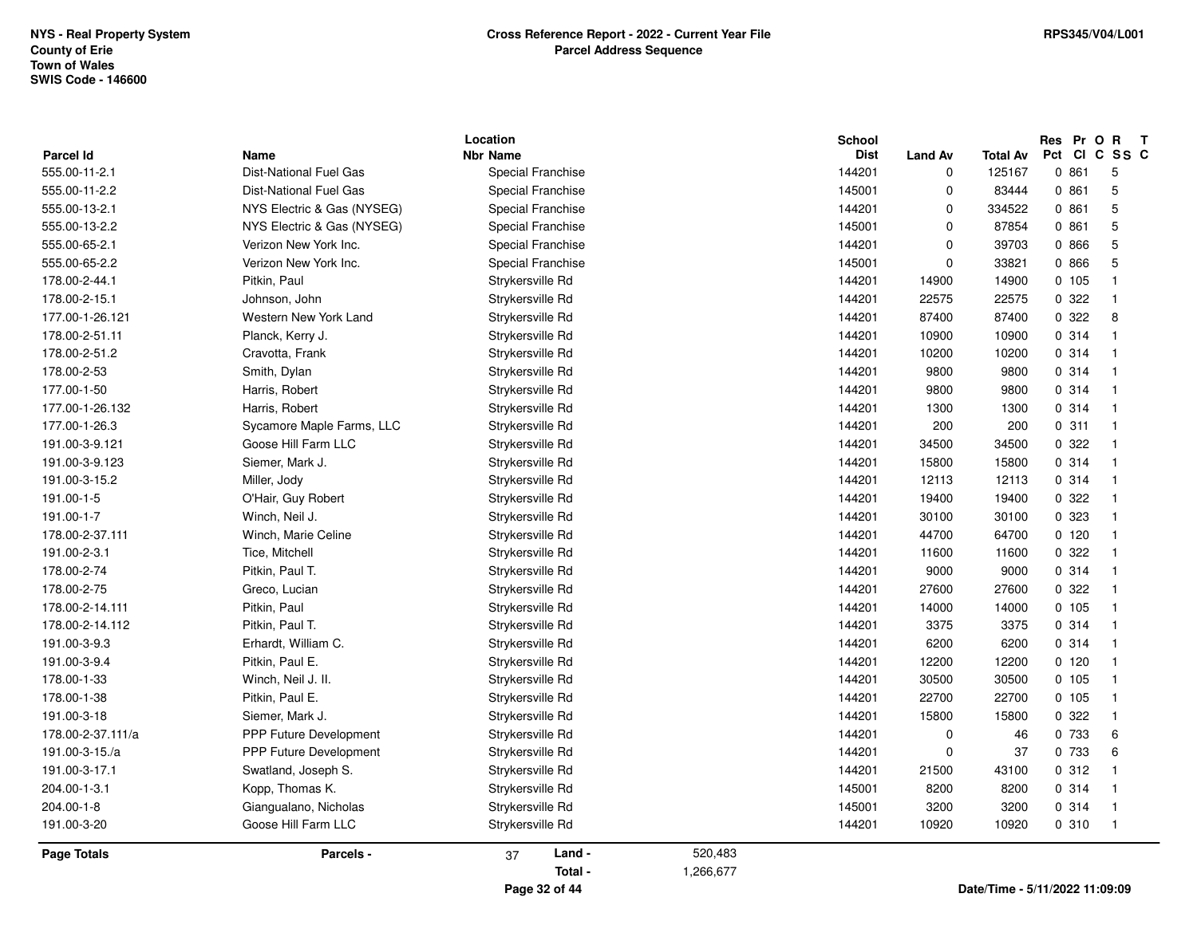NYS - Real Property System
County of Erie
Town of Wales
SWIS Code - 146600

**Cross Reference Report - 2022 - Current Year File**
**Parcel Address Sequence**

RPS345/V04/L001

| Parcel Id | Name | Location Nbr | Location Name | School Dist | Land Av | Total Av | Res Pct | Pr Cl | O C | R SS | T C |
|---|---|---|---|---|---|---|---|---|---|---|---|
| 555.00-11-2.1 | Dist-National Fuel Gas | | Special Franchise | 144201 | 0 | 125167 | 0 | 861 | | 5 | |
| 555.00-11-2.2 | Dist-National Fuel Gas | | Special Franchise | 145001 | 0 | 83444 | 0 | 861 | | 5 | |
| 555.00-13-2.1 | NYS Electric & Gas (NYSEG) | | Special Franchise | 144201 | 0 | 334522 | 0 | 861 | | 5 | |
| 555.00-13-2.2 | NYS Electric & Gas (NYSEG) | | Special Franchise | 145001 | 0 | 87854 | 0 | 861 | | 5 | |
| 555.00-65-2.1 | Verizon New York Inc. | | Special Franchise | 144201 | 0 | 39703 | 0 | 866 | | 5 | |
| 555.00-65-2.2 | Verizon New York Inc. | | Special Franchise | 145001 | 0 | 33821 | 0 | 866 | | 5 | |
| 178.00-2-44.1 | Pitkin, Paul | | Strykersville Rd | 144201 | 14900 | 14900 | 0 | 105 | | 1 | |
| 178.00-2-15.1 | Johnson, John | | Strykersville Rd | 144201 | 22575 | 22575 | 0 | 322 | | 1 | |
| 177.00-1-26.121 | Western New York Land | | Strykersville Rd | 144201 | 87400 | 87400 | 0 | 322 | | 8 | |
| 178.00-2-51.11 | Planck, Kerry J. | | Strykersville Rd | 144201 | 10900 | 10900 | 0 | 314 | | 1 | |
| 178.00-2-51.2 | Cravotta, Frank | | Strykersville Rd | 144201 | 10200 | 10200 | 0 | 314 | | 1 | |
| 178.00-2-53 | Smith, Dylan | | Strykersville Rd | 144201 | 9800 | 9800 | 0 | 314 | | 1 | |
| 177.00-1-50 | Harris, Robert | | Strykersville Rd | 144201 | 9800 | 9800 | 0 | 314 | | 1 | |
| 177.00-1-26.132 | Harris, Robert | | Strykersville Rd | 144201 | 1300 | 1300 | 0 | 314 | | 1 | |
| 177.00-1-26.3 | Sycamore Maple Farms, LLC | | Strykersville Rd | 144201 | 200 | 200 | 0 | 311 | | 1 | |
| 191.00-3-9.121 | Goose Hill Farm LLC | | Strykersville Rd | 144201 | 34500 | 34500 | 0 | 322 | | 1 | |
| 191.00-3-9.123 | Siemer, Mark J. | | Strykersville Rd | 144201 | 15800 | 15800 | 0 | 314 | | 1 | |
| 191.00-3-15.2 | Miller, Jody | | Strykersville Rd | 144201 | 12113 | 12113 | 0 | 314 | | 1 | |
| 191.00-1-5 | O'Hair, Guy Robert | | Strykersville Rd | 144201 | 19400 | 19400 | 0 | 322 | | 1 | |
| 191.00-1-7 | Winch, Neil J. | | Strykersville Rd | 144201 | 30100 | 30100 | 0 | 323 | | 1 | |
| 178.00-2-37.111 | Winch, Marie Celine | | Strykersville Rd | 144201 | 44700 | 64700 | 0 | 120 | | 1 | |
| 191.00-2-3.1 | Tice, Mitchell | | Strykersville Rd | 144201 | 11600 | 11600 | 0 | 322 | | 1 | |
| 178.00-2-74 | Pitkin, Paul T. | | Strykersville Rd | 144201 | 9000 | 9000 | 0 | 314 | | 1 | |
| 178.00-2-75 | Greco, Lucian | | Strykersville Rd | 144201 | 27600 | 27600 | 0 | 322 | | 1 | |
| 178.00-2-14.111 | Pitkin, Paul | | Strykersville Rd | 144201 | 14000 | 14000 | 0 | 105 | | 1 | |
| 178.00-2-14.112 | Pitkin, Paul T. | | Strykersville Rd | 144201 | 3375 | 3375 | 0 | 314 | | 1 | |
| 191.00-3-9.3 | Erhardt, William C. | | Strykersville Rd | 144201 | 6200 | 6200 | 0 | 314 | | 1 | |
| 191.00-3-9.4 | Pitkin, Paul E. | | Strykersville Rd | 144201 | 12200 | 12200 | 0 | 120 | | 1 | |
| 178.00-1-33 | Winch, Neil J. II. | | Strykersville Rd | 144201 | 30500 | 30500 | 0 | 105 | | 1 | |
| 178.00-1-38 | Pitkin, Paul E. | | Strykersville Rd | 144201 | 22700 | 22700 | 0 | 105 | | 1 | |
| 191.00-3-18 | Siemer, Mark J. | | Strykersville Rd | 144201 | 15800 | 15800 | 0 | 322 | | 1 | |
| 178.00-2-37.111/a | PPP Future Development | | Strykersville Rd | 144201 | 0 | 46 | 0 | 733 | | 6 | |
| 191.00-3-15./a | PPP Future Development | | Strykersville Rd | 144201 | 0 | 37 | 0 | 733 | | 6 | |
| 191.00-3-17.1 | Swatland, Joseph S. | | Strykersville Rd | 144201 | 21500 | 43100 | 0 | 312 | | 1 | |
| 204.00-1-3.1 | Kopp, Thomas K. | | Strykersville Rd | 145001 | 8200 | 8200 | 0 | 314 | | 1 | |
| 204.00-1-8 | Giangualano, Nicholas | | Strykersville Rd | 145001 | 3200 | 3200 | 0 | 314 | | 1 | |
| 191.00-3-20 | Goose Hill Farm LLC | | Strykersville Rd | 144201 | 10920 | 10920 | 0 | 310 | | 1 | |

**Page Totals** — **Parcels -** 37 — **Land -** 520,483 — **Total -** 1,266,677

Date/Time - 5/11/2022 11:09:09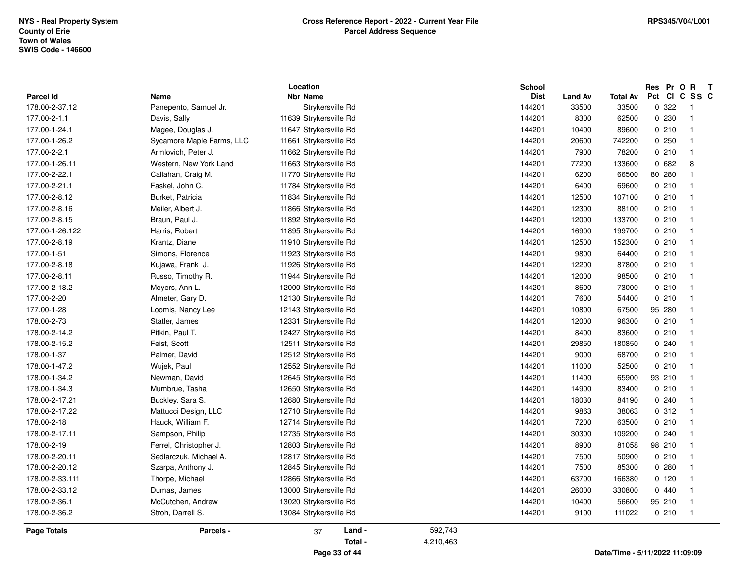NYS - Real Property System
County of Erie
Town of Wales
SWIS Code - 146600

**Cross Reference Report - 2022 - Current Year File**
**Parcel Address Sequence**

RPS345/V04/L001

| Parcel Id | Name | Location Nbr | Location Name | School Dist | Land Av | Total Av | Res Pct | Pr Cl | O C | R SS | T C |
|---|---|---|---|---|---|---|---|---|---|---|---|
| 178.00-2-37.12 | Panepento, Samuel Jr. | | Strykersville Rd | 144201 | 33500 | 33500 | 0 | 322 | | 1 | |
| 177.00-2-1.1 | Davis, Sally | 11639 | Strykersville Rd | 144201 | 8300 | 62500 | 0 | 230 | | 1 | |
| 177.00-1-24.1 | Magee, Douglas J. | 11647 | Strykersville Rd | 144201 | 10400 | 89600 | 0 | 210 | | 1 | |
| 177.00-1-26.2 | Sycamore Maple Farms, LLC | 11661 | Strykersville Rd | 144201 | 20600 | 742200 | 0 | 250 | | 1 | |
| 177.00-2-2.1 | Armlovich, Peter J. | 11662 | Strykersville Rd | 144201 | 7900 | 78200 | 0 | 210 | | 1 | |
| 177.00-1-26.11 | Western, New York Land | 11663 | Strykersville Rd | 144201 | 77200 | 133600 | 0 | 682 | | 8 | |
| 177.00-2-22.1 | Callahan, Craig M. | 11770 | Strykersville Rd | 144201 | 6200 | 66500 | 80 | 280 | | 1 | |
| 177.00-2-21.1 | Faskel, John C. | 11784 | Strykersville Rd | 144201 | 6400 | 69600 | 0 | 210 | | 1 | |
| 177.00-2-8.12 | Burket, Patricia | 11834 | Strykersville Rd | 144201 | 12500 | 107100 | 0 | 210 | | 1 | |
| 177.00-2-8.16 | Meiler, Albert J. | 11866 | Strykersville Rd | 144201 | 12300 | 88100 | 0 | 210 | | 1 | |
| 177.00-2-8.15 | Braun, Paul J. | 11892 | Strykersville Rd | 144201 | 12000 | 133700 | 0 | 210 | | 1 | |
| 177.00-1-26.122 | Harris, Robert | 11895 | Strykersville Rd | 144201 | 16900 | 199700 | 0 | 210 | | 1 | |
| 177.00-2-8.19 | Krantz, Diane | 11910 | Strykersville Rd | 144201 | 12500 | 152300 | 0 | 210 | | 1 | |
| 177.00-1-51 | Simons, Florence | 11923 | Strykersville Rd | 144201 | 9800 | 64400 | 0 | 210 | | 1 | |
| 177.00-2-8.18 | Kujawa, Frank J. | 11926 | Strykersville Rd | 144201 | 12200 | 87800 | 0 | 210 | | 1 | |
| 177.00-2-8.11 | Russo, Timothy R. | 11944 | Strykersville Rd | 144201 | 12000 | 98500 | 0 | 210 | | 1 | |
| 177.00-2-18.2 | Meyers, Ann L. | 12000 | Strykersville Rd | 144201 | 8600 | 73000 | 0 | 210 | | 1 | |
| 177.00-2-20 | Almeter, Gary D. | 12130 | Strykersville Rd | 144201 | 7600 | 54400 | 0 | 210 | | 1 | |
| 177.00-1-28 | Loomis, Nancy Lee | 12143 | Strykersville Rd | 144201 | 10800 | 67500 | 95 | 280 | | 1 | |
| 178.00-2-73 | Statler, James | 12331 | Strykersville Rd | 144201 | 12000 | 96300 | 0 | 210 | | 1 | |
| 178.00-2-14.2 | Pitkin, Paul T. | 12427 | Strykersville Rd | 144201 | 8400 | 83600 | 0 | 210 | | 1 | |
| 178.00-2-15.2 | Feist, Scott | 12511 | Strykersville Rd | 144201 | 29850 | 180850 | 0 | 240 | | 1 | |
| 178.00-1-37 | Palmer, David | 12512 | Strykersville Rd | 144201 | 9000 | 68700 | 0 | 210 | | 1 | |
| 178.00-1-47.2 | Wujek, Paul | 12552 | Strykersville Rd | 144201 | 11000 | 52500 | 0 | 210 | | 1 | |
| 178.00-1-34.2 | Newman, David | 12645 | Strykersville Rd | 144201 | 11400 | 65900 | 93 | 210 | | 1 | |
| 178.00-1-34.3 | Mumbrue, Tasha | 12650 | Strykersville Rd | 144201 | 14900 | 83400 | 0 | 210 | | 1 | |
| 178.00-2-17.21 | Buckley, Sara S. | 12680 | Strykersville Rd | 144201 | 18030 | 84190 | 0 | 240 | | 1 | |
| 178.00-2-17.22 | Mattucci Design, LLC | 12710 | Strykersville Rd | 144201 | 9863 | 38063 | 0 | 312 | | 1 | |
| 178.00-2-18 | Hauck, William F. | 12714 | Strykersville Rd | 144201 | 7200 | 63500 | 0 | 210 | | 1 | |
| 178.00-2-17.11 | Sampson, Philip | 12735 | Strykersville Rd | 144201 | 30300 | 109200 | 0 | 240 | | 1 | |
| 178.00-2-19 | Ferrel, Christopher J. | 12803 | Strykersville Rd | 144201 | 8900 | 81058 | 98 | 210 | | 1 | |
| 178.00-2-20.11 | Sedlarczuk, Michael A. | 12817 | Strykersville Rd | 144201 | 7500 | 50900 | 0 | 210 | | 1 | |
| 178.00-2-20.12 | Szarpa, Anthony J. | 12845 | Strykersville Rd | 144201 | 7500 | 85300 | 0 | 280 | | 1 | |
| 178.00-2-33.111 | Thorpe, Michael | 12866 | Strykersville Rd | 144201 | 63700 | 166380 | 0 | 120 | | 1 | |
| 178.00-2-33.12 | Dumas, James | 13000 | Strykersville Rd | 144201 | 26000 | 330800 | 0 | 440 | | 1 | |
| 178.00-2-36.1 | McCutchen, Andrew | 13020 | Strykersville Rd | 144201 | 10400 | 56600 | 95 | 210 | | 1 | |
| 178.00-2-36.2 | Stroh, Darrell S. | 13084 | Strykersville Rd | 144201 | 9100 | 111022 | 0 | 210 | | 1 | |

**Page Totals** — Parcels - 37 — Land - 592,743 — Total - 4,210,463

Date/Time - 5/11/2022 11:09:09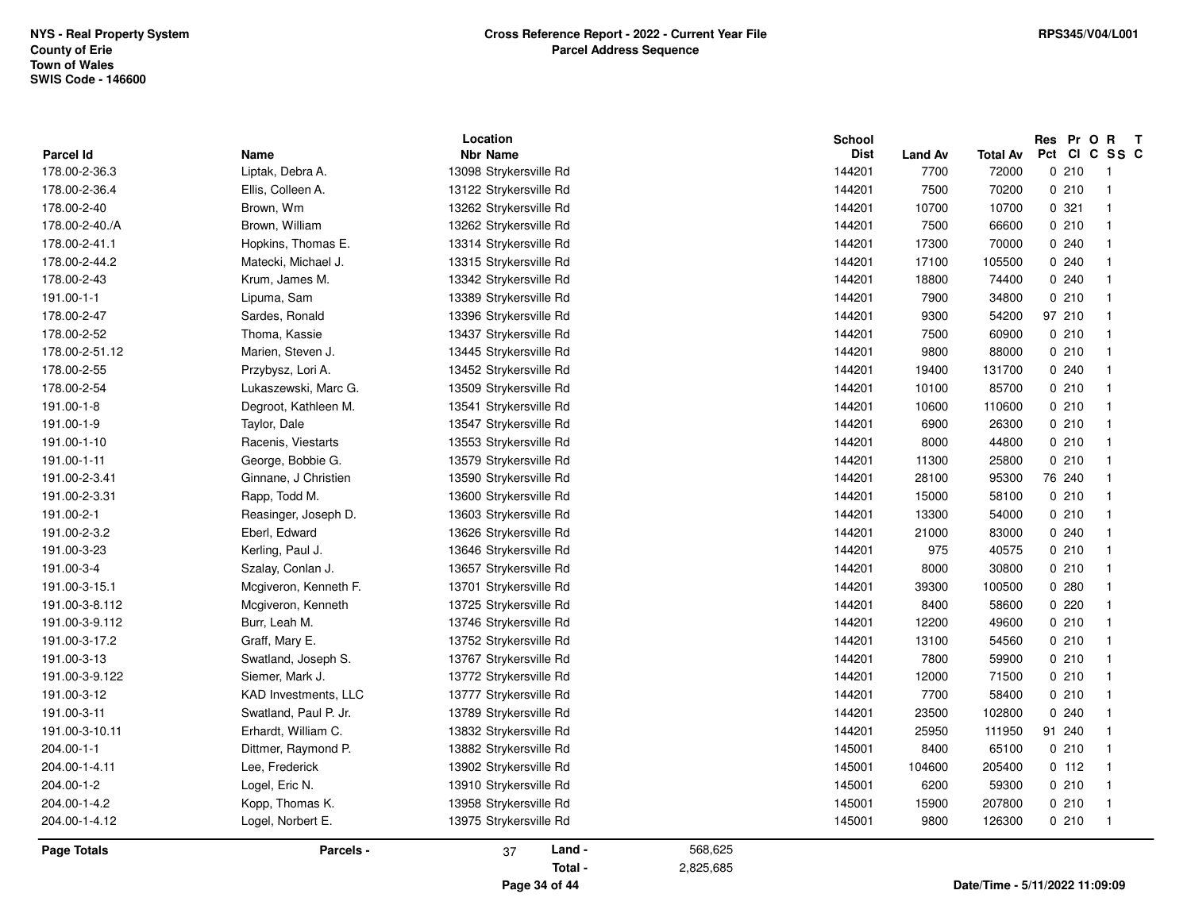NYS - Real Property System
County of Erie
Town of Wales
SWIS Code - 146600

**Cross Reference Report - 2022 - Current Year File**
**Parcel Address Sequence**

RPS345/V04/L001

| Parcel Id | Name | Location Nbr | Location Name | School Dist | Land Av | Total Av | Res Pct | Pr Cl | O C | R SS | T C |
|---|---|---|---|---|---|---|---|---|---|---|---|
| 178.00-2-36.3 | Liptak, Debra A. | 13098 | Strykersville Rd | 144201 | 7700 | 72000 | 0 | 210 | | 1 | |
| 178.00-2-36.4 | Ellis, Colleen A. | 13122 | Strykersville Rd | 144201 | 7500 | 70200 | 0 | 210 | | 1 | |
| 178.00-2-40 | Brown, Wm | 13262 | Strykersville Rd | 144201 | 10700 | 10700 | 0 | 321 | | 1 | |
| 178.00-2-40./A | Brown, William | 13262 | Strykersville Rd | 144201 | 7500 | 66600 | 0 | 210 | | 1 | |
| 178.00-2-41.1 | Hopkins, Thomas E. | 13314 | Strykersville Rd | 144201 | 17300 | 70000 | 0 | 240 | | 1 | |
| 178.00-2-44.2 | Matecki, Michael J. | 13315 | Strykersville Rd | 144201 | 17100 | 105500 | 0 | 240 | | 1 | |
| 178.00-2-43 | Krum, James M. | 13342 | Strykersville Rd | 144201 | 18800 | 74400 | 0 | 240 | | 1 | |
| 191.00-1-1 | Lipuma, Sam | 13389 | Strykersville Rd | 144201 | 7900 | 34800 | 0 | 210 | | 1 | |
| 178.00-2-47 | Sardes, Ronald | 13396 | Strykersville Rd | 144201 | 9300 | 54200 | 97 | 210 | | 1 | |
| 178.00-2-52 | Thoma, Kassie | 13437 | Strykersville Rd | 144201 | 7500 | 60900 | 0 | 210 | | 1 | |
| 178.00-2-51.12 | Marien, Steven J. | 13445 | Strykersville Rd | 144201 | 9800 | 88000 | 0 | 210 | | 1 | |
| 178.00-2-55 | Przybysz, Lori A. | 13452 | Strykersville Rd | 144201 | 19400 | 131700 | 0 | 240 | | 1 | |
| 178.00-2-54 | Lukaszewski, Marc G. | 13509 | Strykersville Rd | 144201 | 10100 | 85700 | 0 | 210 | | 1 | |
| 191.00-1-8 | Degroot, Kathleen M. | 13541 | Strykersville Rd | 144201 | 10600 | 110600 | 0 | 210 | | 1 | |
| 191.00-1-9 | Taylor, Dale | 13547 | Strykersville Rd | 144201 | 6900 | 26300 | 0 | 210 | | 1 | |
| 191.00-1-10 | Racenis, Viestarts | 13553 | Strykersville Rd | 144201 | 8000 | 44800 | 0 | 210 | | 1 | |
| 191.00-1-11 | George, Bobbie G. | 13579 | Strykersville Rd | 144201 | 11300 | 25800 | 0 | 210 | | 1 | |
| 191.00-2-3.41 | Ginnane, J Christien | 13590 | Strykersville Rd | 144201 | 28100 | 95300 | 76 | 240 | | 1 | |
| 191.00-2-3.31 | Rapp, Todd M. | 13600 | Strykersville Rd | 144201 | 15000 | 58100 | 0 | 210 | | 1 | |
| 191.00-2-1 | Reasinger, Joseph D. | 13603 | Strykersville Rd | 144201 | 13300 | 54000 | 0 | 210 | | 1 | |
| 191.00-2-3.2 | Eberl, Edward | 13626 | Strykersville Rd | 144201 | 21000 | 83000 | 0 | 240 | | 1 | |
| 191.00-3-23 | Kerling, Paul J. | 13646 | Strykersville Rd | 144201 | 975 | 40575 | 0 | 210 | | 1 | |
| 191.00-3-4 | Szalay, Conlan J. | 13657 | Strykersville Rd | 144201 | 8000 | 30800 | 0 | 210 | | 1 | |
| 191.00-3-15.1 | Mcgiveron, Kenneth F. | 13701 | Strykersville Rd | 144201 | 39300 | 100500 | 0 | 280 | | 1 | |
| 191.00-3-8.112 | Mcgiveron, Kenneth | 13725 | Strykersville Rd | 144201 | 8400 | 58600 | 0 | 220 | | 1 | |
| 191.00-3-9.112 | Burr, Leah M. | 13746 | Strykersville Rd | 144201 | 12200 | 49600 | 0 | 210 | | 1 | |
| 191.00-3-17.2 | Graff, Mary E. | 13752 | Strykersville Rd | 144201 | 13100 | 54560 | 0 | 210 | | 1 | |
| 191.00-3-13 | Swatland, Joseph S. | 13767 | Strykersville Rd | 144201 | 7800 | 59900 | 0 | 210 | | 1 | |
| 191.00-3-9.122 | Siemer, Mark J. | 13772 | Strykersville Rd | 144201 | 12000 | 71500 | 0 | 210 | | 1 | |
| 191.00-3-12 | KAD Investments, LLC | 13777 | Strykersville Rd | 144201 | 7700 | 58400 | 0 | 210 | | 1 | |
| 191.00-3-11 | Swatland, Paul P. Jr. | 13789 | Strykersville Rd | 144201 | 23500 | 102800 | 0 | 240 | | 1 | |
| 191.00-3-10.11 | Erhardt, William C. | 13832 | Strykersville Rd | 144201 | 25950 | 111950 | 91 | 240 | | 1 | |
| 204.00-1-1 | Dittmer, Raymond P. | 13882 | Strykersville Rd | 145001 | 8400 | 65100 | 0 | 210 | | 1 | |
| 204.00-1-4.11 | Lee, Frederick | 13902 | Strykersville Rd | 145001 | 104600 | 205400 | 0 | 112 | | 1 | |
| 204.00-1-2 | Logel, Eric N. | 13910 | Strykersville Rd | 145001 | 6200 | 59300 | 0 | 210 | | 1 | |
| 204.00-1-4.2 | Kopp, Thomas K. | 13958 | Strykersville Rd | 145001 | 15900 | 207800 | 0 | 210 | | 1 | |
| 204.00-1-4.12 | Logel, Norbert E. | 13975 | Strykersville Rd | 145001 | 9800 | 126300 | 0 | 210 | | 1 | |

**Page Totals** | **Parcels -** 37 | **Land -** 568,625 | **Total -** 2,825,685

Date/Time - 5/11/2022 11:09:09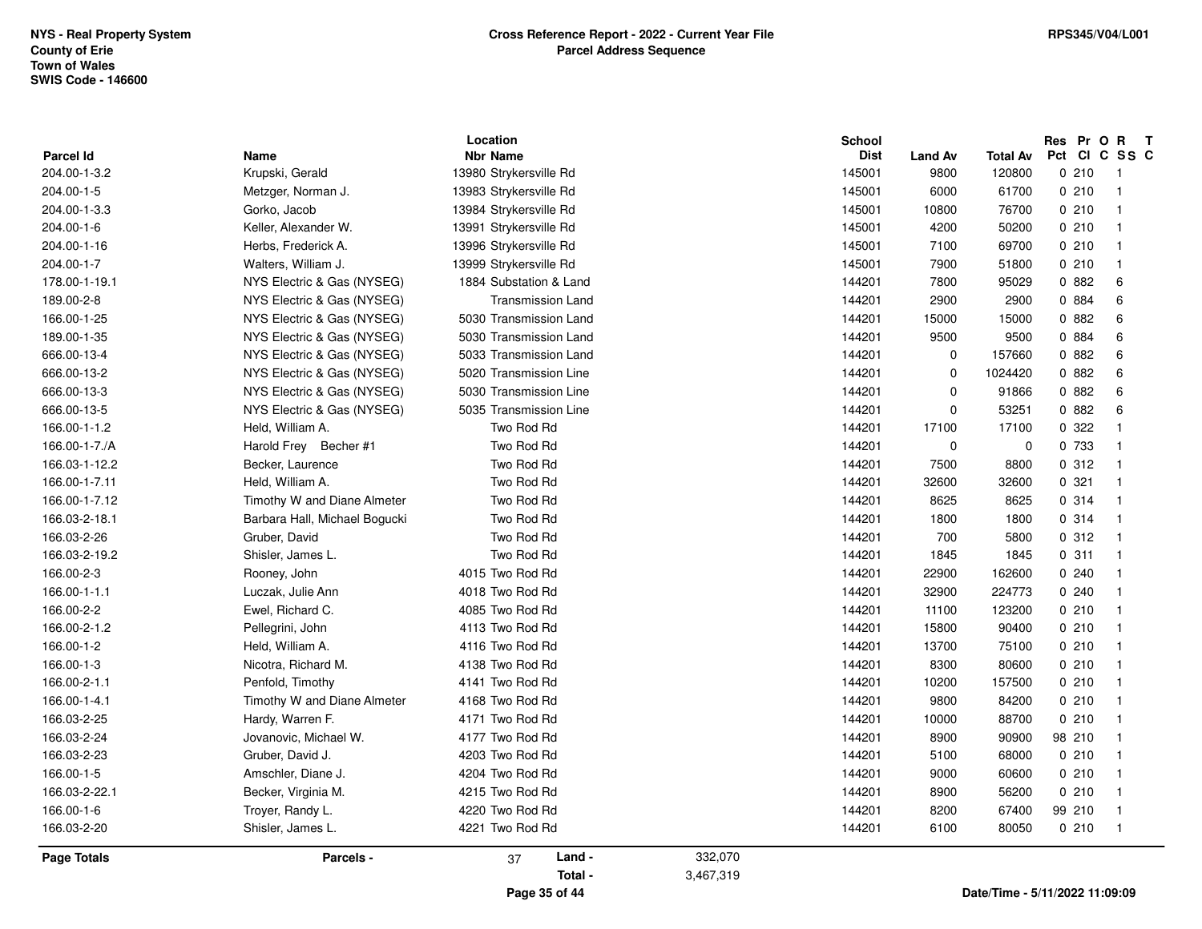NYS - Real Property System
County of Erie
Town of Wales
SWIS Code - 146600

**Cross Reference Report - 2022 - Current Year File**
**Parcel Address Sequence**

RPS345/V04/L001

| Parcel Id | Name | Location Nbr | Location Name | School Dist | Land Av | Total Av | Res Pct | Pr Cl | O C | R SS | T C |
|---|---|---|---|---|---|---|---|---|---|---|---|
| 204.00-1-3.2 | Krupski, Gerald | 13980 | Strykersville Rd | 145001 | 9800 | 120800 | 0 | 210 | | 1 | |
| 204.00-1-5 | Metzger, Norman J. | 13983 | Strykersville Rd | 145001 | 6000 | 61700 | 0 | 210 | | 1 | |
| 204.00-1-3.3 | Gorko, Jacob | 13984 | Strykersville Rd | 145001 | 10800 | 76700 | 0 | 210 | | 1 | |
| 204.00-1-6 | Keller, Alexander W. | 13991 | Strykersville Rd | 145001 | 4200 | 50200 | 0 | 210 | | 1 | |
| 204.00-1-16 | Herbs, Frederick A. | 13996 | Strykersville Rd | 145001 | 7100 | 69700 | 0 | 210 | | 1 | |
| 204.00-1-7 | Walters, William J. | 13999 | Strykersville Rd | 145001 | 7900 | 51800 | 0 | 210 | | 1 | |
| 178.00-1-19.1 | NYS Electric & Gas (NYSEG) | 1884 | Substation & Land | 144201 | 7800 | 95029 | 0 | 882 | | 6 | |
| 189.00-2-8 | NYS Electric & Gas (NYSEG) | | Transmission Land | 144201 | 2900 | 2900 | 0 | 884 | | 6 | |
| 166.00-1-25 | NYS Electric & Gas (NYSEG) | 5030 | Transmission Land | 144201 | 15000 | 15000 | 0 | 882 | | 6 | |
| 189.00-1-35 | NYS Electric & Gas (NYSEG) | 5030 | Transmission Land | 144201 | 9500 | 9500 | 0 | 884 | | 6 | |
| 666.00-13-4 | NYS Electric & Gas (NYSEG) | 5033 | Transmission Land | 144201 | 0 | 157660 | 0 | 882 | | 6 | |
| 666.00-13-2 | NYS Electric & Gas (NYSEG) | 5020 | Transmission Line | 144201 | 0 | 1024420 | 0 | 882 | | 6 | |
| 666.00-13-3 | NYS Electric & Gas (NYSEG) | 5030 | Transmission Line | 144201 | 0 | 91866 | 0 | 882 | | 6 | |
| 666.00-13-5 | NYS Electric & Gas (NYSEG) | 5035 | Transmission Line | 144201 | 0 | 53251 | 0 | 882 | | 6 | |
| 166.00-1-1.2 | Held, William A. | | Two Rod Rd | 144201 | 17100 | 17100 | 0 | 322 | | 1 | |
| 166.00-1-7./A | Harold Frey Becher #1 | | Two Rod Rd | 144201 | 0 | 0 | 0 | 733 | | 1 | |
| 166.03-1-12.2 | Becker, Laurence | | Two Rod Rd | 144201 | 7500 | 8800 | 0 | 312 | | 1 | |
| 166.00-1-7.11 | Held, William A. | | Two Rod Rd | 144201 | 32600 | 32600 | 0 | 321 | | 1 | |
| 166.00-1-7.12 | Timothy W and Diane Almeter | | Two Rod Rd | 144201 | 8625 | 8625 | 0 | 314 | | 1 | |
| 166.03-2-18.1 | Barbara Hall, Michael Bogucki | | Two Rod Rd | 144201 | 1800 | 1800 | 0 | 314 | | 1 | |
| 166.03-2-26 | Gruber, David | | Two Rod Rd | 144201 | 700 | 5800 | 0 | 312 | | 1 | |
| 166.03-2-19.2 | Shisler, James L. | | Two Rod Rd | 144201 | 1845 | 1845 | 0 | 311 | | 1 | |
| 166.00-2-3 | Rooney, John | 4015 | Two Rod Rd | 144201 | 22900 | 162600 | 0 | 240 | | 1 | |
| 166.00-1-1.1 | Luczak, Julie Ann | 4018 | Two Rod Rd | 144201 | 32900 | 224773 | 0 | 240 | | 1 | |
| 166.00-2-2 | Ewel, Richard C. | 4085 | Two Rod Rd | 144201 | 11100 | 123200 | 0 | 210 | | 1 | |
| 166.00-2-1.2 | Pellegrini, John | 4113 | Two Rod Rd | 144201 | 15800 | 90400 | 0 | 210 | | 1 | |
| 166.00-1-2 | Held, William A. | 4116 | Two Rod Rd | 144201 | 13700 | 75100 | 0 | 210 | | 1 | |
| 166.00-1-3 | Nicotra, Richard M. | 4138 | Two Rod Rd | 144201 | 8300 | 80600 | 0 | 210 | | 1 | |
| 166.00-2-1.1 | Penfold, Timothy | 4141 | Two Rod Rd | 144201 | 10200 | 157500 | 0 | 210 | | 1 | |
| 166.00-1-4.1 | Timothy W and Diane Almeter | 4168 | Two Rod Rd | 144201 | 9800 | 84200 | 0 | 210 | | 1 | |
| 166.03-2-25 | Hardy, Warren F. | 4171 | Two Rod Rd | 144201 | 10000 | 88700 | 0 | 210 | | 1 | |
| 166.03-2-24 | Jovanovic, Michael W. | 4177 | Two Rod Rd | 144201 | 8900 | 90900 | 98 | 210 | | 1 | |
| 166.03-2-23 | Gruber, David J. | 4203 | Two Rod Rd | 144201 | 5100 | 68000 | 0 | 210 | | 1 | |
| 166.00-1-5 | Amschler, Diane J. | 4204 | Two Rod Rd | 144201 | 9000 | 60600 | 0 | 210 | | 1 | |
| 166.03-2-22.1 | Becker, Virginia M. | 4215 | Two Rod Rd | 144201 | 8900 | 56200 | 0 | 210 | | 1 | |
| 166.00-1-6 | Troyer, Randy L. | 4220 | Two Rod Rd | 144201 | 8200 | 67400 | 99 | 210 | | 1 | |
| 166.03-2-20 | Shisler, James L. | 4221 | Two Rod Rd | 144201 | 6100 | 80050 | 0 | 210 | | 1 | |

**Page Totals** Parcels - 37 Land - 332,070
Total - 3,467,319

Date/Time - 5/11/2022 11:09:09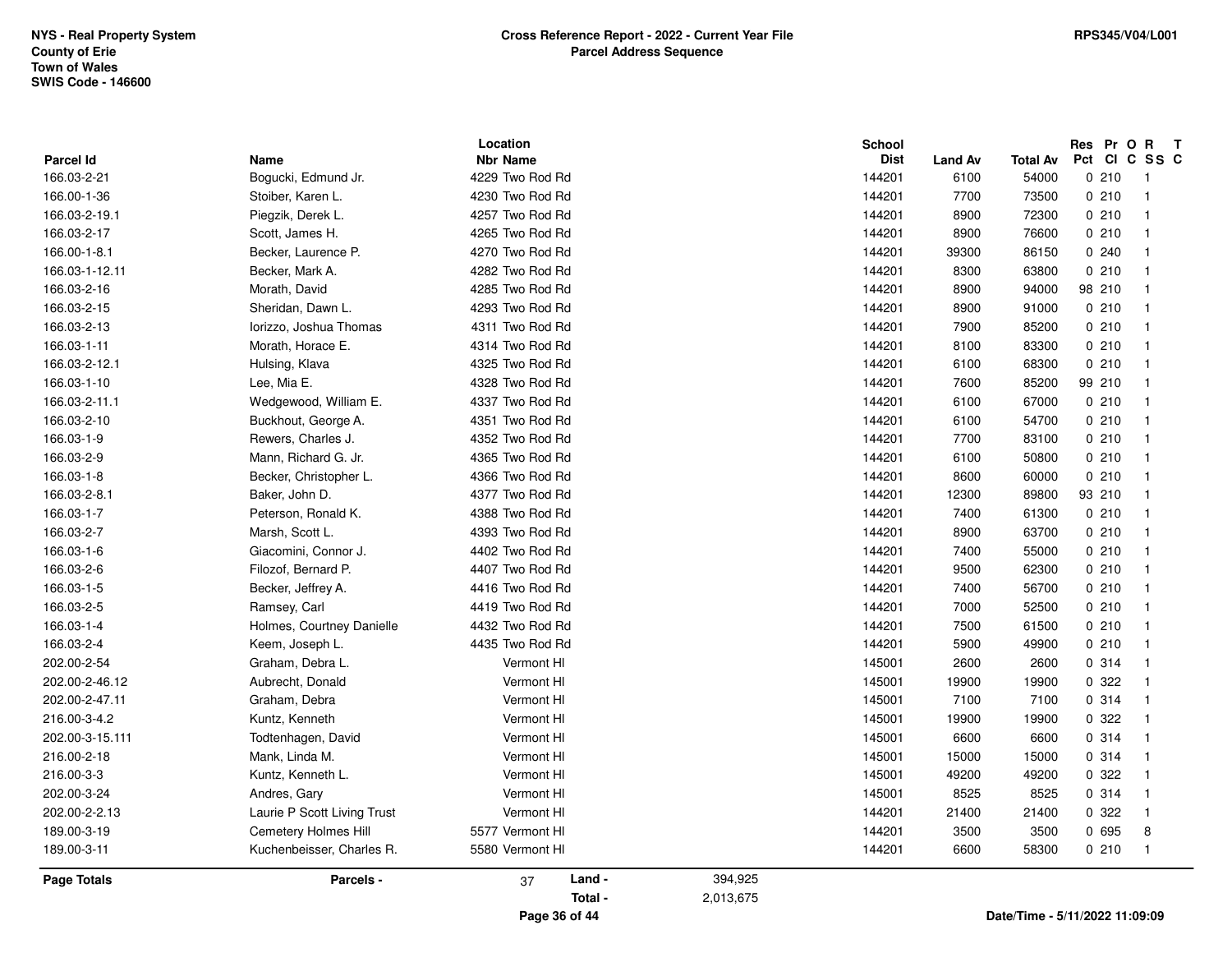NYS - Real Property System
County of Erie
Town of Wales
SWIS Code - 146600

**Cross Reference Report - 2022 - Current Year File**
**Parcel Address Sequence**

RPS345/V04/L001

| Parcel Id | Name | Location Nbr | Location Name | School Dist | Land Av | Total Av | Res Pct | Pr Cl | O C | R SS | T C |
|---|---|---|---|---|---|---|---|---|---|---|---|
| 166.03-2-21 | Bogucki, Edmund Jr. | 4229 | Two Rod Rd | 144201 | 6100 | 54000 | 0 | 210 | | 1 | |
| 166.00-1-36 | Stoiber, Karen L. | 4230 | Two Rod Rd | 144201 | 7700 | 73500 | 0 | 210 | | 1 | |
| 166.03-2-19.1 | Piegzik, Derek L. | 4257 | Two Rod Rd | 144201 | 8900 | 72300 | 0 | 210 | | 1 | |
| 166.03-2-17 | Scott, James H. | 4265 | Two Rod Rd | 144201 | 8900 | 76600 | 0 | 210 | | 1 | |
| 166.00-1-8.1 | Becker, Laurence P. | 4270 | Two Rod Rd | 144201 | 39300 | 86150 | 0 | 240 | | 1 | |
| 166.03-1-12.11 | Becker, Mark A. | 4282 | Two Rod Rd | 144201 | 8300 | 63800 | 0 | 210 | | 1 | |
| 166.03-2-16 | Morath, David | 4285 | Two Rod Rd | 144201 | 8900 | 94000 | 98 | 210 | | 1 | |
| 166.03-2-15 | Sheridan, Dawn L. | 4293 | Two Rod Rd | 144201 | 8900 | 91000 | 0 | 210 | | 1 | |
| 166.03-2-13 | Iorizzo, Joshua Thomas | 4311 | Two Rod Rd | 144201 | 7900 | 85200 | 0 | 210 | | 1 | |
| 166.03-1-11 | Morath, Horace E. | 4314 | Two Rod Rd | 144201 | 8100 | 83300 | 0 | 210 | | 1 | |
| 166.03-2-12.1 | Hulsing, Klava | 4325 | Two Rod Rd | 144201 | 6100 | 68300 | 0 | 210 | | 1 | |
| 166.03-1-10 | Lee, Mia E. | 4328 | Two Rod Rd | 144201 | 7600 | 85200 | 99 | 210 | | 1 | |
| 166.03-2-11.1 | Wedgewood, William E. | 4337 | Two Rod Rd | 144201 | 6100 | 67000 | 0 | 210 | | 1 | |
| 166.03-2-10 | Buckhout, George A. | 4351 | Two Rod Rd | 144201 | 6100 | 54700 | 0 | 210 | | 1 | |
| 166.03-1-9 | Rewers, Charles J. | 4352 | Two Rod Rd | 144201 | 7700 | 83100 | 0 | 210 | | 1 | |
| 166.03-2-9 | Mann, Richard G. Jr. | 4365 | Two Rod Rd | 144201 | 6100 | 50800 | 0 | 210 | | 1 | |
| 166.03-1-8 | Becker, Christopher L. | 4366 | Two Rod Rd | 144201 | 8600 | 60000 | 0 | 210 | | 1 | |
| 166.03-2-8.1 | Baker, John D. | 4377 | Two Rod Rd | 144201 | 12300 | 89800 | 93 | 210 | | 1 | |
| 166.03-1-7 | Peterson, Ronald K. | 4388 | Two Rod Rd | 144201 | 7400 | 61300 | 0 | 210 | | 1 | |
| 166.03-2-7 | Marsh, Scott L. | 4393 | Two Rod Rd | 144201 | 8900 | 63700 | 0 | 210 | | 1 | |
| 166.03-1-6 | Giacomini, Connor J. | 4402 | Two Rod Rd | 144201 | 7400 | 55000 | 0 | 210 | | 1 | |
| 166.03-2-6 | Filozof, Bernard P. | 4407 | Two Rod Rd | 144201 | 9500 | 62300 | 0 | 210 | | 1 | |
| 166.03-1-5 | Becker, Jeffrey A. | 4416 | Two Rod Rd | 144201 | 7400 | 56700 | 0 | 210 | | 1 | |
| 166.03-2-5 | Ramsey, Carl | 4419 | Two Rod Rd | 144201 | 7000 | 52500 | 0 | 210 | | 1 | |
| 166.03-1-4 | Holmes, Courtney Danielle | 4432 | Two Rod Rd | 144201 | 7500 | 61500 | 0 | 210 | | 1 | |
| 166.03-2-4 | Keem, Joseph L. | 4435 | Two Rod Rd | 144201 | 5900 | 49900 | 0 | 210 | | 1 | |
| 202.00-2-54 | Graham, Debra L. | | Vermont Hl | 145001 | 2600 | 2600 | 0 | 314 | | 1 | |
| 202.00-2-46.12 | Aubrecht, Donald | | Vermont Hl | 145001 | 19900 | 19900 | 0 | 322 | | 1 | |
| 202.00-2-47.11 | Graham, Debra | | Vermont Hl | 145001 | 7100 | 7100 | 0 | 314 | | 1 | |
| 216.00-3-4.2 | Kuntz, Kenneth | | Vermont Hl | 145001 | 19900 | 19900 | 0 | 322 | | 1 | |
| 202.00-3-15.111 | Todtenhagen, David | | Vermont Hl | 145001 | 6600 | 6600 | 0 | 314 | | 1 | |
| 216.00-2-18 | Mank, Linda M. | | Vermont Hl | 145001 | 15000 | 15000 | 0 | 314 | | 1 | |
| 216.00-3-3 | Kuntz, Kenneth L. | | Vermont Hl | 145001 | 49200 | 49200 | 0 | 322 | | 1 | |
| 202.00-3-24 | Andres, Gary | | Vermont Hl | 145001 | 8525 | 8525 | 0 | 314 | | 1 | |
| 202.00-2-2.13 | Laurie P Scott Living Trust | | Vermont Hl | 144201 | 21400 | 21400 | 0 | 322 | | 1 | |
| 189.00-3-19 | Cemetery Holmes Hill | 5577 | Vermont Hl | 144201 | 3500 | 3500 | 0 | 695 | | 8 | |
| 189.00-3-11 | Kuchenbeisser, Charles R. | 5580 | Vermont Hl | 144201 | 6600 | 58300 | 0 | 210 | | 1 | |

**Page Totals** — Parcels - 37 — Land - 394,925 — Total - 2,013,675

Date/Time - 5/11/2022 11:09:09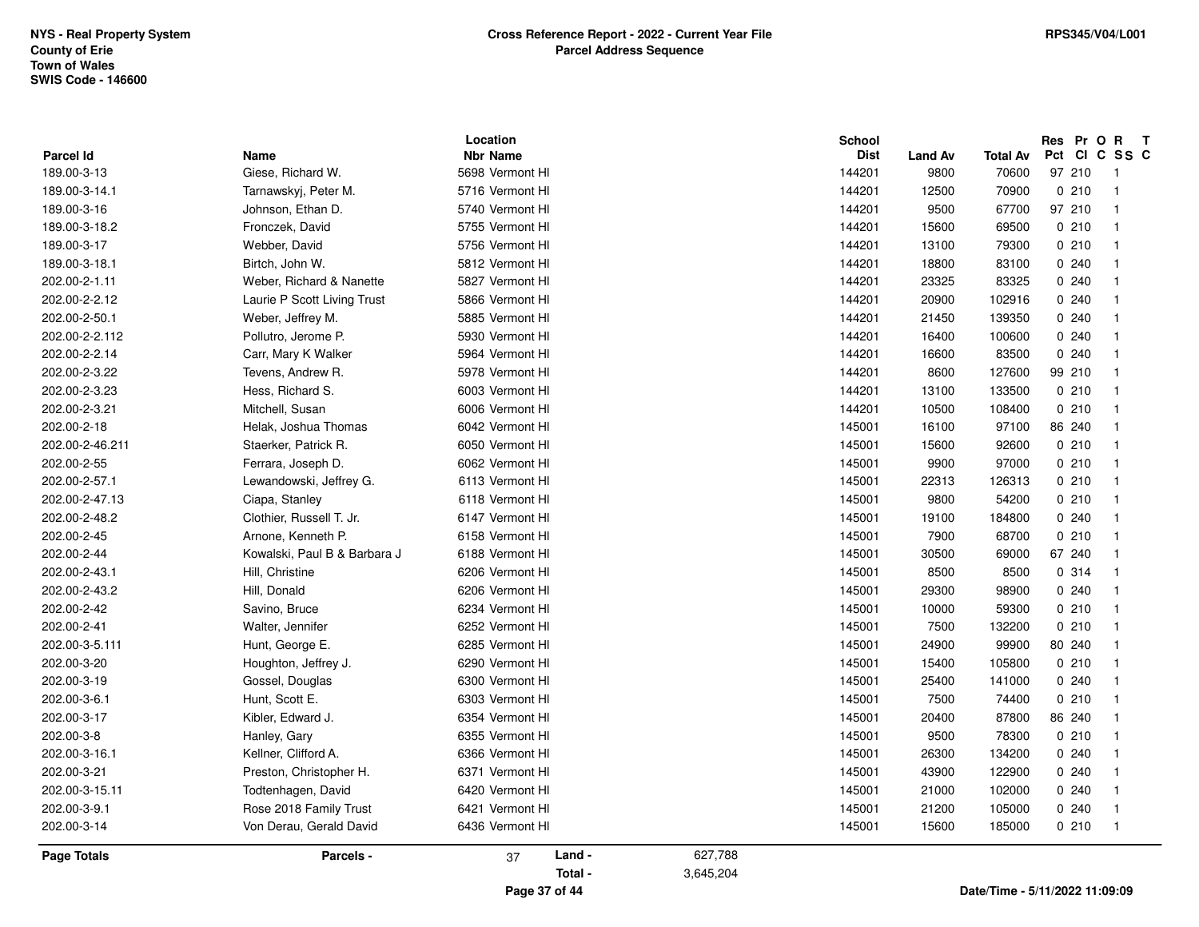NYS - Real Property System
County of Erie
Town of Wales
SWIS Code - 146600

**Cross Reference Report - 2022 - Current Year File**
**Parcel Address Sequence**

RPS345/V04/L001

| Parcel Id | Name | Location Nbr | Location Name | School Dist | Land Av | Total Av | Res Pct | Pr Cl | O C | R SS | T C |
|---|---|---|---|---|---|---|---|---|---|---|---|
| 189.00-3-13 | Giese, Richard W. | 5698 | Vermont Hl | 144201 | 9800 | 70600 | 97 | 210 | | 1 | |
| 189.00-3-14.1 | Tarnawskyj, Peter M. | 5716 | Vermont Hl | 144201 | 12500 | 70900 | 0 | 210 | | 1 | |
| 189.00-3-16 | Johnson, Ethan D. | 5740 | Vermont Hl | 144201 | 9500 | 67700 | 97 | 210 | | 1 | |
| 189.00-3-18.2 | Fronczek, David | 5755 | Vermont Hl | 144201 | 15600 | 69500 | 0 | 210 | | 1 | |
| 189.00-3-17 | Webber, David | 5756 | Vermont Hl | 144201 | 13100 | 79300 | 0 | 210 | | 1 | |
| 189.00-3-18.1 | Birtch, John W. | 5812 | Vermont Hl | 144201 | 18800 | 83100 | 0 | 240 | | 1 | |
| 202.00-2-1.11 | Weber, Richard & Nanette | 5827 | Vermont Hl | 144201 | 23325 | 83325 | 0 | 240 | | 1 | |
| 202.00-2-2.12 | Laurie P Scott Living Trust | 5866 | Vermont Hl | 144201 | 20900 | 102916 | 0 | 240 | | 1 | |
| 202.00-2-50.1 | Weber, Jeffrey M. | 5885 | Vermont Hl | 144201 | 21450 | 139350 | 0 | 240 | | 1 | |
| 202.00-2-2.112 | Pollutro, Jerome P. | 5930 | Vermont Hl | 144201 | 16400 | 100600 | 0 | 240 | | 1 | |
| 202.00-2-2.14 | Carr, Mary K Walker | 5964 | Vermont Hl | 144201 | 16600 | 83500 | 0 | 240 | | 1 | |
| 202.00-2-3.22 | Tevens, Andrew R. | 5978 | Vermont Hl | 144201 | 8600 | 127600 | 99 | 210 | | 1 | |
| 202.00-2-3.23 | Hess, Richard S. | 6003 | Vermont Hl | 144201 | 13100 | 133500 | 0 | 210 | | 1 | |
| 202.00-2-3.21 | Mitchell, Susan | 6006 | Vermont Hl | 144201 | 10500 | 108400 | 0 | 210 | | 1 | |
| 202.00-2-18 | Helak, Joshua Thomas | 6042 | Vermont Hl | 145001 | 16100 | 97100 | 86 | 240 | | 1 | |
| 202.00-2-46.211 | Staerker, Patrick R. | 6050 | Vermont Hl | 145001 | 15600 | 92600 | 0 | 210 | | 1 | |
| 202.00-2-55 | Ferrara, Joseph D. | 6062 | Vermont Hl | 145001 | 9900 | 97000 | 0 | 210 | | 1 | |
| 202.00-2-57.1 | Lewandowski, Jeffrey G. | 6113 | Vermont Hl | 145001 | 22313 | 126313 | 0 | 210 | | 1 | |
| 202.00-2-47.13 | Ciapa, Stanley | 6118 | Vermont Hl | 145001 | 9800 | 54200 | 0 | 210 | | 1 | |
| 202.00-2-48.2 | Clothier, Russell T. Jr. | 6147 | Vermont Hl | 145001 | 19100 | 184800 | 0 | 240 | | 1 | |
| 202.00-2-45 | Arnone, Kenneth P. | 6158 | Vermont Hl | 145001 | 7900 | 68700 | 0 | 210 | | 1 | |
| 202.00-2-44 | Kowalski, Paul B & Barbara J | 6188 | Vermont Hl | 145001 | 30500 | 69000 | 67 | 240 | | 1 | |
| 202.00-2-43.1 | Hill, Christine | 6206 | Vermont Hl | 145001 | 8500 | 8500 | 0 | 314 | | 1 | |
| 202.00-2-43.2 | Hill, Donald | 6206 | Vermont Hl | 145001 | 29300 | 98900 | 0 | 240 | | 1 | |
| 202.00-2-42 | Savino, Bruce | 6234 | Vermont Hl | 145001 | 10000 | 59300 | 0 | 210 | | 1 | |
| 202.00-2-41 | Walter, Jennifer | 6252 | Vermont Hl | 145001 | 7500 | 132200 | 0 | 210 | | 1 | |
| 202.00-3-5.111 | Hunt, George E. | 6285 | Vermont Hl | 145001 | 24900 | 99900 | 80 | 240 | | 1 | |
| 202.00-3-20 | Houghton, Jeffrey J. | 6290 | Vermont Hl | 145001 | 15400 | 105800 | 0 | 210 | | 1 | |
| 202.00-3-19 | Gossel, Douglas | 6300 | Vermont Hl | 145001 | 25400 | 141000 | 0 | 240 | | 1 | |
| 202.00-3-6.1 | Hunt, Scott E. | 6303 | Vermont Hl | 145001 | 7500 | 74400 | 0 | 210 | | 1 | |
| 202.00-3-17 | Kibler, Edward J. | 6354 | Vermont Hl | 145001 | 20400 | 87800 | 86 | 240 | | 1 | |
| 202.00-3-8 | Hanley, Gary | 6355 | Vermont Hl | 145001 | 9500 | 78300 | 0 | 210 | | 1 | |
| 202.00-3-16.1 | Kellner, Clifford A. | 6366 | Vermont Hl | 145001 | 26300 | 134200 | 0 | 240 | | 1 | |
| 202.00-3-21 | Preston, Christopher H. | 6371 | Vermont Hl | 145001 | 43900 | 122900 | 0 | 240 | | 1 | |
| 202.00-3-15.11 | Todtenhagen, David | 6420 | Vermont Hl | 145001 | 21000 | 102000 | 0 | 240 | | 1 | |
| 202.00-3-9.1 | Rose 2018 Family Trust | 6421 | Vermont Hl | 145001 | 21200 | 105000 | 0 | 240 | | 1 | |
| 202.00-3-14 | Von Derau, Gerald David | 6436 | Vermont Hl | 145001 | 15600 | 185000 | 0 | 210 | | 1 | |

**Page Totals** | **Parcels -** 37 | **Land -** 627,788 | **Total -** 3,645,204

Date/Time - 5/11/2022 11:09:09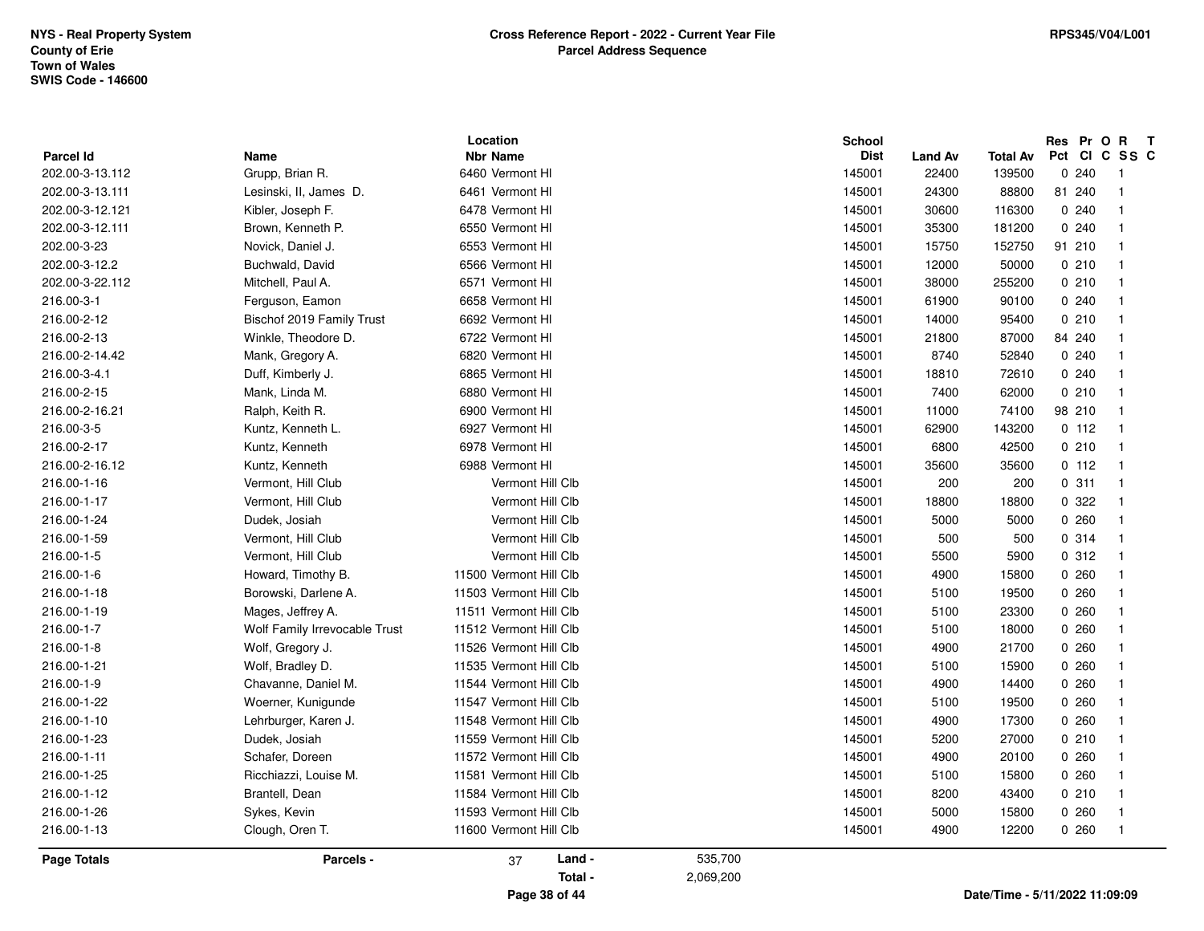| Parcel Id | Name | Location Nbr | Location Name | School Dist | Land Av | Total Av | Res Pct | Pr Cl | O C | R SS | T C |
|---|---|---|---|---|---|---|---|---|---|---|---|
| 202.00-3-13.112 | Grupp, Brian R. | 6460 | Vermont Hl | 145001 | 22400 | 139500 | 0 | 240 | | 1 | |
| 202.00-3-13.111 | Lesinski, II, James D. | 6461 | Vermont Hl | 145001 | 24300 | 88800 | 81 | 240 | | 1 | |
| 202.00-3-12.121 | Kibler, Joseph F. | 6478 | Vermont Hl | 145001 | 30600 | 116300 | 0 | 240 | | 1 | |
| 202.00-3-12.111 | Brown, Kenneth P. | 6550 | Vermont Hl | 145001 | 35300 | 181200 | 0 | 240 | | 1 | |
| 202.00-3-23 | Novick, Daniel J. | 6553 | Vermont Hl | 145001 | 15750 | 152750 | 91 | 210 | | 1 | |
| 202.00-3-12.2 | Buchwald, David | 6566 | Vermont Hl | 145001 | 12000 | 50000 | 0 | 210 | | 1 | |
| 202.00-3-22.112 | Mitchell, Paul A. | 6571 | Vermont Hl | 145001 | 38000 | 255200 | 0 | 210 | | 1 | |
| 216.00-3-1 | Ferguson, Eamon | 6658 | Vermont Hl | 145001 | 61900 | 90100 | 0 | 240 | | 1 | |
| 216.00-2-12 | Bischof 2019 Family Trust | 6692 | Vermont Hl | 145001 | 14000 | 95400 | 0 | 210 | | 1 | |
| 216.00-2-13 | Winkle, Theodore D. | 6722 | Vermont Hl | 145001 | 21800 | 87000 | 84 | 240 | | 1 | |
| 216.00-2-14.42 | Mank, Gregory A. | 6820 | Vermont Hl | 145001 | 8740 | 52840 | 0 | 240 | | 1 | |
| 216.00-3-4.1 | Duff, Kimberly J. | 6865 | Vermont Hl | 145001 | 18810 | 72610 | 0 | 240 | | 1 | |
| 216.00-2-15 | Mank, Linda M. | 6880 | Vermont Hl | 145001 | 7400 | 62000 | 0 | 210 | | 1 | |
| 216.00-2-16.21 | Ralph, Keith R. | 6900 | Vermont Hl | 145001 | 11000 | 74100 | 98 | 210 | | 1 | |
| 216.00-3-5 | Kuntz, Kenneth L. | 6927 | Vermont Hl | 145001 | 62900 | 143200 | 0 | 112 | | 1 | |
| 216.00-2-17 | Kuntz, Kenneth | 6978 | Vermont Hl | 145001 | 6800 | 42500 | 0 | 210 | | 1 | |
| 216.00-2-16.12 | Kuntz, Kenneth | 6988 | Vermont Hl | 145001 | 35600 | 35600 | 0 | 112 | | 1 | |
| 216.00-1-16 | Vermont, Hill Club | | Vermont Hill Clb | 145001 | 200 | 200 | 0 | 311 | | 1 | |
| 216.00-1-17 | Vermont, Hill Club | | Vermont Hill Clb | 145001 | 18800 | 18800 | 0 | 322 | | 1 | |
| 216.00-1-24 | Dudek, Josiah | | Vermont Hill Clb | 145001 | 5000 | 5000 | 0 | 260 | | 1 | |
| 216.00-1-59 | Vermont, Hill Club | | Vermont Hill Clb | 145001 | 500 | 500 | 0 | 314 | | 1 | |
| 216.00-1-5 | Vermont, Hill Club | | Vermont Hill Clb | 145001 | 5500 | 5900 | 0 | 312 | | 1 | |
| 216.00-1-6 | Howard, Timothy B. | 11500 | Vermont Hill Clb | 145001 | 4900 | 15800 | 0 | 260 | | 1 | |
| 216.00-1-18 | Borowski, Darlene A. | 11503 | Vermont Hill Clb | 145001 | 5100 | 19500 | 0 | 260 | | 1 | |
| 216.00-1-19 | Mages, Jeffrey A. | 11511 | Vermont Hill Clb | 145001 | 5100 | 23300 | 0 | 260 | | 1 | |
| 216.00-1-7 | Wolf Family Irrevocable Trust | 11512 | Vermont Hill Clb | 145001 | 5100 | 18000 | 0 | 260 | | 1 | |
| 216.00-1-8 | Wolf, Gregory J. | 11526 | Vermont Hill Clb | 145001 | 4900 | 21700 | 0 | 260 | | 1 | |
| 216.00-1-21 | Wolf, Bradley D. | 11535 | Vermont Hill Clb | 145001 | 5100 | 15900 | 0 | 260 | | 1 | |
| 216.00-1-9 | Chavanne, Daniel M. | 11544 | Vermont Hill Clb | 145001 | 4900 | 14400 | 0 | 260 | | 1 | |
| 216.00-1-22 | Woerner, Kunigunde | 11547 | Vermont Hill Clb | 145001 | 5100 | 19500 | 0 | 260 | | 1 | |
| 216.00-1-10 | Lehrburger, Karen J. | 11548 | Vermont Hill Clb | 145001 | 4900 | 17300 | 0 | 260 | | 1 | |
| 216.00-1-23 | Dudek, Josiah | 11559 | Vermont Hill Clb | 145001 | 5200 | 27000 | 0 | 210 | | 1 | |
| 216.00-1-11 | Schafer, Doreen | 11572 | Vermont Hill Clb | 145001 | 4900 | 20100 | 0 | 260 | | 1 | |
| 216.00-1-25 | Ricchiazzi, Louise M. | 11581 | Vermont Hill Clb | 145001 | 5100 | 15800 | 0 | 260 | | 1 | |
| 216.00-1-12 | Brantell, Dean | 11584 | Vermont Hill Clb | 145001 | 8200 | 43400 | 0 | 210 | | 1 | |
| 216.00-1-26 | Sykes, Kevin | 11593 | Vermont Hill Clb | 145001 | 5000 | 15800 | 0 | 260 | | 1 | |
| 216.00-1-13 | Clough, Oren T. | 11600 | Vermont Hill Clb | 145001 | 4900 | 12200 | 0 | 260 | | 1 | |

**Page Totals** Parcels - 37 Land - 535,700 Total - 2,069,200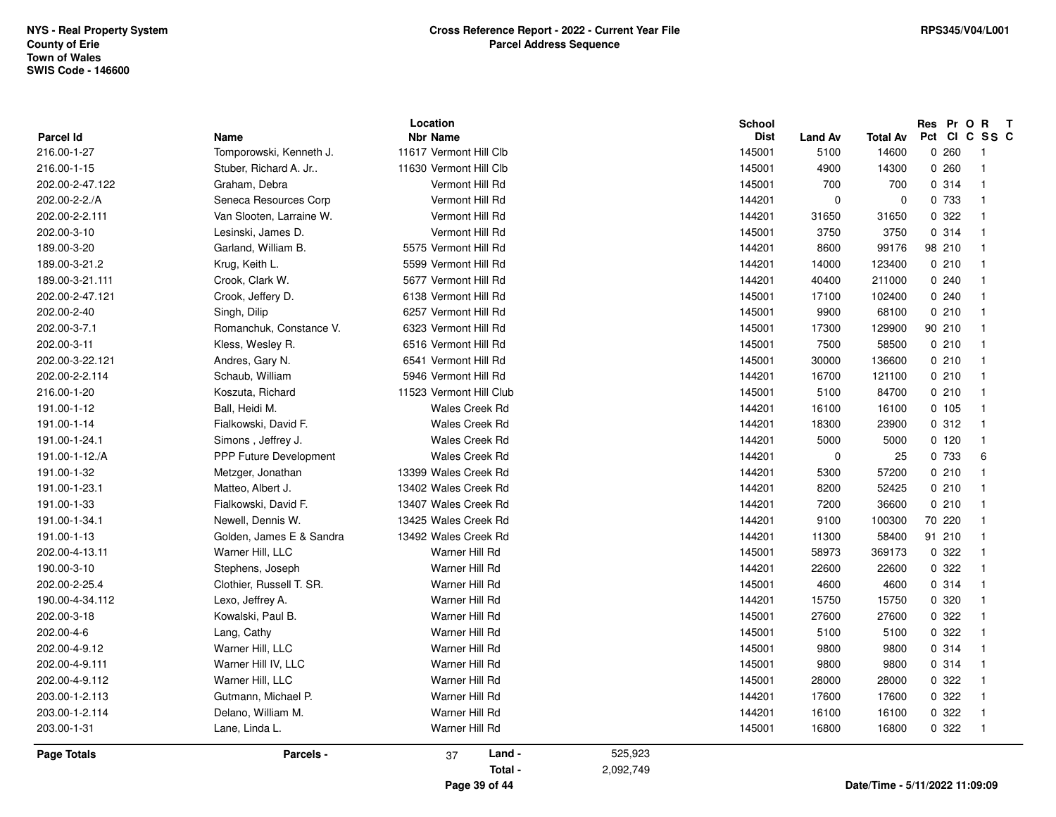NYS - Real Property System
County of Erie
Town of Wales
SWIS Code - 146600

**Cross Reference Report - 2022 - Current Year File**
**Parcel Address Sequence**

RPS345/V04/L001

| Parcel Id | Name | Location Nbr | Location Name | School Dist | Land Av | Total Av | Res Pct | Pr Cl | O C | R SS | T C |
|---|---|---|---|---|---|---|---|---|---|---|---|
| 216.00-1-27 | Tomporowski, Kenneth J. | 11617 | Vermont Hill Clb | 145001 | 5100 | 14600 | 0 | 260 | | 1 | |
| 216.00-1-15 | Stuber, Richard A. Jr.. | 11630 | Vermont Hill Clb | 145001 | 4900 | 14300 | 0 | 260 | | 1 | |
| 202.00-2-47.122 | Graham, Debra | | Vermont Hill Rd | 145001 | 700 | 700 | 0 | 314 | | 1 | |
| 202.00-2-2./A | Seneca Resources Corp | | Vermont Hill Rd | 144201 | 0 | 0 | 0 | 733 | | 1 | |
| 202.00-2-2.111 | Van Slooten, Larraine W. | | Vermont Hill Rd | 144201 | 31650 | 31650 | 0 | 322 | | 1 | |
| 202.00-3-10 | Lesinski, James D. | | Vermont Hill Rd | 145001 | 3750 | 3750 | 0 | 314 | | 1 | |
| 189.00-3-20 | Garland, William B. | 5575 | Vermont Hill Rd | 144201 | 8600 | 99176 | 98 | 210 | | 1 | |
| 189.00-3-21.2 | Krug, Keith L. | 5599 | Vermont Hill Rd | 144201 | 14000 | 123400 | 0 | 210 | | 1 | |
| 189.00-3-21.111 | Crook, Clark W. | 5677 | Vermont Hill Rd | 144201 | 40400 | 211000 | 0 | 240 | | 1 | |
| 202.00-2-47.121 | Crook, Jeffery D. | 6138 | Vermont Hill Rd | 145001 | 17100 | 102400 | 0 | 240 | | 1 | |
| 202.00-2-40 | Singh, Dilip | 6257 | Vermont Hill Rd | 145001 | 9900 | 68100 | 0 | 210 | | 1 | |
| 202.00-3-7.1 | Romanchuk, Constance V. | 6323 | Vermont Hill Rd | 145001 | 17300 | 129900 | 90 | 210 | | 1 | |
| 202.00-3-11 | Kless, Wesley R. | 6516 | Vermont Hill Rd | 145001 | 7500 | 58500 | 0 | 210 | | 1 | |
| 202.00-3-22.121 | Andres, Gary N. | 6541 | Vermont Hill Rd | 145001 | 30000 | 136600 | 0 | 210 | | 1 | |
| 202.00-2-2.114 | Schaub, William | 5946 | Vermont Hill Rd | 144201 | 16700 | 121100 | 0 | 210 | | 1 | |
| 216.00-1-20 | Koszuta, Richard | 11523 | Vermont Hill Club | 145001 | 5100 | 84700 | 0 | 210 | | 1 | |
| 191.00-1-12 | Ball, Heidi M. | | Wales Creek Rd | 144201 | 16100 | 16100 | 0 | 105 | | 1 | |
| 191.00-1-14 | Fialkowski, David F. | | Wales Creek Rd | 144201 | 18300 | 23900 | 0 | 312 | | 1 | |
| 191.00-1-24.1 | Simons , Jeffrey J. | | Wales Creek Rd | 144201 | 5000 | 5000 | 0 | 120 | | 1 | |
| 191.00-1-12./A | PPP Future Development | | Wales Creek Rd | 144201 | 0 | 25 | 0 | 733 | | 6 | |
| 191.00-1-32 | Metzger, Jonathan | 13399 | Wales Creek Rd | 144201 | 5300 | 57200 | 0 | 210 | | 1 | |
| 191.00-1-23.1 | Matteo, Albert J. | 13402 | Wales Creek Rd | 144201 | 8200 | 52425 | 0 | 210 | | 1 | |
| 191.00-1-33 | Fialkowski, David F. | 13407 | Wales Creek Rd | 144201 | 7200 | 36600 | 0 | 210 | | 1 | |
| 191.00-1-34.1 | Newell, Dennis W. | 13425 | Wales Creek Rd | 144201 | 9100 | 100300 | 70 | 220 | | 1 | |
| 191.00-1-13 | Golden, James E & Sandra | 13492 | Wales Creek Rd | 144201 | 11300 | 58400 | 91 | 210 | | 1 | |
| 202.00-4-13.11 | Warner Hill, LLC | | Warner Hill Rd | 145001 | 58973 | 369173 | 0 | 322 | | 1 | |
| 190.00-3-10 | Stephens, Joseph | | Warner Hill Rd | 144201 | 22600 | 22600 | 0 | 322 | | 1 | |
| 202.00-2-25.4 | Clothier, Russell T. SR. | | Warner Hill Rd | 145001 | 4600 | 4600 | 0 | 314 | | 1 | |
| 190.00-4-34.112 | Lexo, Jeffrey A. | | Warner Hill Rd | 144201 | 15750 | 15750 | 0 | 320 | | 1 | |
| 202.00-3-18 | Kowalski, Paul B. | | Warner Hill Rd | 145001 | 27600 | 27600 | 0 | 322 | | 1 | |
| 202.00-4-6 | Lang, Cathy | | Warner Hill Rd | 145001 | 5100 | 5100 | 0 | 322 | | 1 | |
| 202.00-4-9.12 | Warner Hill, LLC | | Warner Hill Rd | 145001 | 9800 | 9800 | 0 | 314 | | 1 | |
| 202.00-4-9.111 | Warner Hill IV, LLC | | Warner Hill Rd | 145001 | 9800 | 9800 | 0 | 314 | | 1 | |
| 202.00-4-9.112 | Warner Hill, LLC | | Warner Hill Rd | 145001 | 28000 | 28000 | 0 | 322 | | 1 | |
| 203.00-1-2.113 | Gutmann, Michael P. | | Warner Hill Rd | 144201 | 17600 | 17600 | 0 | 322 | | 1 | |
| 203.00-1-2.114 | Delano, William M. | | Warner Hill Rd | 144201 | 16100 | 16100 | 0 | 322 | | 1 | |
| 203.00-1-31 | Lane, Linda L. | | Warner Hill Rd | 145001 | 16800 | 16800 | 0 | 322 | | 1 | |

**Page Totals** | **Parcels -** 37 | **Land -** 525,923 | **Total -** 2,092,749

Date/Time - 5/11/2022 11:09:09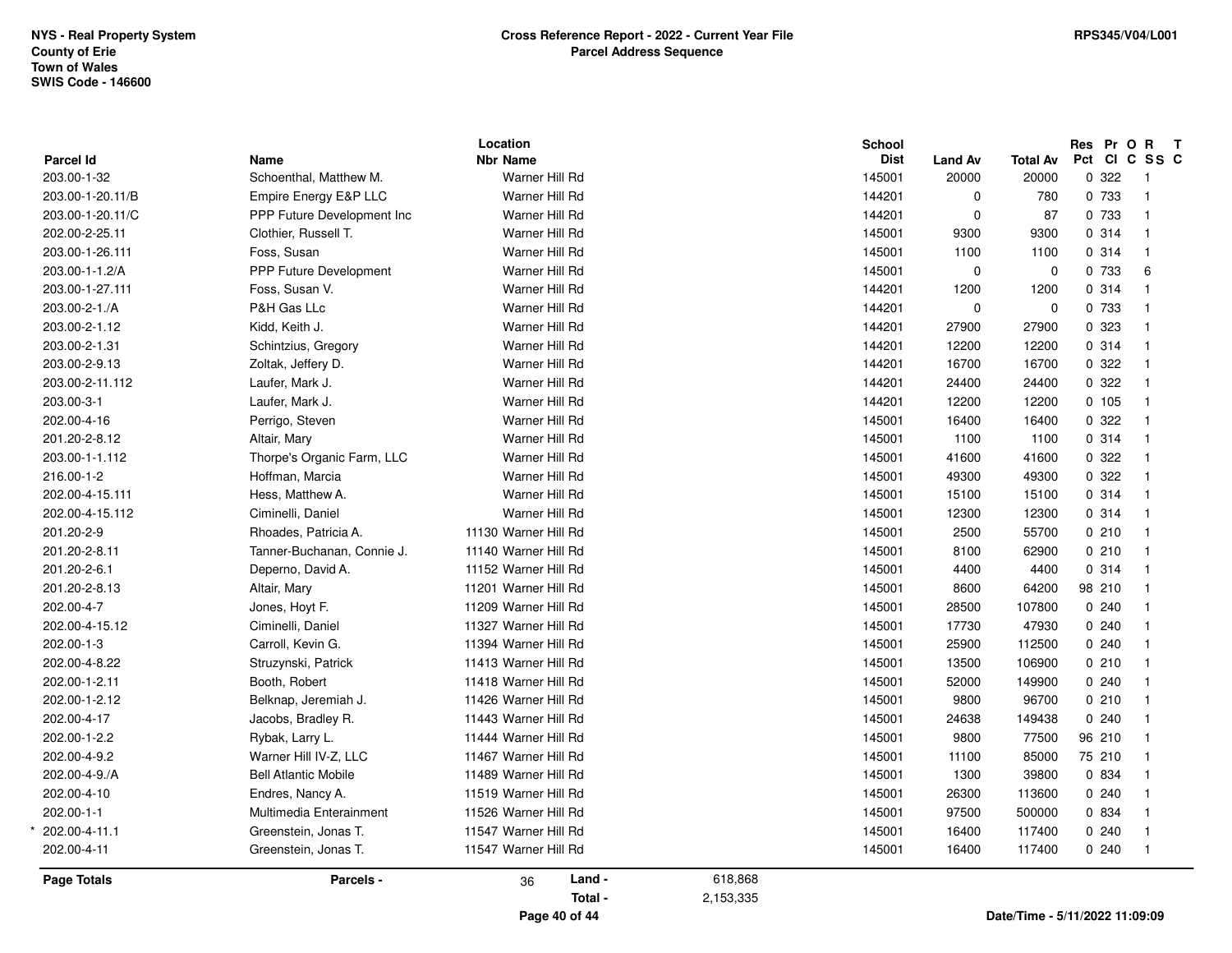NYS - Real Property System
County of Erie
Town of Wales
SWIS Code - 146600

**Cross Reference Report - 2022 - Current Year File**
**Parcel Address Sequence**

RPS345/V04/L001

| Parcel Id | Name | Location Nbr Name | School Dist | Land Av | Total Av | Res Pct | Pr Cl | O C | R SS | T C |
|---|---|---|---|---|---|---|---|---|---|---|
| 203.00-1-32 | Schoenthal, Matthew M. | Warner Hill Rd | 145001 | 20000 | 20000 | 0 | 322 | | 1 | |
| 203.00-1-20.11/B | Empire Energy E&P LLC | Warner Hill Rd | 144201 | 0 | 780 | 0 | 733 | | 1 | |
| 203.00-1-20.11/C | PPP Future Development Inc | Warner Hill Rd | 144201 | 0 | 87 | 0 | 733 | | 1 | |
| 202.00-2-25.11 | Clothier, Russell T. | Warner Hill Rd | 145001 | 9300 | 9300 | 0 | 314 | | 1 | |
| 203.00-1-26.111 | Foss, Susan | Warner Hill Rd | 145001 | 1100 | 1100 | 0 | 314 | | 1 | |
| 203.00-1-1.2/A | PPP Future Development | Warner Hill Rd | 145001 | 0 | 0 | 0 | 733 | | 6 | |
| 203.00-1-27.111 | Foss, Susan V. | Warner Hill Rd | 144201 | 1200 | 1200 | 0 | 314 | | 1 | |
| 203.00-2-1./A | P&H Gas LLc | Warner Hill Rd | 144201 | 0 | 0 | 0 | 733 | | 1 | |
| 203.00-2-1.12 | Kidd, Keith J. | Warner Hill Rd | 144201 | 27900 | 27900 | 0 | 323 | | 1 | |
| 203.00-2-1.31 | Schintzius, Gregory | Warner Hill Rd | 144201 | 12200 | 12200 | 0 | 314 | | 1 | |
| 203.00-2-9.13 | Zoltak, Jeffery D. | Warner Hill Rd | 144201 | 16700 | 16700 | 0 | 322 | | 1 | |
| 203.00-2-11.112 | Laufer, Mark J. | Warner Hill Rd | 144201 | 24400 | 24400 | 0 | 322 | | 1 | |
| 203.00-3-1 | Laufer, Mark J. | Warner Hill Rd | 144201 | 12200 | 12200 | 0 | 105 | | 1 | |
| 202.00-4-16 | Perrigo, Steven | Warner Hill Rd | 145001 | 16400 | 16400 | 0 | 322 | | 1 | |
| 201.20-2-8.12 | Altair, Mary | Warner Hill Rd | 145001 | 1100 | 1100 | 0 | 314 | | 1 | |
| 203.00-1-1.112 | Thorpe's Organic Farm, LLC | Warner Hill Rd | 145001 | 41600 | 41600 | 0 | 322 | | 1 | |
| 216.00-1-2 | Hoffman, Marcia | Warner Hill Rd | 145001 | 49300 | 49300 | 0 | 322 | | 1 | |
| 202.00-4-15.111 | Hess, Matthew A. | Warner Hill Rd | 145001 | 15100 | 15100 | 0 | 314 | | 1 | |
| 202.00-4-15.112 | Ciminelli, Daniel | Warner Hill Rd | 145001 | 12300 | 12300 | 0 | 314 | | 1 | |
| 201.20-2-9 | Rhoades, Patricia A. | 11130 Warner Hill Rd | 145001 | 2500 | 55700 | 0 | 210 | | 1 | |
| 201.20-2-8.11 | Tanner-Buchanan, Connie J. | 11140 Warner Hill Rd | 145001 | 8100 | 62900 | 0 | 210 | | 1 | |
| 201.20-2-6.1 | Deperno, David A. | 11152 Warner Hill Rd | 145001 | 4400 | 4400 | 0 | 314 | | 1 | |
| 201.20-2-8.13 | Altair, Mary | 11201 Warner Hill Rd | 145001 | 8600 | 64200 | 98 | 210 | | 1 | |
| 202.00-4-7 | Jones, Hoyt F. | 11209 Warner Hill Rd | 145001 | 28500 | 107800 | 0 | 240 | | 1 | |
| 202.00-4-15.12 | Ciminelli, Daniel | 11327 Warner Hill Rd | 145001 | 17730 | 47930 | 0 | 240 | | 1 | |
| 202.00-1-3 | Carroll, Kevin G. | 11394 Warner Hill Rd | 145001 | 25900 | 112500 | 0 | 240 | | 1 | |
| 202.00-4-8.22 | Struzynski, Patrick | 11413 Warner Hill Rd | 145001 | 13500 | 106900 | 0 | 210 | | 1 | |
| 202.00-1-2.11 | Booth, Robert | 11418 Warner Hill Rd | 145001 | 52000 | 149900 | 0 | 240 | | 1 | |
| 202.00-1-2.12 | Belknap, Jeremiah J. | 11426 Warner Hill Rd | 145001 | 9800 | 96700 | 0 | 210 | | 1 | |
| 202.00-4-17 | Jacobs, Bradley R. | 11443 Warner Hill Rd | 145001 | 24638 | 149438 | 0 | 240 | | 1 | |
| 202.00-1-2.2 | Rybak, Larry L. | 11444 Warner Hill Rd | 145001 | 9800 | 77500 | 96 | 210 | | 1 | |
| 202.00-4-9.2 | Warner Hill IV-Z, LLC | 11467 Warner Hill Rd | 145001 | 11100 | 85000 | 75 | 210 | | 1 | |
| 202.00-4-9./A | Bell Atlantic Mobile | 11489 Warner Hill Rd | 145001 | 1300 | 39800 | 0 | 834 | | 1 | |
| 202.00-4-10 | Endres, Nancy A. | 11519 Warner Hill Rd | 145001 | 26300 | 113600 | 0 | 240 | | 1 | |
| 202.00-1-1 | Multimedia Enterainment | 11526 Warner Hill Rd | 145001 | 97500 | 500000 | 0 | 834 | | 1 | |
| * 202.00-4-11.1 | Greenstein, Jonas T. | 11547 Warner Hill Rd | 145001 | 16400 | 117400 | 0 | 240 | | 1 | |
| 202.00-4-11 | Greenstein, Jonas T. | 11547 Warner Hill Rd | 145001 | 16400 | 117400 | 0 | 240 | | 1 | |

| Page Totals | Parcels - | 36 | Land - | 618,868 |
|---|---|---|---|---|
| | | | Total - | 2,153,335 |

Date/Time - 5/11/2022 11:09:09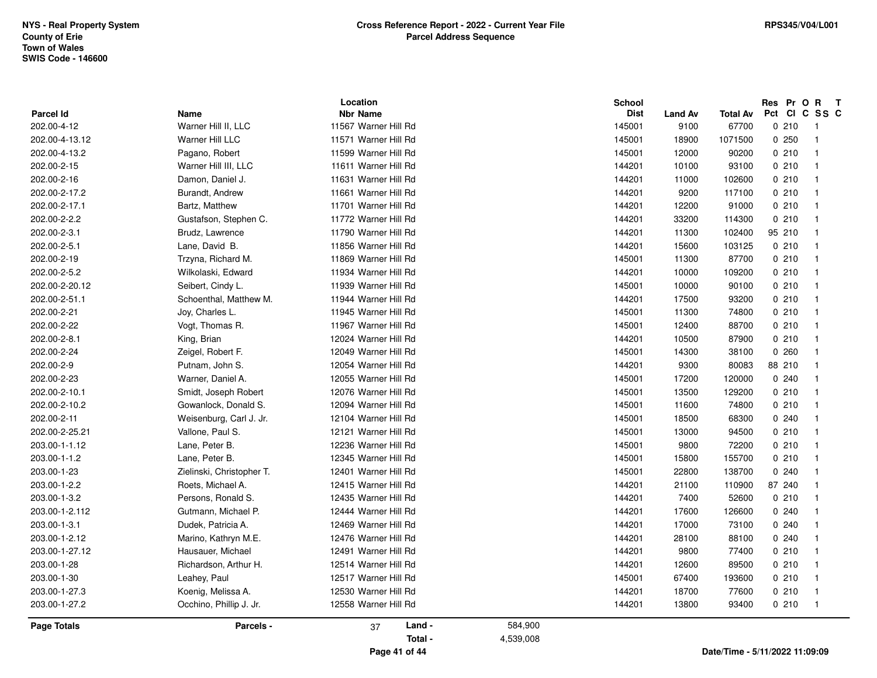NYS - Real Property System
County of Erie
Town of Wales
SWIS Code - 146600

**Cross Reference Report - 2022 - Current Year File**
**Parcel Address Sequence**

RPS345/V04/L001

| Parcel Id | Name | Location Nbr Name | School Dist | Land Av | Total Av | Res Pct | Pr Cl | O C | R SS | T C |
|---|---|---|---|---|---|---|---|---|---|---|
| 202.00-4-12 | Warner Hill II, LLC | 11567 Warner Hill Rd | 145001 | 9100 | 67700 | 0 | 210 | | 1 | |
| 202.00-4-13.12 | Warner Hill LLC | 11571 Warner Hill Rd | 145001 | 18900 | 1071500 | 0 | 250 | | 1 | |
| 202.00-4-13.2 | Pagano, Robert | 11599 Warner Hill Rd | 145001 | 12000 | 90200 | 0 | 210 | | 1 | |
| 202.00-2-15 | Warner Hill III, LLC | 11611 Warner Hill Rd | 144201 | 10100 | 93100 | 0 | 210 | | 1 | |
| 202.00-2-16 | Damon, Daniel J. | 11631 Warner Hill Rd | 144201 | 11000 | 102600 | 0 | 210 | | 1 | |
| 202.00-2-17.2 | Burandt, Andrew | 11661 Warner Hill Rd | 144201 | 9200 | 117100 | 0 | 210 | | 1 | |
| 202.00-2-17.1 | Bartz, Matthew | 11701 Warner Hill Rd | 144201 | 12200 | 91000 | 0 | 210 | | 1 | |
| 202.00-2-2.2 | Gustafson, Stephen C. | 11772 Warner Hill Rd | 144201 | 33200 | 114300 | 0 | 210 | | 1 | |
| 202.00-2-3.1 | Brudz, Lawrence | 11790 Warner Hill Rd | 144201 | 11300 | 102400 | 95 | 210 | | 1 | |
| 202.00-2-5.1 | Lane, David B. | 11856 Warner Hill Rd | 144201 | 15600 | 103125 | 0 | 210 | | 1 | |
| 202.00-2-19 | Trzyna, Richard M. | 11869 Warner Hill Rd | 145001 | 11300 | 87700 | 0 | 210 | | 1 | |
| 202.00-2-5.2 | Wilkolaski, Edward | 11934 Warner Hill Rd | 144201 | 10000 | 109200 | 0 | 210 | | 1 | |
| 202.00-2-20.12 | Seibert, Cindy L. | 11939 Warner Hill Rd | 145001 | 10000 | 90100 | 0 | 210 | | 1 | |
| 202.00-2-51.1 | Schoenthal, Matthew M. | 11944 Warner Hill Rd | 144201 | 17500 | 93200 | 0 | 210 | | 1 | |
| 202.00-2-21 | Joy, Charles L. | 11945 Warner Hill Rd | 145001 | 11300 | 74800 | 0 | 210 | | 1 | |
| 202.00-2-22 | Vogt, Thomas R. | 11967 Warner Hill Rd | 145001 | 12400 | 88700 | 0 | 210 | | 1 | |
| 202.00-2-8.1 | King, Brian | 12024 Warner Hill Rd | 144201 | 10500 | 87900 | 0 | 210 | | 1 | |
| 202.00-2-24 | Zeigel, Robert F. | 12049 Warner Hill Rd | 145001 | 14300 | 38100 | 0 | 260 | | 1 | |
| 202.00-2-9 | Putnam, John S. | 12054 Warner Hill Rd | 144201 | 9300 | 80083 | 88 | 210 | | 1 | |
| 202.00-2-23 | Warner, Daniel A. | 12055 Warner Hill Rd | 145001 | 17200 | 120000 | 0 | 240 | | 1 | |
| 202.00-2-10.1 | Smidt, Joseph Robert | 12076 Warner Hill Rd | 145001 | 13500 | 129200 | 0 | 210 | | 1 | |
| 202.00-2-10.2 | Gowanlock, Donald S. | 12094 Warner Hill Rd | 145001 | 11600 | 74800 | 0 | 210 | | 1 | |
| 202.00-2-11 | Weisenburg, Carl J. Jr. | 12104 Warner Hill Rd | 145001 | 18500 | 68300 | 0 | 240 | | 1 | |
| 202.00-2-25.21 | Vallone, Paul S. | 12121 Warner Hill Rd | 145001 | 13000 | 94500 | 0 | 210 | | 1 | |
| 203.00-1-1.12 | Lane, Peter B. | 12236 Warner Hill Rd | 145001 | 9800 | 72200 | 0 | 210 | | 1 | |
| 203.00-1-1.2 | Lane, Peter B. | 12345 Warner Hill Rd | 145001 | 15800 | 155700 | 0 | 210 | | 1 | |
| 203.00-1-23 | Zielinski, Christopher T. | 12401 Warner Hill Rd | 145001 | 22800 | 138700 | 0 | 240 | | 1 | |
| 203.00-1-2.2 | Roets, Michael A. | 12415 Warner Hill Rd | 144201 | 21100 | 110900 | 87 | 240 | | 1 | |
| 203.00-1-3.2 | Persons, Ronald S. | 12435 Warner Hill Rd | 144201 | 7400 | 52600 | 0 | 210 | | 1 | |
| 203.00-1-2.112 | Gutmann, Michael P. | 12444 Warner Hill Rd | 144201 | 17600 | 126600 | 0 | 240 | | 1 | |
| 203.00-1-3.1 | Dudek, Patricia A. | 12469 Warner Hill Rd | 144201 | 17000 | 73100 | 0 | 240 | | 1 | |
| 203.00-1-2.12 | Marino, Kathryn M.E. | 12476 Warner Hill Rd | 144201 | 28100 | 88100 | 0 | 240 | | 1 | |
| 203.00-1-27.12 | Hausauer, Michael | 12491 Warner Hill Rd | 144201 | 9800 | 77400 | 0 | 210 | | 1 | |
| 203.00-1-28 | Richardson, Arthur H. | 12514 Warner Hill Rd | 144201 | 12600 | 89500 | 0 | 210 | | 1 | |
| 203.00-1-30 | Leahey, Paul | 12517 Warner Hill Rd | 145001 | 67400 | 193600 | 0 | 210 | | 1 | |
| 203.00-1-27.3 | Koenig, Melissa A. | 12530 Warner Hill Rd | 144201 | 18700 | 77600 | 0 | 210 | | 1 | |
| 203.00-1-27.2 | Occhino, Phillip J. Jr. | 12558 Warner Hill Rd | 144201 | 13800 | 93400 | 0 | 210 | | 1 | |

**Page Totals** — **Parcels -** 37 — **Land -** 584,900 — **Total -** 4,539,008

Date/Time - 5/11/2022 11:09:09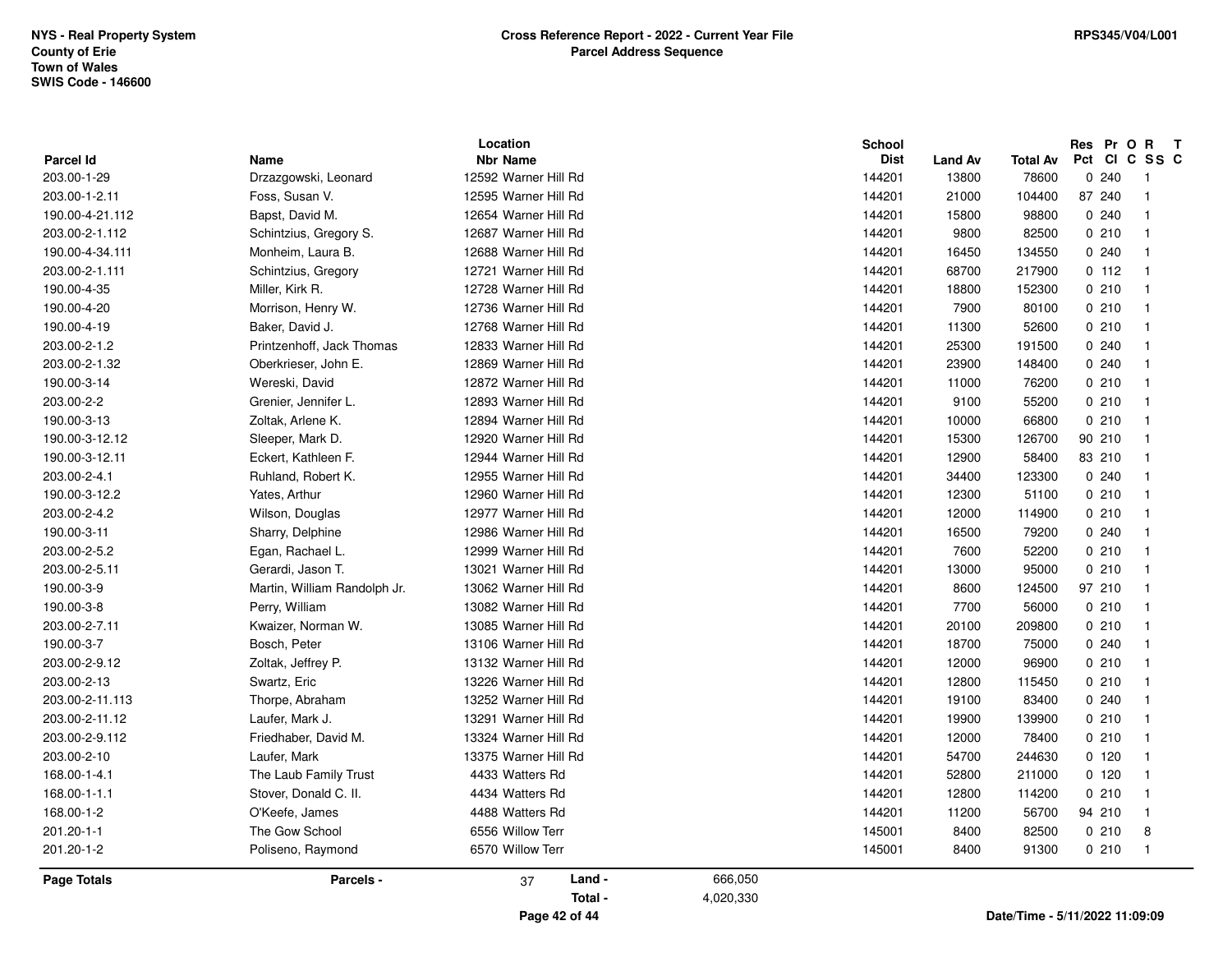| Parcel Id | Name | Location Nbr Name | School Dist | Land Av | Total Av | Res Pct | Pr Cl | O C | R SS | T C |
|---|---|---|---|---|---|---|---|---|---|---|
| 203.00-1-29 | Drzazgowski, Leonard | 12592 Warner Hill Rd | 144201 | 13800 | 78600 | 0 | 240 | | 1 | |
| 203.00-1-2.11 | Foss, Susan V. | 12595 Warner Hill Rd | 144201 | 21000 | 104400 | 87 | 240 | | 1 | |
| 190.00-4-21.112 | Bapst, David M. | 12654 Warner Hill Rd | 144201 | 15800 | 98800 | 0 | 240 | | 1 | |
| 203.00-2-1.112 | Schintzius, Gregory S. | 12687 Warner Hill Rd | 144201 | 9800 | 82500 | 0 | 210 | | 1 | |
| 190.00-4-34.111 | Monheim, Laura B. | 12688 Warner Hill Rd | 144201 | 16450 | 134550 | 0 | 240 | | 1 | |
| 203.00-2-1.111 | Schintzius, Gregory | 12721 Warner Hill Rd | 144201 | 68700 | 217900 | 0 | 112 | | 1 | |
| 190.00-4-35 | Miller, Kirk R. | 12728 Warner Hill Rd | 144201 | 18800 | 152300 | 0 | 210 | | 1 | |
| 190.00-4-20 | Morrison, Henry W. | 12736 Warner Hill Rd | 144201 | 7900 | 80100 | 0 | 210 | | 1 | |
| 190.00-4-19 | Baker, David J. | 12768 Warner Hill Rd | 144201 | 11300 | 52600 | 0 | 210 | | 1 | |
| 203.00-2-1.2 | Printzenhoff, Jack Thomas | 12833 Warner Hill Rd | 144201 | 25300 | 191500 | 0 | 240 | | 1 | |
| 203.00-2-1.32 | Oberkrieser, John E. | 12869 Warner Hill Rd | 144201 | 23900 | 148400 | 0 | 240 | | 1 | |
| 190.00-3-14 | Wereski, David | 12872 Warner Hill Rd | 144201 | 11000 | 76200 | 0 | 210 | | 1 | |
| 203.00-2-2 | Grenier, Jennifer L. | 12893 Warner Hill Rd | 144201 | 9100 | 55200 | 0 | 210 | | 1 | |
| 190.00-3-13 | Zoltak, Arlene K. | 12894 Warner Hill Rd | 144201 | 10000 | 66800 | 0 | 210 | | 1 | |
| 190.00-3-12.12 | Sleeper, Mark D. | 12920 Warner Hill Rd | 144201 | 15300 | 126700 | 90 | 210 | | 1 | |
| 190.00-3-12.11 | Eckert, Kathleen F. | 12944 Warner Hill Rd | 144201 | 12900 | 58400 | 83 | 210 | | 1 | |
| 203.00-2-4.1 | Ruhland, Robert K. | 12955 Warner Hill Rd | 144201 | 34400 | 123300 | 0 | 240 | | 1 | |
| 190.00-3-12.2 | Yates, Arthur | 12960 Warner Hill Rd | 144201 | 12300 | 51100 | 0 | 210 | | 1 | |
| 203.00-2-4.2 | Wilson, Douglas | 12977 Warner Hill Rd | 144201 | 12000 | 114900 | 0 | 210 | | 1 | |
| 190.00-3-11 | Sharry, Delphine | 12986 Warner Hill Rd | 144201 | 16500 | 79200 | 0 | 240 | | 1 | |
| 203.00-2-5.2 | Egan, Rachael L. | 12999 Warner Hill Rd | 144201 | 7600 | 52200 | 0 | 210 | | 1 | |
| 203.00-2-5.11 | Gerardi, Jason T. | 13021 Warner Hill Rd | 144201 | 13000 | 95000 | 0 | 210 | | 1 | |
| 190.00-3-9 | Martin, William Randolph Jr. | 13062 Warner Hill Rd | 144201 | 8600 | 124500 | 97 | 210 | | 1 | |
| 190.00-3-8 | Perry, William | 13082 Warner Hill Rd | 144201 | 7700 | 56000 | 0 | 210 | | 1 | |
| 203.00-2-7.11 | Kwaizer, Norman W. | 13085 Warner Hill Rd | 144201 | 20100 | 209800 | 0 | 210 | | 1 | |
| 190.00-3-7 | Bosch, Peter | 13106 Warner Hill Rd | 144201 | 18700 | 75000 | 0 | 240 | | 1 | |
| 203.00-2-9.12 | Zoltak, Jeffrey P. | 13132 Warner Hill Rd | 144201 | 12000 | 96900 | 0 | 210 | | 1 | |
| 203.00-2-13 | Swartz, Eric | 13226 Warner Hill Rd | 144201 | 12800 | 115450 | 0 | 210 | | 1 | |
| 203.00-2-11.113 | Thorpe, Abraham | 13252 Warner Hill Rd | 144201 | 19100 | 83400 | 0 | 240 | | 1 | |
| 203.00-2-11.12 | Laufer, Mark J. | 13291 Warner Hill Rd | 144201 | 19900 | 139900 | 0 | 210 | | 1 | |
| 203.00-2-9.112 | Friedhaber, David M. | 13324 Warner Hill Rd | 144201 | 12000 | 78400 | 0 | 210 | | 1 | |
| 203.00-2-10 | Laufer, Mark | 13375 Warner Hill Rd | 144201 | 54700 | 244630 | 0 | 120 | | 1 | |
| 168.00-1-4.1 | The Laub Family Trust | 4433 Watters Rd | 144201 | 52800 | 211000 | 0 | 120 | | 1 | |
| 168.00-1-1.1 | Stover, Donald C. II. | 4434 Watters Rd | 144201 | 12800 | 114200 | 0 | 210 | | 1 | |
| 168.00-1-2 | O'Keefe, James | 4488 Watters Rd | 144201 | 11200 | 56700 | 94 | 210 | | 1 | |
| 201.20-1-1 | The Gow School | 6556 Willow Terr | 145001 | 8400 | 82500 | 0 | 210 | | 8 | |
| 201.20-1-2 | Poliseno, Raymond | 6570 Willow Terr | 145001 | 8400 | 91300 | 0 | 210 | | 1 | |

**Page Totals** — Parcels - 37 — Land - 666,050 — Total - 4,020,330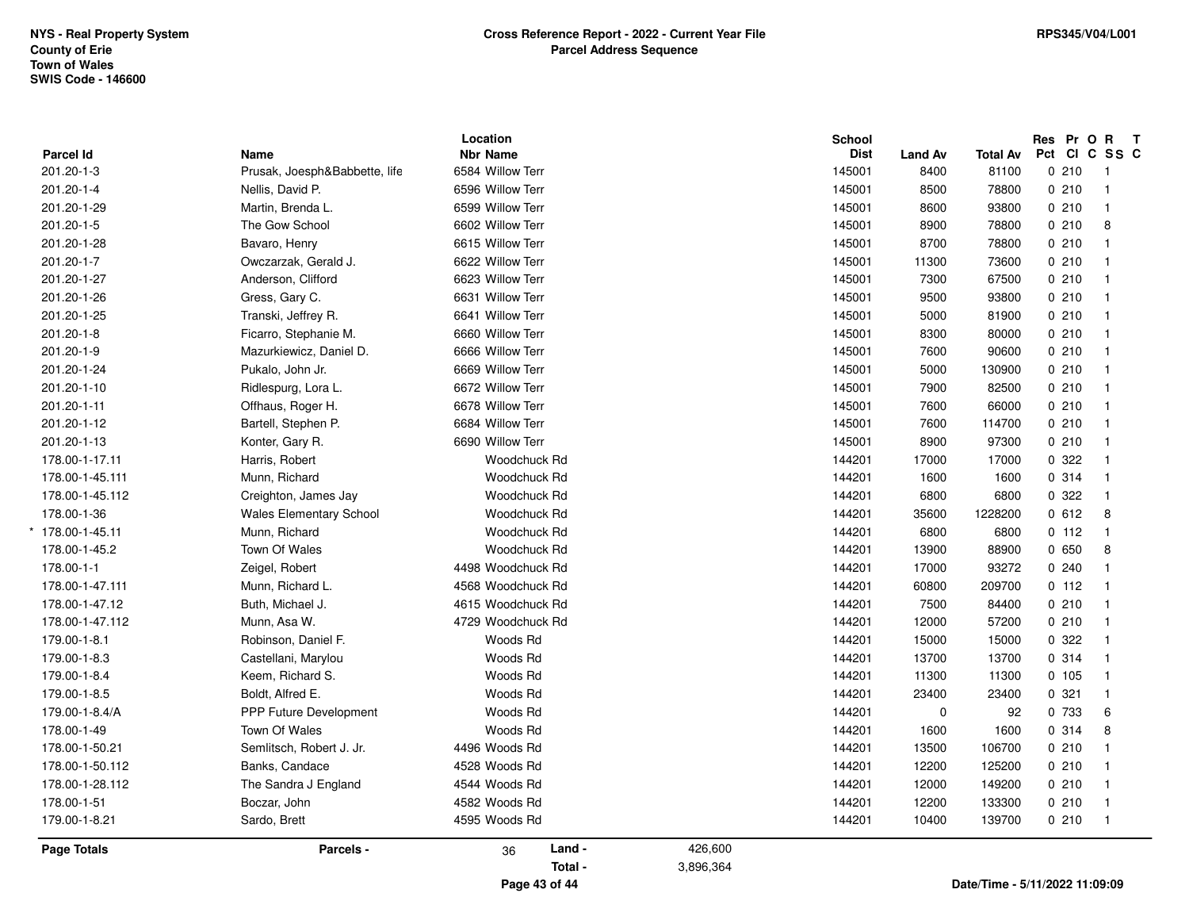NYS - Real Property System
County of Erie
Town of Wales
SWIS Code - 146600

**Cross Reference Report - 2022 - Current Year File**
**Parcel Address Sequence**

RPS345/V04/L001

| Parcel Id | Name | Location Nbr | Location Name | School Dist | Land Av | Total Av | Res Pct | Pr Cl | O C | R SS | T C |
|---|---|---|---|---|---|---|---|---|---|---|---|
| 201.20-1-3 | Prusak, Joesph&Babbette, life | 6584 | Willow Terr | 145001 | 8400 | 81100 | 0 | 210 | | 1 | |
| 201.20-1-4 | Nellis, David P. | 6596 | Willow Terr | 145001 | 8500 | 78800 | 0 | 210 | | 1 | |
| 201.20-1-29 | Martin, Brenda L. | 6599 | Willow Terr | 145001 | 8600 | 93800 | 0 | 210 | | 1 | |
| 201.20-1-5 | The Gow School | 6602 | Willow Terr | 145001 | 8900 | 78800 | 0 | 210 | | 8 | |
| 201.20-1-28 | Bavaro, Henry | 6615 | Willow Terr | 145001 | 8700 | 78800 | 0 | 210 | | 1 | |
| 201.20-1-7 | Owczarzak, Gerald J. | 6622 | Willow Terr | 145001 | 11300 | 73600 | 0 | 210 | | 1 | |
| 201.20-1-27 | Anderson, Clifford | 6623 | Willow Terr | 145001 | 7300 | 67500 | 0 | 210 | | 1 | |
| 201.20-1-26 | Gress, Gary C. | 6631 | Willow Terr | 145001 | 9500 | 93800 | 0 | 210 | | 1 | |
| 201.20-1-25 | Transki, Jeffrey R. | 6641 | Willow Terr | 145001 | 5000 | 81900 | 0 | 210 | | 1 | |
| 201.20-1-8 | Ficarro, Stephanie M. | 6660 | Willow Terr | 145001 | 8300 | 80000 | 0 | 210 | | 1 | |
| 201.20-1-9 | Mazurkiewicz, Daniel D. | 6666 | Willow Terr | 145001 | 7600 | 90600 | 0 | 210 | | 1 | |
| 201.20-1-24 | Pukalo, John Jr. | 6669 | Willow Terr | 145001 | 5000 | 130900 | 0 | 210 | | 1 | |
| 201.20-1-10 | Ridlespurg, Lora L. | 6672 | Willow Terr | 145001 | 7900 | 82500 | 0 | 210 | | 1 | |
| 201.20-1-11 | Offhaus, Roger H. | 6678 | Willow Terr | 145001 | 7600 | 66000 | 0 | 210 | | 1 | |
| 201.20-1-12 | Bartell, Stephen P. | 6684 | Willow Terr | 145001 | 7600 | 114700 | 0 | 210 | | 1 | |
| 201.20-1-13 | Konter, Gary R. | 6690 | Willow Terr | 145001 | 8900 | 97300 | 0 | 210 | | 1 | |
| 178.00-1-17.11 | Harris, Robert | | Woodchuck Rd | 144201 | 17000 | 17000 | 0 | 322 | | 1 | |
| 178.00-1-45.111 | Munn, Richard | | Woodchuck Rd | 144201 | 1600 | 1600 | 0 | 314 | | 1 | |
| 178.00-1-45.112 | Creighton, James Jay | | Woodchuck Rd | 144201 | 6800 | 6800 | 0 | 322 | | 1 | |
| 178.00-1-36 | Wales Elementary School | | Woodchuck Rd | 144201 | 35600 | 1228200 | 0 | 612 | | 8 | |
| * 178.00-1-45.11 | Munn, Richard | | Woodchuck Rd | 144201 | 6800 | 6800 | 0 | 112 | | 1 | |
| 178.00-1-45.2 | Town Of Wales | | Woodchuck Rd | 144201 | 13900 | 88900 | 0 | 650 | | 8 | |
| 178.00-1-1 | Zeigel, Robert | 4498 | Woodchuck Rd | 144201 | 17000 | 93272 | 0 | 240 | | 1 | |
| 178.00-1-47.111 | Munn, Richard L. | 4568 | Woodchuck Rd | 144201 | 60800 | 209700 | 0 | 112 | | 1 | |
| 178.00-1-47.12 | Buth, Michael J. | 4615 | Woodchuck Rd | 144201 | 7500 | 84400 | 0 | 210 | | 1 | |
| 178.00-1-47.112 | Munn, Asa W. | 4729 | Woodchuck Rd | 144201 | 12000 | 57200 | 0 | 210 | | 1 | |
| 179.00-1-8.1 | Robinson, Daniel F. | | Woods Rd | 144201 | 15000 | 15000 | 0 | 322 | | 1 | |
| 179.00-1-8.3 | Castellani, Marylou | | Woods Rd | 144201 | 13700 | 13700 | 0 | 314 | | 1 | |
| 179.00-1-8.4 | Keem, Richard S. | | Woods Rd | 144201 | 11300 | 11300 | 0 | 105 | | 1 | |
| 179.00-1-8.5 | Boldt, Alfred E. | | Woods Rd | 144201 | 23400 | 23400 | 0 | 321 | | 1 | |
| 179.00-1-8.4/A | PPP Future Development | | Woods Rd | 144201 | 0 | 92 | 0 | 733 | | 6 | |
| 178.00-1-49 | Town Of Wales | | Woods Rd | 144201 | 1600 | 1600 | 0 | 314 | | 8 | |
| 178.00-1-50.21 | Semlitsch, Robert J. Jr. | 4496 | Woods Rd | 144201 | 13500 | 106700 | 0 | 210 | | 1 | |
| 178.00-1-50.112 | Banks, Candace | 4528 | Woods Rd | 144201 | 12200 | 125200 | 0 | 210 | | 1 | |
| 178.00-1-28.112 | The Sandra J England | 4544 | Woods Rd | 144201 | 12000 | 149200 | 0 | 210 | | 1 | |
| 178.00-1-51 | Boczar, John | 4582 | Woods Rd | 144201 | 12200 | 133300 | 0 | 210 | | 1 | |
| 179.00-1-8.21 | Sardo, Brett | 4595 | Woods Rd | 144201 | 10400 | 139700 | 0 | 210 | | 1 | |

**Page Totals** — Parcels - 36 — Land - 426,600 — Total - 3,896,364

Date/Time - 5/11/2022 11:09:09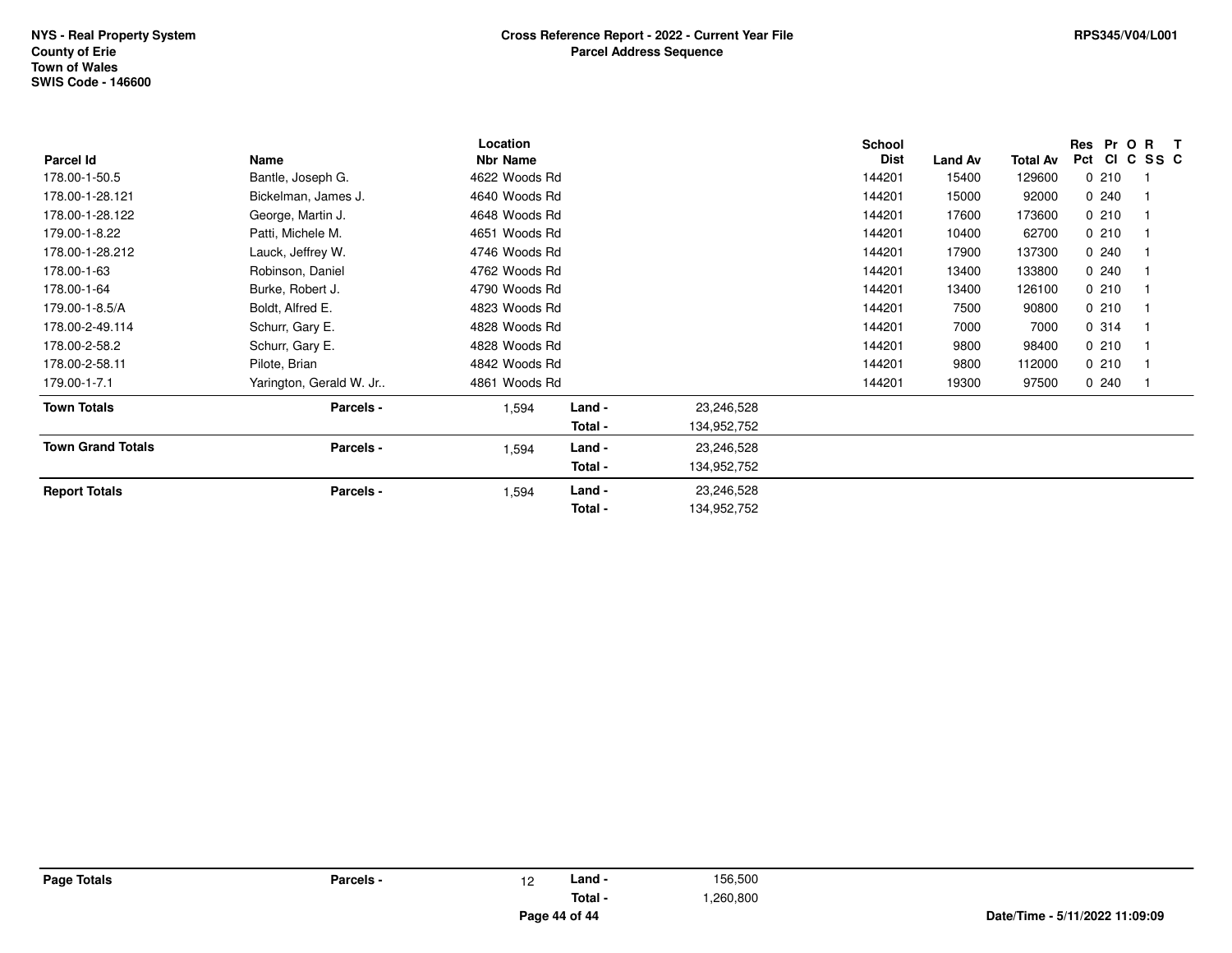| Parcel Id | Name | Location Nbr Name | School Dist | Land Av | Total Av | Res Pct | Pr Cl | O C | R SS | T C |
|---|---|---|---|---|---|---|---|---|---|---|
| 178.00-1-50.5 | Bantle, Joseph G. | 4622 Woods Rd | 144201 | 15400 | 129600 | 0 | 210 | | 1 | |
| 178.00-1-28.121 | Bickelman, James J. | 4640 Woods Rd | 144201 | 15000 | 92000 | 0 | 240 | | 1 | |
| 178.00-1-28.122 | George, Martin J. | 4648 Woods Rd | 144201 | 17600 | 173600 | 0 | 210 | | 1 | |
| 179.00-1-8.22 | Patti, Michele M. | 4651 Woods Rd | 144201 | 10400 | 62700 | 0 | 210 | | 1 | |
| 178.00-1-28.212 | Lauck, Jeffrey W. | 4746 Woods Rd | 144201 | 17900 | 137300 | 0 | 240 | | 1 | |
| 178.00-1-63 | Robinson, Daniel | 4762 Woods Rd | 144201 | 13400 | 133800 | 0 | 240 | | 1 | |
| 178.00-1-64 | Burke, Robert J. | 4790 Woods Rd | 144201 | 13400 | 126100 | 0 | 210 | | 1 | |
| 179.00-1-8.5/A | Boldt, Alfred E. | 4823 Woods Rd | 144201 | 7500 | 90800 | 0 | 210 | | 1 | |
| 178.00-2-49.114 | Schurr, Gary E. | 4828 Woods Rd | 144201 | 7000 | 7000 | 0 | 314 | | 1 | |
| 178.00-2-58.2 | Schurr, Gary E. | 4828 Woods Rd | 144201 | 9800 | 98400 | 0 | 210 | | 1 | |
| 178.00-2-58.11 | Pilote, Brian | 4842 Woods Rd | 144201 | 9800 | 112000 | 0 | 210 | | 1 | |
| 179.00-1-7.1 | Yarington, Gerald W. Jr.. | 4861 Woods Rd | 144201 | 19300 | 97500 | 0 | 240 | | 1 | |

| | | | | |
|---|---|---|---|---|
| **Town Totals** | **Parcels -** | 1,594 | **Land -** | 23,246,528 |
| | | | **Total -** | 134,952,752 |
| **Town Grand Totals** | **Parcels -** | 1,594 | **Land -** | 23,246,528 |
| | | | **Total -** | 134,952,752 |
| **Report Totals** | **Parcels -** | 1,594 | **Land -** | 23,246,528 |
| | | | **Total -** | 134,952,752 |

| | | | | |
|---|---|---|---|---|
| **Page Totals** | **Parcels -** | 12 | **Land -** | 156,500 |
| | | | **Total -** | 1,260,800 |